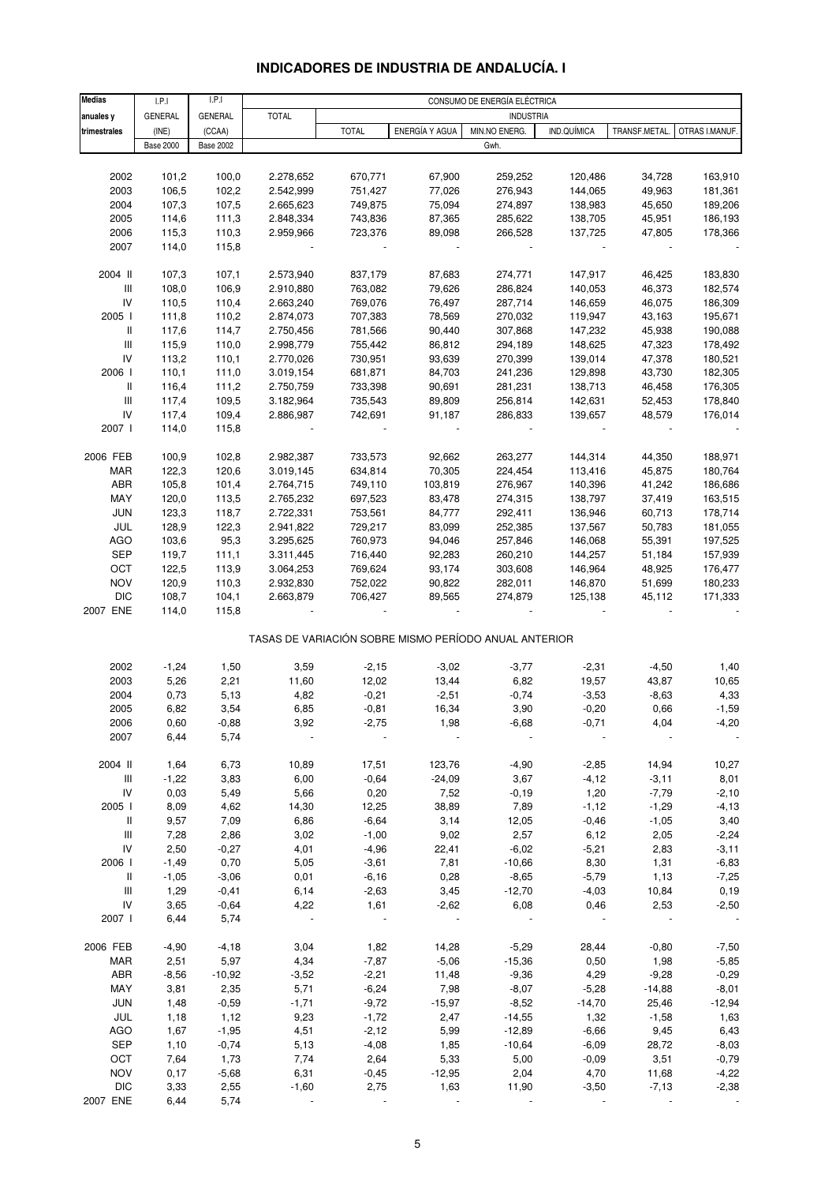# INDICADORES DE INDUSTRIA DE ANDALUCÍA. I

| Medias anuales y trimestrales | I.P.I GENERAL (INE) Base 2000 | I.P.I GENERAL (CCAA) Base 2002 | CONSUMO DE ENERGÍA ELÉCTRICA (Gwh.) TOTAL | INDUSTRIA TOTAL | ENERGÍA Y AGUA | MIN.NO ENERG. | IND.QUÍMICA | TRANSF.METAL. | OTRAS I.MANUF. |
|---|---|---|---|---|---|---|---|---|---|
| 2002 | 101,2 | 100,0 | 2.278,652 | 670,771 | 67,900 | 259,252 | 120,486 | 34,728 | 163,910 |
| 2003 | 106,5 | 102,2 | 2.542,999 | 751,427 | 77,026 | 276,943 | 144,065 | 49,963 | 181,361 |
| 2004 | 107,3 | 107,5 | 2.665,623 | 749,875 | 75,094 | 274,897 | 138,983 | 45,650 | 189,206 |
| 2005 | 114,6 | 111,3 | 2.848,334 | 743,836 | 87,365 | 285,622 | 138,705 | 45,951 | 186,193 |
| 2006 | 115,3 | 110,3 | 2.959,966 | 723,376 | 89,098 | 266,528 | 137,725 | 47,805 | 178,366 |
| 2007 | 114,0 | 115,8 | - | - | - | - | - | - | - |
| 2004 II | 107,3 | 107,1 | 2.573,940 | 837,179 | 87,683 | 274,771 | 147,917 | 46,425 | 183,830 |
| III | 108,0 | 106,9 | 2.910,880 | 763,082 | 79,626 | 286,824 | 140,053 | 46,373 | 182,574 |
| IV | 110,5 | 110,4 | 2.663,240 | 769,076 | 76,497 | 287,714 | 146,659 | 46,075 | 186,309 |
| 2005 I | 111,8 | 110,2 | 2.874,073 | 707,383 | 78,569 | 270,032 | 119,947 | 43,163 | 195,671 |
| II | 117,6 | 114,7 | 2.750,456 | 781,566 | 90,440 | 307,868 | 147,232 | 45,938 | 190,088 |
| III | 115,9 | 110,0 | 2.998,779 | 755,442 | 86,812 | 294,189 | 148,625 | 47,323 | 178,492 |
| IV | 113,2 | 110,1 | 2.770,026 | 730,951 | 93,639 | 270,399 | 139,014 | 47,378 | 180,521 |
| 2006 I | 110,1 | 111,0 | 3.019,154 | 681,871 | 84,703 | 241,236 | 129,898 | 43,730 | 182,305 |
| II | 116,4 | 111,2 | 2.750,759 | 733,398 | 90,691 | 281,231 | 138,713 | 46,458 | 176,305 |
| III | 117,4 | 109,5 | 3.182,964 | 735,543 | 89,809 | 256,814 | 142,631 | 52,453 | 178,840 |
| IV | 117,4 | 109,4 | 2.886,987 | 742,691 | 91,187 | 286,833 | 139,657 | 48,579 | 176,014 |
| 2007 I | 114,0 | 115,8 | - | - | - | - | - | - | - |
| 2006 FEB | 100,9 | 102,8 | 2.982,387 | 733,573 | 92,662 | 263,277 | 144,314 | 44,350 | 188,971 |
| MAR | 122,3 | 120,6 | 3.019,145 | 634,814 | 70,305 | 224,454 | 113,416 | 45,875 | 180,764 |
| ABR | 105,8 | 101,4 | 2.764,715 | 749,110 | 103,819 | 276,967 | 140,396 | 41,242 | 186,686 |
| MAY | 120,0 | 113,5 | 2.765,232 | 697,523 | 83,478 | 274,315 | 138,797 | 37,419 | 163,515 |
| JUN | 123,3 | 118,7 | 2.722,331 | 753,561 | 84,777 | 292,411 | 136,946 | 60,713 | 178,714 |
| JUL | 128,9 | 122,3 | 2.941,822 | 729,217 | 83,099 | 252,385 | 137,567 | 50,783 | 181,055 |
| AGO | 103,6 | 95,3 | 3.295,625 | 760,973 | 94,046 | 257,846 | 146,068 | 55,391 | 197,525 |
| SEP | 119,7 | 111,1 | 3.311,445 | 716,440 | 92,283 | 260,210 | 144,257 | 51,184 | 157,939 |
| OCT | 122,5 | 113,9 | 3.064,253 | 769,624 | 93,174 | 303,608 | 146,964 | 48,925 | 176,477 |
| NOV | 120,9 | 110,3 | 2.932,830 | 752,022 | 90,822 | 282,011 | 146,870 | 51,699 | 180,233 |
| DIC | 108,7 | 104,1 | 2.663,879 | 706,427 | 89,565 | 274,879 | 125,138 | 45,112 | 171,333 |
| 2007 ENE | 114,0 | 115,8 | - | - | - | - | - | - | - |

TASAS DE VARIACIÓN SOBRE MISMO PERÍODO ANUAL ANTERIOR

| Medias anuales y trimestrales | I.P.I GENERAL (INE) | I.P.I GENERAL (CCAA) | TOTAL | INDUSTRIA TOTAL | ENERGÍA Y AGUA | MIN.NO ENERG. | IND.QUÍMICA | TRANSF.METAL. | OTRAS I.MANUF. |
|---|---|---|---|---|---|---|---|---|---|
| 2002 | -1,24 | 1,50 | 3,59 | -2,15 | -3,02 | -3,77 | -2,31 | -4,50 | 1,40 |
| 2003 | 5,26 | 2,21 | 11,60 | 12,02 | 13,44 | 6,82 | 19,57 | 43,87 | 10,65 |
| 2004 | 0,73 | 5,13 | 4,82 | -0,21 | -2,51 | -0,74 | -3,53 | -8,63 | 4,33 |
| 2005 | 6,82 | 3,54 | 6,85 | -0,81 | 16,34 | 3,90 | -0,20 | 0,66 | -1,59 |
| 2006 | 0,60 | -0,88 | 3,92 | -2,75 | 1,98 | -6,68 | -0,71 | 4,04 | -4,20 |
| 2007 | 6,44 | 5,74 | - | - | - | - | - | - | - |
| 2004 II | 1,64 | 6,73 | 10,89 | 17,51 | 123,76 | -4,90 | -2,85 | 14,94 | 10,27 |
| III | -1,22 | 3,83 | 6,00 | -0,64 | -24,09 | 3,67 | -4,12 | -3,11 | 8,01 |
| IV | 0,03 | 5,49 | 5,66 | 0,20 | 7,52 | -0,19 | 1,20 | -7,79 | -2,10 |
| 2005 I | 8,09 | 4,62 | 14,30 | 12,25 | 38,89 | 7,89 | -1,12 | -1,29 | -4,13 |
| II | 9,57 | 7,09 | 6,86 | -6,64 | 3,14 | 12,05 | -0,46 | -1,05 | 3,40 |
| III | 7,28 | 2,86 | 3,02 | -1,00 | 9,02 | 2,57 | 6,12 | 2,05 | -2,24 |
| IV | 2,50 | -0,27 | 4,01 | -4,96 | 22,41 | -6,02 | -5,21 | 2,83 | -3,11 |
| 2006 I | -1,49 | 0,70 | 5,05 | -3,61 | 7,81 | -10,66 | 8,30 | 1,31 | -6,83 |
| II | -1,05 | -3,06 | 0,01 | -6,16 | 0,28 | -8,65 | -5,79 | 1,13 | -7,25 |
| III | 1,29 | -0,41 | 6,14 | -2,63 | 3,45 | -12,70 | -4,03 | 10,84 | 0,19 |
| IV | 3,65 | -0,64 | 4,22 | 1,61 | -2,62 | 6,08 | 0,46 | 2,53 | -2,50 |
| 2007 I | 6,44 | 5,74 | - | - | - | - | - | - | - |
| 2006 FEB | -4,90 | -4,18 | 3,04 | 1,82 | 14,28 | -5,29 | 28,44 | -0,80 | -7,50 |
| MAR | 2,51 | 5,97 | 4,34 | -7,87 | -5,06 | -15,36 | 0,50 | 1,98 | -5,85 |
| ABR | -8,56 | -10,92 | -3,52 | -2,21 | 11,48 | -9,36 | 4,29 | -9,28 | -0,29 |
| MAY | 3,81 | 2,35 | 5,71 | -6,24 | 7,98 | -8,07 | -5,28 | -14,88 | -8,01 |
| JUN | 1,48 | -0,59 | -1,71 | -9,72 | -15,97 | -8,52 | -14,70 | 25,46 | -12,94 |
| JUL | 1,18 | 1,12 | 9,23 | -1,72 | 2,47 | -14,55 | 1,32 | -1,58 | 1,63 |
| AGO | 1,67 | -1,95 | 4,51 | -2,12 | 5,99 | -12,89 | -6,66 | 9,45 | 6,43 |
| SEP | 1,10 | -0,74 | 5,13 | -4,08 | 1,85 | -10,64 | -6,09 | 28,72 | -8,03 |
| OCT | 7,64 | 1,73 | 7,74 | 2,64 | 5,33 | 5,00 | -0,09 | 3,51 | -0,79 |
| NOV | 0,17 | -5,68 | 6,31 | -0,45 | -12,95 | 2,04 | 4,70 | 11,68 | -4,22 |
| DIC | 3,33 | 2,55 | -1,60 | 2,75 | 1,63 | 11,90 | -3,50 | -7,13 | -2,38 |
| 2007 ENE | 6,44 | 5,74 | - | - | - | - | - | - | - |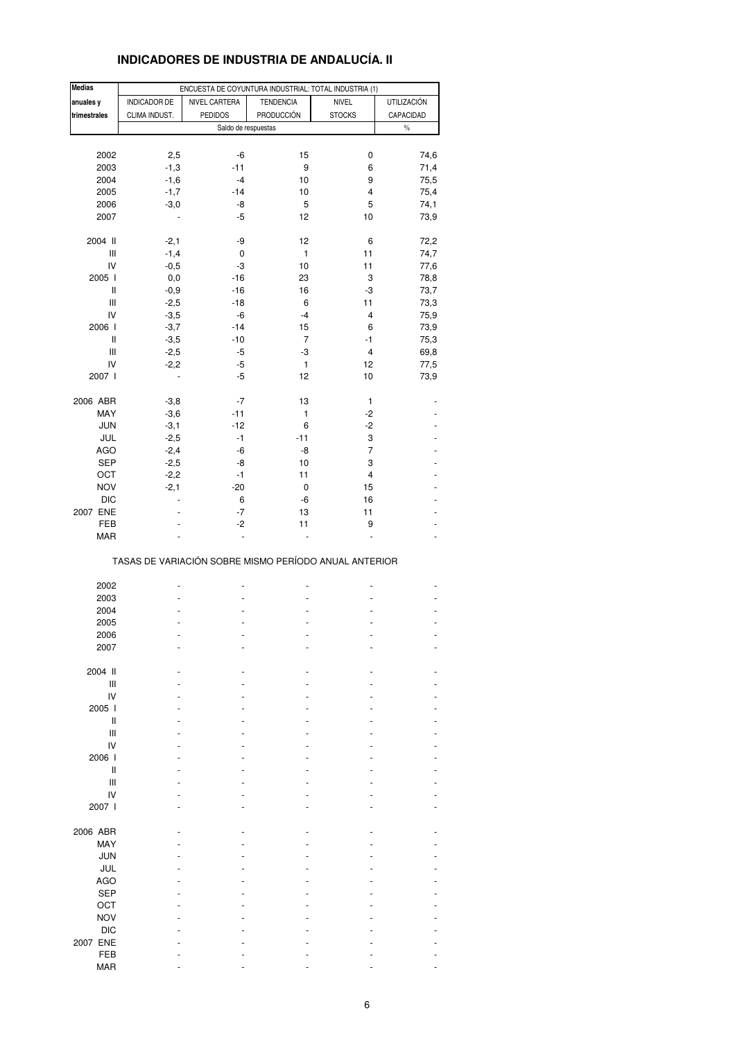# INDICADORES DE INDUSTRIA DE ANDALUCÍA. II

| Medias anuales y trimestrales | ENCUESTA DE COYUNTURA INDUSTRIAL: TOTAL INDUSTRIA (1) | | | | |
|---|---|---|---|---|---|
| | INDICADOR DE CLIMA INDUST. | NIVEL CARTERA PEDIDOS | TENDENCIA PRODUCCIÓN | NIVEL STOCKS | UTILIZACIÓN CAPACIDAD |
| | Saldo de respuestas | | | | % |
| 2002 | 2,5 | -6 | 15 | 0 | 74,6 |
| 2003 | -1,3 | -11 | 9 | 6 | 71,4 |
| 2004 | -1,6 | -4 | 10 | 9 | 75,5 |
| 2005 | -1,7 | -14 | 10 | 4 | 75,4 |
| 2006 | -3,0 | -8 | 5 | 5 | 74,1 |
| 2007 | - | -5 | 12 | 10 | 73,9 |
| 2004 II | -2,1 | -9 | 12 | 6 | 72,2 |
| III | -1,4 | 0 | 1 | 11 | 74,7 |
| IV | -0,5 | -3 | 10 | 11 | 77,6 |
| 2005 I | 0,0 | -16 | 23 | 3 | 78,8 |
| II | -0,9 | -16 | 16 | -3 | 73,7 |
| III | -2,5 | -18 | 6 | 11 | 73,3 |
| IV | -3,5 | -6 | -4 | 4 | 75,9 |
| 2006 I | -3,7 | -14 | 15 | 6 | 73,9 |
| II | -3,5 | -10 | 7 | -1 | 75,3 |
| III | -2,5 | -5 | -3 | 4 | 69,8 |
| IV | -2,2 | -5 | 1 | 12 | 77,5 |
| 2007 I | - | -5 | 12 | 10 | 73,9 |
| 2006 ABR | -3,8 | -7 | 13 | 1 | - |
| MAY | -3,6 | -11 | 1 | -2 | - |
| JUN | -3,1 | -12 | 6 | -2 | - |
| JUL | -2,5 | -1 | -11 | 3 | - |
| AGO | -2,4 | -6 | -8 | 7 | - |
| SEP | -2,5 | -8 | 10 | 3 | - |
| OCT | -2,2 | -1 | 11 | 4 | - |
| NOV | -2,1 | -20 | 0 | 15 | - |
| DIC | - | 6 | -6 | 16 | - |
| 2007 ENE | - | -7 | 13 | 11 | - |
| FEB | - | -2 | 11 | 9 | - |
| MAR | - | - | - | - | - |
| **TASAS DE VARIACIÓN SOBRE MISMO PERÍODO ANUAL ANTERIOR** | | | | | |
| 2002 | - | - | - | - | - |
| 2003 | - | - | - | - | - |
| 2004 | - | - | - | - | - |
| 2005 | - | - | - | - | - |
| 2006 | - | - | - | - | - |
| 2007 | - | - | - | - | - |
| 2004 II | - | - | - | - | - |
| III | - | - | - | - | - |
| IV | - | - | - | - | - |
| 2005 I | - | - | - | - | - |
| II | - | - | - | - | - |
| III | - | - | - | - | - |
| IV | - | - | - | - | - |
| 2006 I | - | - | - | - | - |
| II | - | - | - | - | - |
| III | - | - | - | - | - |
| IV | - | - | - | - | - |
| 2007 I | - | - | - | - | - |
| 2006 ABR | - | - | - | - | - |
| MAY | - | - | - | - | - |
| JUN | - | - | - | - | - |
| JUL | - | - | - | - | - |
| AGO | - | - | - | - | - |
| SEP | - | - | - | - | - |
| OCT | - | - | - | - | - |
| NOV | - | - | - | - | - |
| DIC | - | - | - | - | - |
| 2007 ENE | - | - | - | - | - |
| FEB | - | - | - | - | - |
| MAR | - | - | - | - | - |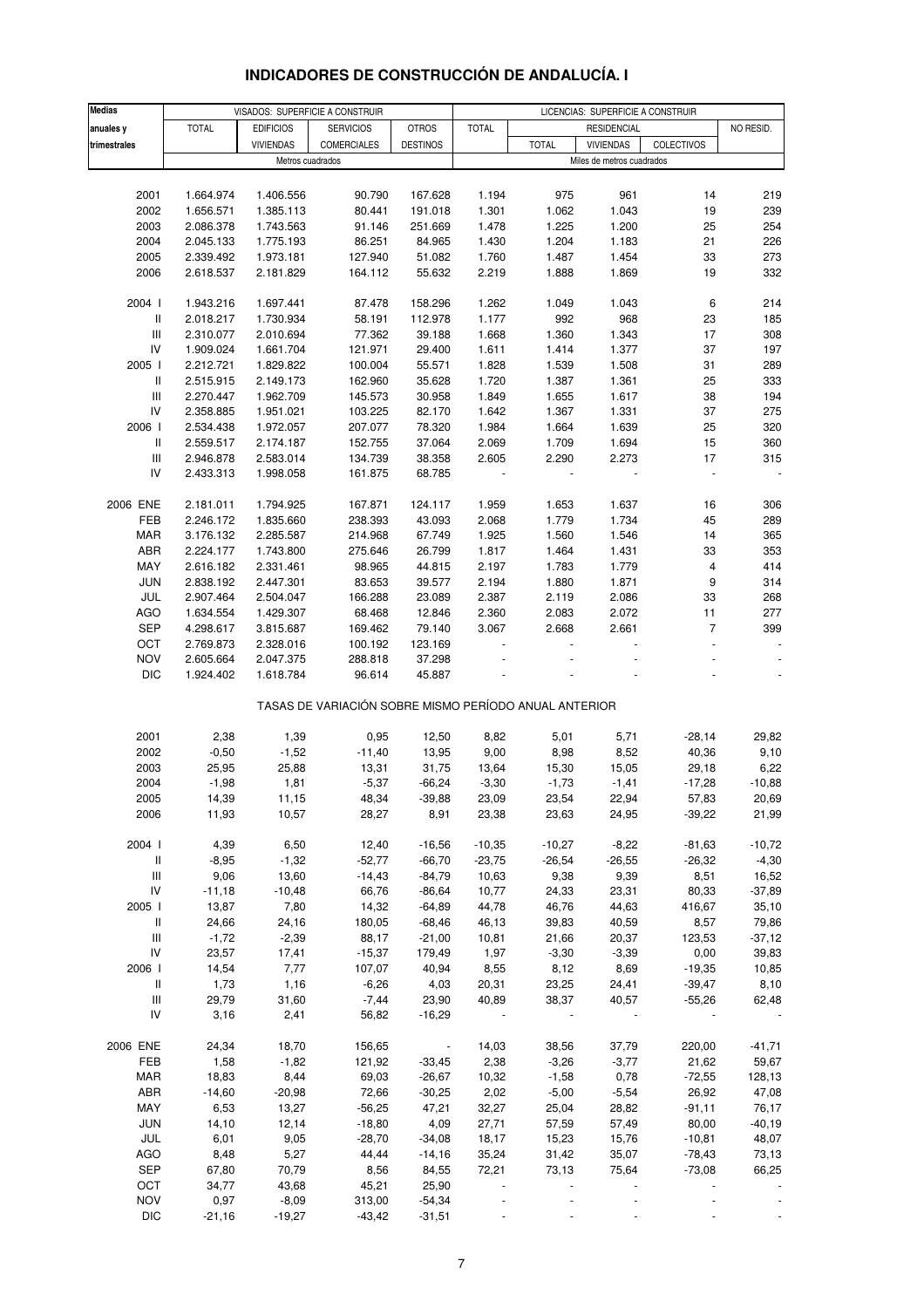# INDICADORES DE CONSTRUCCIÓN DE ANDALUCÍA. I

| Medias anuales y trimestrales | VISADOS: SUPERFICIE A CONSTRUIR | | | | LICENCIAS: SUPERFICIE A CONSTRUIR | | | | |
|---|---|---|---|---|---|---|---|---|---|
| | TOTAL | EDIFICIOS | SERVICIOS | OTROS | TOTAL | RESIDENCIAL | | | NO RESID. |
| | | VIVIENDAS | COMERCIALES | DESTINOS | | TOTAL | VIVIENDAS | COLECTIVOS | |
| | Metros cuadrados | | | | Miles de metros cuadrados | | | | |
| 2001 | 1.664.974 | 1.406.556 | 90.790 | 167.628 | 1.194 | 975 | 961 | 14 | 219 |
| 2002 | 1.656.571 | 1.385.113 | 80.441 | 191.018 | 1.301 | 1.062 | 1.043 | 19 | 239 |
| 2003 | 2.086.378 | 1.743.563 | 91.146 | 251.669 | 1.478 | 1.225 | 1.200 | 25 | 254 |
| 2004 | 2.045.133 | 1.775.193 | 86.251 | 84.965 | 1.430 | 1.204 | 1.183 | 21 | 226 |
| 2005 | 2.339.492 | 1.973.181 | 127.940 | 51.082 | 1.760 | 1.487 | 1.454 | 33 | 273 |
| 2006 | 2.618.537 | 2.181.829 | 164.112 | 55.632 | 2.219 | 1.888 | 1.869 | 19 | 332 |
| 2004 I | 1.943.216 | 1.697.441 | 87.478 | 158.296 | 1.262 | 1.049 | 1.043 | 6 | 214 |
| II | 2.018.217 | 1.730.934 | 58.191 | 112.978 | 1.177 | 992 | 968 | 23 | 185 |
| III | 2.310.077 | 2.010.694 | 77.362 | 39.188 | 1.668 | 1.360 | 1.343 | 17 | 308 |
| IV | 1.909.024 | 1.661.704 | 121.971 | 29.400 | 1.611 | 1.414 | 1.377 | 37 | 197 |
| 2005 I | 2.212.721 | 1.829.822 | 100.004 | 55.571 | 1.828 | 1.539 | 1.508 | 31 | 289 |
| II | 2.515.915 | 2.149.173 | 162.960 | 35.628 | 1.720 | 1.387 | 1.361 | 25 | 333 |
| III | 2.270.447 | 1.962.709 | 145.573 | 30.958 | 1.849 | 1.655 | 1.617 | 38 | 194 |
| IV | 2.358.885 | 1.951.021 | 103.225 | 82.170 | 1.642 | 1.367 | 1.331 | 37 | 275 |
| 2006 I | 2.534.438 | 1.972.057 | 207.077 | 78.320 | 1.984 | 1.664 | 1.639 | 25 | 320 |
| II | 2.559.517 | 2.174.187 | 152.755 | 37.064 | 2.069 | 1.709 | 1.694 | 15 | 360 |
| III | 2.946.878 | 2.583.014 | 134.739 | 38.358 | 2.605 | 2.290 | 2.273 | 17 | 315 |
| IV | 2.433.313 | 1.998.058 | 161.875 | 68.785 | - | - | - | - | - |
| 2006 ENE | 2.181.011 | 1.794.925 | 167.871 | 124.117 | 1.959 | 1.653 | 1.637 | 16 | 306 |
| FEB | 2.246.172 | 1.835.660 | 238.393 | 43.093 | 2.068 | 1.779 | 1.734 | 45 | 289 |
| MAR | 3.176.132 | 2.285.587 | 214.968 | 67.749 | 1.925 | 1.560 | 1.546 | 14 | 365 |
| ABR | 2.224.177 | 1.743.800 | 275.646 | 26.799 | 1.817 | 1.464 | 1.431 | 33 | 353 |
| MAY | 2.616.182 | 2.331.461 | 98.965 | 44.815 | 2.197 | 1.783 | 1.779 | 4 | 414 |
| JUN | 2.838.192 | 2.447.301 | 83.653 | 39.577 | 2.194 | 1.880 | 1.871 | 9 | 314 |
| JUL | 2.907.464 | 2.504.047 | 166.288 | 23.089 | 2.387 | 2.119 | 2.086 | 33 | 268 |
| AGO | 1.634.554 | 1.429.307 | 68.468 | 12.846 | 2.360 | 2.083 | 2.072 | 11 | 277 |
| SEP | 4.298.617 | 3.815.687 | 169.462 | 79.140 | 3.067 | 2.668 | 2.661 | 7 | 399 |
| OCT | 2.769.873 | 2.328.016 | 100.192 | 123.169 | - | - | - | - | - |
| NOV | 2.605.664 | 2.047.375 | 288.818 | 37.298 | - | - | - | - | - |
| DIC | 1.924.402 | 1.618.784 | 96.614 | 45.887 | - | - | - | - | - |
| | TASAS DE VARIACIÓN SOBRE MISMO PERÍODO ANUAL ANTERIOR | | | | | | | | |
| 2001 | 2,38 | 1,39 | 0,95 | 12,50 | 8,82 | 5,01 | 5,71 | -28,14 | 29,82 |
| 2002 | -0,50 | -1,52 | -11,40 | 13,95 | 9,00 | 8,98 | 8,52 | 40,36 | 9,10 |
| 2003 | 25,95 | 25,88 | 13,31 | 31,75 | 13,64 | 15,30 | 15,05 | 29,18 | 6,22 |
| 2004 | -1,98 | 1,81 | -5,37 | -66,24 | -3,30 | -1,73 | -1,41 | -17,28 | -10,88 |
| 2005 | 14,39 | 11,15 | 48,34 | -39,88 | 23,09 | 23,54 | 22,94 | 57,83 | 20,69 |
| 2006 | 11,93 | 10,57 | 28,27 | 8,91 | 23,38 | 23,63 | 24,95 | -39,22 | 21,99 |
| 2004 I | 4,39 | 6,50 | 12,40 | -16,56 | -10,35 | -10,27 | -8,22 | -81,63 | -10,72 |
| II | -8,95 | -1,32 | -52,77 | -66,70 | -23,75 | -26,54 | -26,55 | -26,32 | -4,30 |
| III | 9,06 | 13,60 | -14,43 | -84,79 | 10,63 | 9,38 | 9,39 | 8,51 | 16,52 |
| IV | -11,18 | -10,48 | 66,76 | -86,64 | 10,77 | 24,33 | 23,31 | 80,33 | -37,89 |
| 2005 I | 13,87 | 7,80 | 14,32 | -64,89 | 44,78 | 46,76 | 44,63 | 416,67 | 35,10 |
| II | 24,66 | 24,16 | 180,05 | -68,46 | 46,13 | 39,83 | 40,59 | 8,57 | 79,86 |
| III | -1,72 | -2,39 | 88,17 | -21,00 | 10,81 | 21,66 | 20,37 | 123,53 | -37,12 |
| IV | 23,57 | 17,41 | -15,37 | 179,49 | 1,97 | -3,30 | -3,39 | 0,00 | 39,83 |
| 2006 I | 14,54 | 7,77 | 107,07 | 40,94 | 8,55 | 8,12 | 8,69 | -19,35 | 10,85 |
| II | 1,73 | 1,16 | -6,26 | 4,03 | 20,31 | 23,25 | 24,41 | -39,47 | 8,10 |
| III | 29,79 | 31,60 | -7,44 | 23,90 | 40,89 | 38,37 | 40,57 | -55,26 | 62,48 |
| IV | 3,16 | 2,41 | 56,82 | -16,29 | - | - | - | - | - |
| 2006 ENE | 24,34 | 18,70 | 156,65 | - | 14,03 | 38,56 | 37,79 | 220,00 | -41,71 |
| FEB | 1,58 | -1,82 | 121,92 | -33,45 | 2,38 | -3,26 | -3,77 | 21,62 | 59,67 |
| MAR | 18,83 | 8,44 | 69,03 | -26,67 | 10,32 | -1,58 | 0,78 | -72,55 | 128,13 |
| ABR | -14,60 | -20,98 | 72,66 | -30,25 | 2,02 | -5,00 | -5,54 | 26,92 | 47,08 |
| MAY | 6,53 | 13,27 | -56,25 | 47,21 | 32,27 | 25,04 | 28,82 | -91,11 | 76,17 |
| JUN | 14,10 | 12,14 | -18,80 | 4,09 | 27,71 | 57,59 | 57,49 | 80,00 | -40,19 |
| JUL | 6,01 | 9,05 | -28,70 | -34,08 | 18,17 | 15,23 | 15,76 | -10,81 | 48,07 |
| AGO | 8,48 | 5,27 | 44,44 | -14,16 | 35,24 | 31,42 | 35,07 | -78,43 | 73,13 |
| SEP | 67,80 | 70,79 | 8,56 | 84,55 | 72,21 | 73,13 | 75,64 | -73,08 | 66,25 |
| OCT | 34,77 | 43,68 | 45,21 | 25,90 | - | - | - | - | - |
| NOV | 0,97 | -8,09 | 313,00 | -54,34 | - | - | - | - | - |
| DIC | -21,16 | -19,27 | -43,42 | -31,51 | - | - | - | - | - |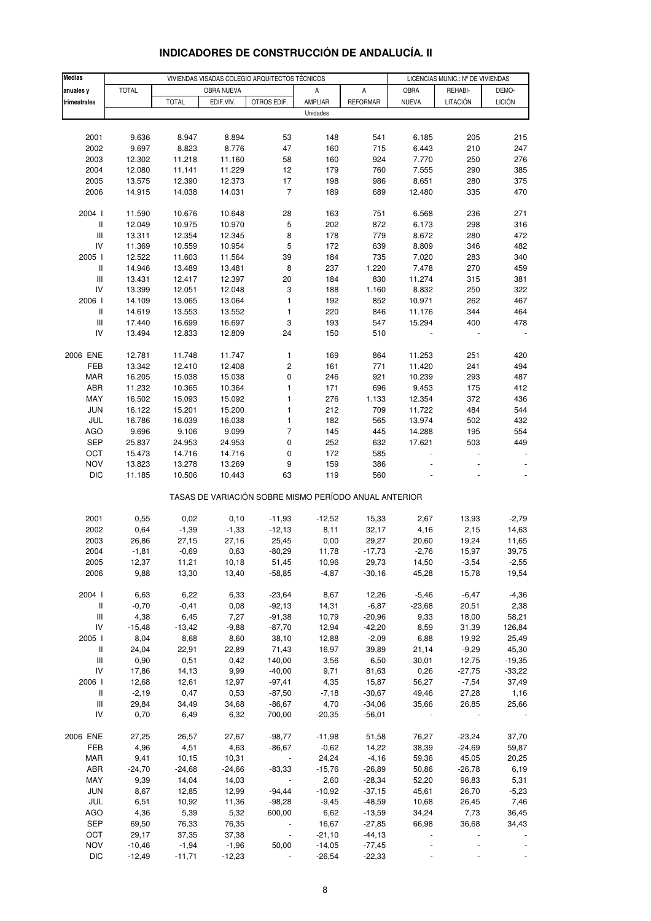# INDICADORES DE CONSTRUCCIÓN DE ANDALUCÍA. II

| Medias anuales y trimestrales | VIVIENDAS VISADAS COLEGIO ARQUITECTOS TÉCNICOS | | | | | | LICENCIAS MUNIC.: Nº DE VIVIENDAS | | |
|---|---|---|---|---|---|---|---|---|---|
| | TOTAL | OBRA NUEVA | | | A | A | OBRA | REHABI- | DEMO- |
| | | TOTAL | EDIF.VIV. | OTROS EDIF. | AMPLIAR | REFORMAR | NUEVA | LITACIÓN | LICIÓN |
| | Unidades | | | | | | | | |
| 2001 | 9.636 | 8.947 | 8.894 | 53 | 148 | 541 | 6.185 | 205 | 215 |
| 2002 | 9.697 | 8.823 | 8.776 | 47 | 160 | 715 | 6.443 | 210 | 247 |
| 2003 | 12.302 | 11.218 | 11.160 | 58 | 160 | 924 | 7.770 | 250 | 276 |
| 2004 | 12.080 | 11.141 | 11.229 | 12 | 179 | 760 | 7.555 | 290 | 385 |
| 2005 | 13.575 | 12.390 | 12.373 | 17 | 198 | 986 | 8.651 | 280 | 375 |
| 2006 | 14.915 | 14.038 | 14.031 | 7 | 189 | 689 | 12.480 | 335 | 470 |
| 2004 I | 11.590 | 10.676 | 10.648 | 28 | 163 | 751 | 6.568 | 236 | 271 |
| II | 12.049 | 10.975 | 10.970 | 5 | 202 | 872 | 6.173 | 298 | 316 |
| III | 13.311 | 12.354 | 12.345 | 8 | 178 | 779 | 8.672 | 280 | 472 |
| IV | 11.369 | 10.559 | 10.954 | 5 | 172 | 639 | 8.809 | 346 | 482 |
| 2005 I | 12.522 | 11.603 | 11.564 | 39 | 184 | 735 | 7.020 | 283 | 340 |
| II | 14.946 | 13.489 | 13.481 | 8 | 237 | 1.220 | 7.478 | 270 | 459 |
| III | 13.431 | 12.417 | 12.397 | 20 | 184 | 830 | 11.274 | 315 | 381 |
| IV | 13.399 | 12.051 | 12.048 | 3 | 188 | 1.160 | 8.832 | 250 | 322 |
| 2006 I | 14.109 | 13.065 | 13.064 | 1 | 192 | 852 | 10.971 | 262 | 467 |
| II | 14.619 | 13.553 | 13.552 | 1 | 220 | 846 | 11.176 | 344 | 464 |
| III | 17.440 | 16.699 | 16.697 | 3 | 193 | 547 | 15.294 | 400 | 478 |
| IV | 13.494 | 12.833 | 12.809 | 24 | 150 | 510 | - | - | - |
| 2006 ENE | 12.781 | 11.748 | 11.747 | 1 | 169 | 864 | 11.253 | 251 | 420 |
| FEB | 13.342 | 12.410 | 12.408 | 2 | 161 | 771 | 11.420 | 241 | 494 |
| MAR | 16.205 | 15.038 | 15.038 | 0 | 246 | 921 | 10.239 | 293 | 487 |
| ABR | 11.232 | 10.365 | 10.364 | 1 | 171 | 696 | 9.453 | 175 | 412 |
| MAY | 16.502 | 15.093 | 15.092 | 1 | 276 | 1.133 | 12.354 | 372 | 436 |
| JUN | 16.122 | 15.201 | 15.200 | 1 | 212 | 709 | 11.722 | 484 | 544 |
| JUL | 16.786 | 16.039 | 16.038 | 1 | 182 | 565 | 13.974 | 502 | 432 |
| AGO | 9.696 | 9.106 | 9.099 | 7 | 145 | 445 | 14.288 | 195 | 554 |
| SEP | 25.837 | 24.953 | 24.953 | 0 | 252 | 632 | 17.621 | 503 | 449 |
| OCT | 15.473 | 14.716 | 14.716 | 0 | 172 | 585 | - | - | - |
| NOV | 13.823 | 13.278 | 13.269 | 9 | 159 | 386 | - | - | - |
| DIC | 11.185 | 10.506 | 10.443 | 63 | 119 | 560 | - | - | - |
| | TASAS DE VARIACIÓN SOBRE MISMO PERÍODO ANUAL ANTERIOR | | | | | | | | |
| 2001 | 0,55 | 0,02 | 0,10 | -11,93 | -12,52 | 15,33 | 2,67 | 13,93 | -2,79 |
| 2002 | 0,64 | -1,39 | -1,33 | -12,13 | 8,11 | 32,17 | 4,16 | 2,15 | 14,63 |
| 2003 | 26,86 | 27,15 | 27,16 | 25,45 | 0,00 | 29,27 | 20,60 | 19,24 | 11,65 |
| 2004 | -1,81 | -0,69 | 0,63 | -80,29 | 11,78 | -17,73 | -2,76 | 15,97 | 39,75 |
| 2005 | 12,37 | 11,21 | 10,18 | 51,45 | 10,96 | 29,73 | 14,50 | -3,54 | -2,55 |
| 2006 | 9,88 | 13,30 | 13,40 | -58,85 | -4,87 | -30,16 | 45,28 | 15,78 | 19,54 |
| 2004 I | 6,63 | 6,22 | 6,33 | -23,64 | 8,67 | 12,26 | -5,46 | -6,47 | -4,36 |
| II | -0,70 | -0,41 | 0,08 | -92,13 | 14,31 | -6,87 | -23,68 | 20,51 | 2,38 |
| III | 4,38 | 6,45 | 7,27 | -91,38 | 10,79 | -20,96 | 9,33 | 18,00 | 58,21 |
| IV | -15,48 | -13,42 | -9,88 | -87,70 | 12,94 | -42,20 | 8,59 | 31,39 | 126,84 |
| 2005 I | 8,04 | 8,68 | 8,60 | 38,10 | 12,88 | -2,09 | 6,88 | 19,92 | 25,49 |
| II | 24,04 | 22,91 | 22,89 | 71,43 | 16,97 | 39,89 | 21,14 | -9,29 | 45,30 |
| III | 0,90 | 0,51 | 0,42 | 140,00 | 3,56 | 6,50 | 30,01 | 12,75 | -19,35 |
| IV | 17,86 | 14,13 | 9,99 | -40,00 | 9,71 | 81,63 | 0,26 | -27,75 | -33,22 |
| 2006 I | 12,68 | 12,61 | 12,97 | -97,41 | 4,35 | 15,87 | 56,27 | -7,54 | 37,49 |
| II | -2,19 | 0,47 | 0,53 | -87,50 | -7,18 | -30,67 | 49,46 | 27,28 | 1,16 |
| III | 29,84 | 34,49 | 34,68 | -86,67 | 4,70 | -34,06 | 35,66 | 26,85 | 25,66 |
| IV | 0,70 | 6,49 | 6,32 | 700,00 | -20,35 | -56,01 | - | - | - |
| 2006 ENE | 27,25 | 26,57 | 27,67 | -98,77 | -11,98 | 51,58 | 76,27 | -23,24 | 37,70 |
| FEB | 4,96 | 4,51 | 4,63 | -86,67 | -0,62 | 14,22 | 38,39 | -24,69 | 59,87 |
| MAR | 9,41 | 10,15 | 10,31 | - | 24,24 | -4,16 | 59,36 | 45,05 | 20,25 |
| ABR | -24,70 | -24,68 | -24,66 | -83,33 | -15,76 | -26,89 | 50,86 | -26,78 | 6,19 |
| MAY | 9,39 | 14,04 | 14,03 | - | 2,60 | -28,34 | 52,20 | 96,83 | 5,31 |
| JUN | 8,67 | 12,85 | 12,99 | -94,44 | -10,92 | -37,15 | 45,61 | 26,70 | -5,23 |
| JUL | 6,51 | 10,92 | 11,36 | -98,28 | -9,45 | -48,59 | 10,68 | 26,45 | 7,46 |
| AGO | 4,36 | 5,39 | 5,32 | 600,00 | 6,62 | -13,59 | 34,24 | 7,73 | 36,45 |
| SEP | 69,50 | 76,33 | 76,35 | - | 16,67 | -27,85 | 66,98 | 36,68 | 34,43 |
| OCT | 29,17 | 37,35 | 37,38 | - | -21,10 | -44,13 | - | - | - |
| NOV | -10,46 | -1,94 | -1,96 | 50,00 | -14,05 | -77,45 | - | - | - |
| DIC | -12,49 | -11,71 | -12,23 | - | -26,54 | -22,33 | - | - | - |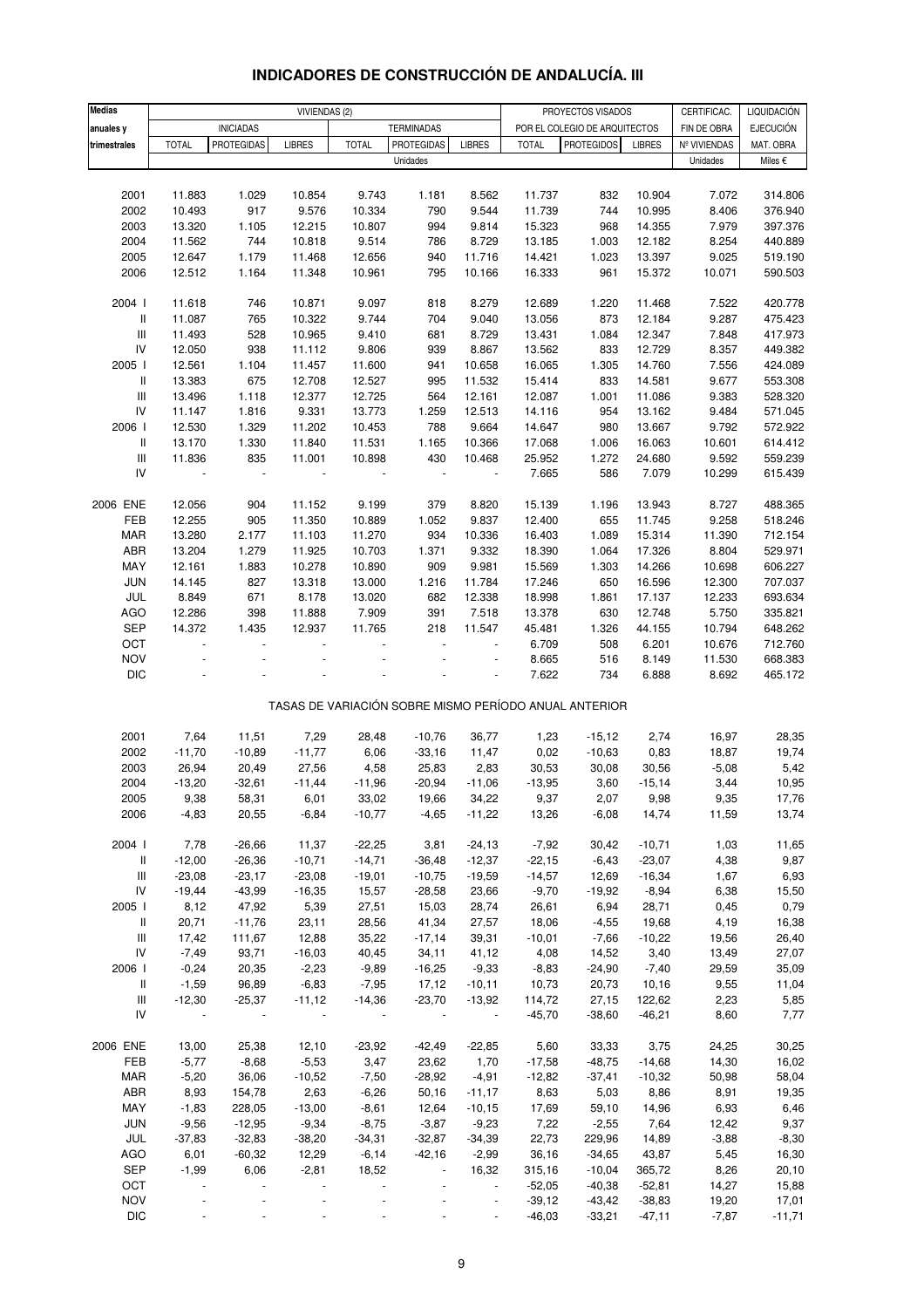# INDICADORES DE CONSTRUCCIÓN DE ANDALUCÍA. III

| Medias anuales y trimestrales | VIVIENDAS (2) | | | | | | PROYECTOS VISADOS POR EL COLEGIO DE ARQUITECTOS | | | CERTIFICAC. FIN DE OBRA | LIQUIDACIÓN EJECUCIÓN |
|---|---|---|---|---|---|---|---|---|---|---|---|
| | INICIADAS | | | TERMINADAS | | | | | | | |
| | TOTAL | PROTEGIDAS | LIBRES | TOTAL | PROTEGIDAS | LIBRES | TOTAL | PROTEGIDOS | LIBRES | Nº VIVIENDAS | MAT. OBRA |
| | Unidades | | | | | | | | | Unidades | Miles € |
| 2001 | 11.883 | 1.029 | 10.854 | 9.743 | 1.181 | 8.562 | 11.737 | 832 | 10.904 | 7.072 | 314.806 |
| 2002 | 10.493 | 917 | 9.576 | 10.334 | 790 | 9.544 | 11.739 | 744 | 10.995 | 8.406 | 376.940 |
| 2003 | 13.320 | 1.105 | 12.215 | 10.807 | 994 | 9.814 | 15.323 | 968 | 14.355 | 7.979 | 397.376 |
| 2004 | 11.562 | 744 | 10.818 | 9.514 | 786 | 8.729 | 13.185 | 1.003 | 12.182 | 8.254 | 440.889 |
| 2005 | 12.647 | 1.179 | 11.468 | 12.656 | 940 | 11.716 | 14.421 | 1.023 | 13.397 | 9.025 | 519.190 |
| 2006 | 12.512 | 1.164 | 11.348 | 10.961 | 795 | 10.166 | 16.333 | 961 | 15.372 | 10.071 | 590.503 |
| 2004 I | 11.618 | 746 | 10.871 | 9.097 | 818 | 8.279 | 12.689 | 1.220 | 11.468 | 7.522 | 420.778 |
| II | 11.087 | 765 | 10.322 | 9.744 | 704 | 9.040 | 13.056 | 873 | 12.184 | 9.287 | 475.423 |
| III | 11.493 | 528 | 10.965 | 9.410 | 681 | 8.729 | 13.431 | 1.084 | 12.347 | 7.848 | 417.973 |
| IV | 12.050 | 938 | 11.112 | 9.806 | 939 | 8.867 | 13.562 | 833 | 12.729 | 8.357 | 449.382 |
| 2005 I | 12.561 | 1.104 | 11.457 | 11.600 | 941 | 10.658 | 16.065 | 1.305 | 14.760 | 7.556 | 424.089 |
| II | 13.383 | 675 | 12.708 | 12.527 | 995 | 11.532 | 15.414 | 833 | 14.581 | 9.677 | 553.308 |
| III | 13.496 | 1.118 | 12.377 | 12.725 | 564 | 12.161 | 12.087 | 1.001 | 11.086 | 9.383 | 528.320 |
| IV | 11.147 | 1.816 | 9.331 | 13.773 | 1.259 | 12.513 | 14.116 | 954 | 13.162 | 9.484 | 571.045 |
| 2006 I | 12.530 | 1.329 | 11.202 | 10.453 | 788 | 9.664 | 14.647 | 980 | 13.667 | 9.792 | 572.922 |
| II | 13.170 | 1.330 | 11.840 | 11.531 | 1.165 | 10.366 | 17.068 | 1.006 | 16.063 | 10.601 | 614.412 |
| III | 11.836 | 835 | 11.001 | 10.898 | 430 | 10.468 | 25.952 | 1.272 | 24.680 | 9.592 | 559.239 |
| IV | - | - | - | - | - | - | 7.665 | 586 | 7.079 | 10.299 | 615.439 |
| 2006 ENE | 12.056 | 904 | 11.152 | 9.199 | 379 | 8.820 | 15.139 | 1.196 | 13.943 | 8.727 | 488.365 |
| FEB | 12.255 | 905 | 11.350 | 10.889 | 1.052 | 9.837 | 12.400 | 655 | 11.745 | 9.258 | 518.246 |
| MAR | 13.280 | 2.177 | 11.103 | 11.270 | 934 | 10.336 | 16.403 | 1.089 | 15.314 | 11.390 | 712.154 |
| ABR | 13.204 | 1.279 | 11.925 | 10.703 | 1.371 | 9.332 | 18.390 | 1.064 | 17.326 | 8.804 | 529.971 |
| MAY | 12.161 | 1.883 | 10.278 | 10.890 | 909 | 9.981 | 15.569 | 1.303 | 14.266 | 10.698 | 606.227 |
| JUN | 14.145 | 827 | 13.318 | 13.000 | 1.216 | 11.784 | 17.246 | 650 | 16.596 | 12.300 | 707.037 |
| JUL | 8.849 | 671 | 8.178 | 13.020 | 682 | 12.338 | 18.998 | 1.861 | 17.137 | 12.233 | 693.634 |
| AGO | 12.286 | 398 | 11.888 | 7.909 | 391 | 7.518 | 13.378 | 630 | 12.748 | 5.750 | 335.821 |
| SEP | 14.372 | 1.435 | 12.937 | 11.765 | 218 | 11.547 | 45.481 | 1.326 | 44.155 | 10.794 | 648.262 |
| OCT | - | - | - | - | - | - | 6.709 | 508 | 6.201 | 10.676 | 712.760 |
| NOV | - | - | - | - | - | - | 8.665 | 516 | 8.149 | 11.530 | 668.383 |
| DIC | - | - | - | - | - | - | 7.622 | 734 | 6.888 | 8.692 | 465.172 |
| TASAS DE VARIACIÓN SOBRE MISMO PERÍODO ANUAL ANTERIOR | | | | | | | | | | | |
| 2001 | 7,64 | 11,51 | 7,29 | 28,48 | -10,76 | 36,77 | 1,23 | -15,12 | 2,74 | 16,97 | 28,35 |
| 2002 | -11,70 | -10,89 | -11,77 | 6,06 | -33,16 | 11,47 | 0,02 | -10,63 | 0,83 | 18,87 | 19,74 |
| 2003 | 26,94 | 20,49 | 27,56 | 4,58 | 25,83 | 2,83 | 30,53 | 30,08 | 30,56 | -5,08 | 5,42 |
| 2004 | -13,20 | -32,61 | -11,44 | -11,96 | -20,94 | -11,06 | -13,95 | 3,60 | -15,14 | 3,44 | 10,95 |
| 2005 | 9,38 | 58,31 | 6,01 | 33,02 | 19,66 | 34,22 | 9,37 | 2,07 | 9,98 | 9,35 | 17,76 |
| 2006 | -4,83 | 20,55 | -6,84 | -10,77 | -4,65 | -11,22 | 13,26 | -6,08 | 14,74 | 11,59 | 13,74 |
| 2004 I | 7,78 | -26,66 | 11,37 | -22,25 | 3,81 | -24,13 | -7,92 | 30,42 | -10,71 | 1,03 | 11,65 |
| II | -12,00 | -26,36 | -10,71 | -14,71 | -36,48 | -12,37 | -22,15 | -6,43 | -23,07 | 4,38 | 9,87 |
| III | -23,08 | -23,17 | -23,08 | -19,01 | -10,75 | -19,59 | -14,57 | 12,69 | -16,34 | 1,67 | 6,93 |
| IV | -19,44 | -43,99 | -16,35 | 15,57 | -28,58 | 23,66 | -9,70 | -19,92 | -8,94 | 6,38 | 15,50 |
| 2005 I | 8,12 | 47,92 | 5,39 | 27,51 | 15,03 | 28,74 | 26,61 | 6,94 | 28,71 | 0,45 | 0,79 |
| II | 20,71 | -11,76 | 23,11 | 28,56 | 41,34 | 27,57 | 18,06 | -4,55 | 19,68 | 4,19 | 16,38 |
| III | 17,42 | 111,67 | 12,88 | 35,22 | -17,14 | 39,31 | -10,01 | -7,66 | -10,22 | 19,56 | 26,40 |
| IV | -7,49 | 93,71 | -16,03 | 40,45 | 34,11 | 41,12 | 4,08 | 14,52 | 3,40 | 13,49 | 27,07 |
| 2006 I | -0,24 | 20,35 | -2,23 | -9,89 | -16,25 | -9,33 | -8,83 | -24,90 | -7,40 | 29,59 | 35,09 |
| II | -1,59 | 96,89 | -6,83 | -7,95 | 17,12 | -10,11 | 10,73 | 20,73 | 10,16 | 9,55 | 11,04 |
| III | -12,30 | -25,37 | -11,12 | -14,36 | -23,70 | -13,92 | 114,72 | 27,15 | 122,62 | 2,23 | 5,85 |
| IV | - | - | - | - | - | - | -45,70 | -38,60 | -46,21 | 8,60 | 7,77 |
| 2006 ENE | 13,00 | 25,38 | 12,10 | -23,92 | -42,49 | -22,85 | 5,60 | 33,33 | 3,75 | 24,25 | 30,25 |
| FEB | -5,77 | -8,68 | -5,53 | 3,47 | 23,62 | 1,70 | -17,58 | -48,75 | -14,68 | 14,30 | 16,02 |
| MAR | -5,20 | 36,06 | -10,52 | -7,50 | -28,92 | -4,91 | -12,82 | -37,41 | -10,32 | 50,98 | 58,04 |
| ABR | 8,93 | 154,78 | 2,63 | -6,26 | 50,16 | -11,17 | 8,63 | 5,03 | 8,86 | 8,91 | 19,35 |
| MAY | -1,83 | 228,05 | -13,00 | -8,61 | 12,64 | -10,15 | 17,69 | 59,10 | 14,96 | 6,93 | 6,46 |
| JUN | -9,56 | -12,95 | -9,34 | -8,75 | -3,87 | -9,23 | 7,22 | -2,55 | 7,64 | 12,42 | 9,37 |
| JUL | -37,83 | -32,83 | -38,20 | -34,31 | -32,87 | -34,39 | 22,73 | 229,96 | 14,89 | -3,88 | -8,30 |
| AGO | 6,01 | -60,32 | 12,29 | -6,14 | -42,16 | -2,99 | 36,16 | -34,65 | 43,87 | 5,45 | 16,30 |
| SEP | -1,99 | 6,06 | -2,81 | 18,52 | - | 16,32 | 315,16 | -10,04 | 365,72 | 8,26 | 20,10 |
| OCT | - | - | - | - | - | - | -52,05 | -40,38 | -52,81 | 14,27 | 15,88 |
| NOV | - | - | - | - | - | - | -39,12 | -43,42 | -38,83 | 19,20 | 17,01 |
| DIC | - | - | - | - | - | - | -46,03 | -33,21 | -47,11 | -7,87 | -11,71 |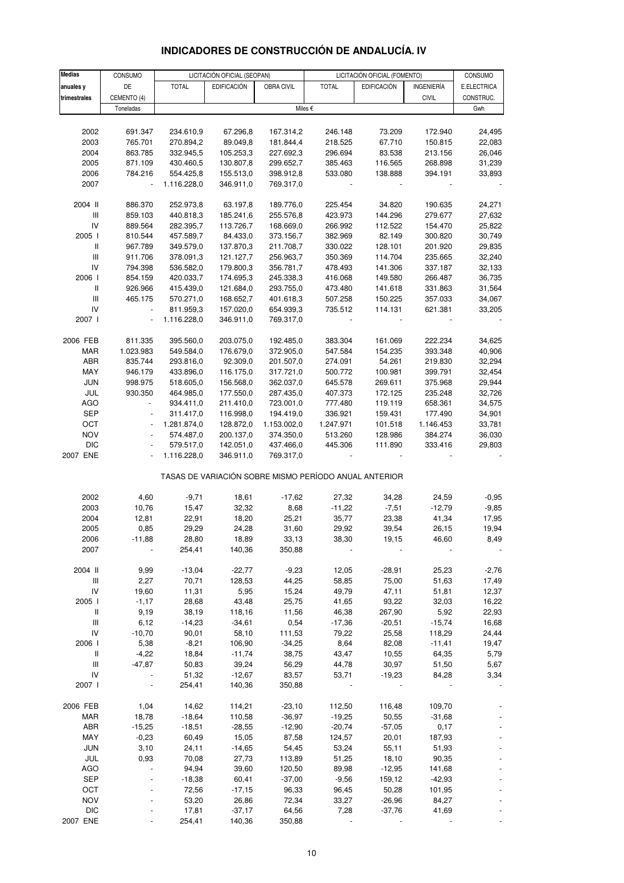# INDICADORES DE CONSTRUCCIÓN DE ANDALUCÍA. IV

| Medias anuales y trimestrales | CONSUMO DE CEMENTO (4) | LICITACIÓN OFICIAL (SEOPAN) | | | LICITACIÓN OFICIAL (FOMENTO) | | | CONSUMO E.ELECTRICA CONSTRUC. |
|---|---|---|---|---|---|---|---|---|
| | | TOTAL | EDIFICACIÓN | OBRA CIVIL | TOTAL | EDIFICACIÓN | INGENIERÍA CIVIL | |
| | Toneladas | Miles € | | | | | | Gwh |
| 2002 | 691.347 | 234.610,9 | 67.296,8 | 167.314,2 | 246.148 | 73.209 | 172.940 | 24,495 |
| 2003 | 765.701 | 270.894,2 | 89.049,8 | 181.844,4 | 218.525 | 67.710 | 150.815 | 22,083 |
| 2004 | 863.785 | 332.945,5 | 105.253,3 | 227.692,3 | 296.694 | 83.538 | 213.156 | 26,046 |
| 2005 | 871.109 | 430.460,5 | 130.807,8 | 299.652,7 | 385.463 | 116.565 | 268.898 | 31,239 |
| 2006 | 784.216 | 554.425,8 | 155.513,0 | 398.912,8 | 533.080 | 138.888 | 394.191 | 33,893 |
| 2007 | - | 1.116.228,0 | 346.911,0 | 769.317,0 | - | - | - | - |
| 2004 II | 886.370 | 252.973,8 | 63.197,8 | 189.776,0 | 225.454 | 34.820 | 190.635 | 24,271 |
| III | 859.103 | 440.818,3 | 185.241,6 | 255.576,8 | 423.973 | 144.296 | 279.677 | 27,632 |
| IV | 889.564 | 282.395,7 | 113.726,7 | 168.669,0 | 266.992 | 112.522 | 154.470 | 25,822 |
| 2005 I | 810.544 | 457.589,7 | 84.433,0 | 373.156,7 | 382.969 | 82.149 | 300.820 | 30,749 |
| II | 967.789 | 349.579,0 | 137.870,3 | 211.708,7 | 330.022 | 128.101 | 201.920 | 29,835 |
| III | 911.706 | 378.091,3 | 121.127,7 | 256.963,7 | 350.369 | 114.704 | 235.665 | 32,240 |
| IV | 794.398 | 536.582,0 | 179.800,3 | 356.781,7 | 478.493 | 141.306 | 337.187 | 32,133 |
| 2006 I | 854.159 | 420.033,7 | 174.695,3 | 245.338,3 | 416.068 | 149.580 | 266.487 | 36,735 |
| II | 926.966 | 415.439,0 | 121.684,0 | 293.755,0 | 473.480 | 141.618 | 331.863 | 31,564 |
| III | 465.175 | 570.271,0 | 168.652,7 | 401.618,3 | 507.258 | 150.225 | 357.033 | 34,067 |
| IV | - | 811.959,3 | 157.020,0 | 654.939,3 | 735.512 | 114.131 | 621.381 | 33,205 |
| 2007 I | - | 1.116.228,0 | 346.911,0 | 769.317,0 | - | - | - | - |
| 2006 FEB | 811.335 | 395.560,0 | 203.075,0 | 192.485,0 | 383.304 | 161.069 | 222.234 | 34,625 |
| MAR | 1.023.983 | 549.584,0 | 176.679,0 | 372.905,0 | 547.584 | 154.235 | 393.348 | 40,906 |
| ABR | 835.744 | 293.816,0 | 92.309,0 | 201.507,0 | 274.091 | 54.261 | 219.830 | 32,294 |
| MAY | 946.179 | 433.896,0 | 116.175,0 | 317.721,0 | 500.772 | 100.981 | 399.791 | 32,454 |
| JUN | 998.975 | 518.605,0 | 156.568,0 | 362.037,0 | 645.578 | 269.611 | 375.968 | 29,944 |
| JUL | 930.350 | 464.985,0 | 177.550,0 | 287.435,0 | 407.373 | 172.125 | 235.248 | 32,726 |
| AGO | - | 934.411,0 | 211.410,0 | 723.001,0 | 777.480 | 119.119 | 658.361 | 34,575 |
| SEP | - | 311.417,0 | 116.998,0 | 194.419,0 | 336.921 | 159.431 | 177.490 | 34,901 |
| OCT | - | 1.281.874,0 | 128.872,0 | 1.153.002,0 | 1.247.971 | 101.518 | 1.146.453 | 33,781 |
| NOV | - | 574.487,0 | 200.137,0 | 374.350,0 | 513.260 | 128.986 | 384.274 | 36,030 |
| DIC | - | 579.517,0 | 142.051,0 | 437.466,0 | 445.306 | 111.890 | 333.416 | 29,803 |
| 2007 ENE | - | 1.116.228,0 | 346.911,0 | 769.317,0 | - | - | - | - |

TASAS DE VARIACIÓN SOBRE MISMO PERÍODO ANUAL ANTERIOR

| | | | | | | | | |
|---|---|---|---|---|---|---|---|---|
| 2002 | 4,60 | -9,71 | 18,61 | -17,62 | 27,32 | 34,28 | 24,59 | -0,95 |
| 2003 | 10,76 | 15,47 | 32,32 | 8,68 | -11,22 | -7,51 | -12,79 | -9,85 |
| 2004 | 12,81 | 22,91 | 18,20 | 25,21 | 35,77 | 23,38 | 41,34 | 17,95 |
| 2005 | 0,85 | 29,29 | 24,28 | 31,60 | 29,92 | 39,54 | 26,15 | 19,94 |
| 2006 | -11,88 | 28,80 | 18,89 | 33,13 | 38,30 | 19,15 | 46,60 | 8,49 |
| 2007 | - | 254,41 | 140,36 | 350,88 | - | - | - | - |
| 2004 II | 9,99 | -13,04 | -22,77 | -9,23 | 12,05 | -28,91 | 25,23 | -2,76 |
| III | 2,27 | 70,71 | 128,53 | 44,25 | 58,85 | 75,00 | 51,63 | 17,49 |
| IV | 19,60 | 11,31 | 5,95 | 15,24 | 49,79 | 47,11 | 51,81 | 12,37 |
| 2005 I | -1,17 | 28,68 | 43,48 | 25,75 | 41,65 | 93,22 | 32,03 | 16,22 |
| II | 9,19 | 38,19 | 118,16 | 11,56 | 46,38 | 267,90 | 5,92 | 22,93 |
| III | 6,12 | -14,23 | -34,61 | 0,54 | -17,36 | -20,51 | -15,74 | 16,68 |
| IV | -10,70 | 90,01 | 58,10 | 111,53 | 79,22 | 25,58 | 118,29 | 24,44 |
| 2006 I | 5,38 | -8,21 | 106,90 | -34,25 | 8,64 | 82,08 | -11,41 | 19,47 |
| II | -4,22 | 18,84 | -11,74 | 38,75 | 43,47 | 10,55 | 64,35 | 5,79 |
| III | -47,87 | 50,83 | 39,24 | 56,29 | 44,78 | 30,97 | 51,50 | 5,67 |
| IV | - | 51,32 | -12,67 | 83,57 | 53,71 | -19,23 | 84,28 | 3,34 |
| 2007 I | - | 254,41 | 140,36 | 350,88 | - | - | - | - |
| 2006 FEB | 1,04 | 14,62 | 114,21 | -23,10 | 112,50 | 116,48 | 109,70 | - |
| MAR | 18,78 | -18,64 | 110,58 | -36,97 | -19,25 | 50,55 | -31,68 | - |
| ABR | -15,25 | -18,51 | -28,55 | -12,90 | -20,74 | -57,05 | 0,17 | - |
| MAY | -0,23 | 60,49 | 15,05 | 87,58 | 124,57 | 20,01 | 187,93 | - |
| JUN | 3,10 | 24,11 | -14,65 | 54,45 | 53,24 | 55,11 | 51,93 | - |
| JUL | 0,93 | 70,08 | 27,73 | 113,89 | 51,25 | 18,10 | 90,35 | - |
| AGO | - | 94,94 | 39,60 | 120,50 | 89,98 | -12,95 | 141,68 | - |
| SEP | - | -18,38 | 60,41 | -37,00 | -9,56 | 159,12 | -42,93 | - |
| OCT | - | 72,56 | -17,15 | 96,33 | 96,45 | 50,28 | 101,95 | - |
| NOV | - | 53,20 | 26,86 | 72,34 | 33,27 | -26,96 | 84,27 | - |
| DIC | - | 17,81 | -37,17 | 64,56 | 7,28 | -37,76 | 41,69 | - |
| 2007 ENE | - | 254,41 | 140,36 | 350,88 | - | - | - | - |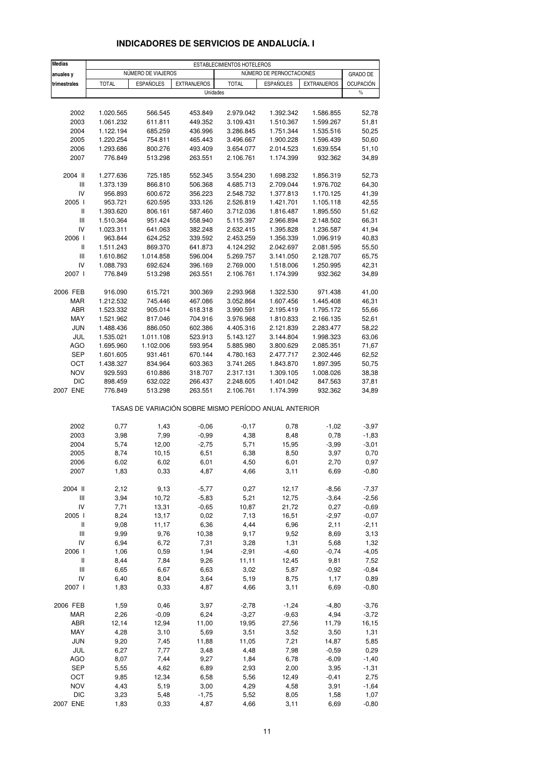# INDICADORES DE SERVICIOS DE ANDALUCÍA. I

| Medias anuales y trimestrales | ESTABLECIMIENTOS HOTELEROS | | | | | | |
|---|---|---|---|---|---|---|---|
| | NÚMERO DE VIAJEROS | | | NÚMERO DE PERNOCTACIONES | | | GRADO DE OCUPACIÓN |
| | TOTAL | ESPAÑOLES | EXTRANJEROS | TOTAL | ESPAÑOLES | EXTRANJEROS | |
| | Unidades | | | | | | % |
| 2002 | 1.020.565 | 566.545 | 453.849 | 2.979.042 | 1.392.342 | 1.586.855 | 52,78 |
| 2003 | 1.061.232 | 611.811 | 449.352 | 3.109.431 | 1.510.367 | 1.599.267 | 51,81 |
| 2004 | 1.122.194 | 685.259 | 436.996 | 3.286.845 | 1.751.344 | 1.535.516 | 50,25 |
| 2005 | 1.220.254 | 754.811 | 465.443 | 3.496.667 | 1.900.228 | 1.596.439 | 50,60 |
| 2006 | 1.293.686 | 800.276 | 493.409 | 3.654.077 | 2.014.523 | 1.639.554 | 51,10 |
| 2007 | 776.849 | 513.298 | 263.551 | 2.106.761 | 1.174.399 | 932.362 | 34,89 |
| 2004 II | 1.277.636 | 725.185 | 552.345 | 3.554.230 | 1.698.232 | 1.856.319 | 52,73 |
| III | 1.373.139 | 866.810 | 506.368 | 4.685.713 | 2.709.044 | 1.976.702 | 64,30 |
| IV | 956.893 | 600.672 | 356.223 | 2.548.732 | 1.377.813 | 1.170.125 | 41,39 |
| 2005 I | 953.721 | 620.595 | 333.126 | 2.526.819 | 1.421.701 | 1.105.118 | 42,55 |
| II | 1.393.620 | 806.161 | 587.460 | 3.712.036 | 1.816.487 | 1.895.550 | 51,62 |
| III | 1.510.364 | 951.424 | 558.940 | 5.115.397 | 2.966.894 | 2.148.502 | 66,31 |
| IV | 1.023.311 | 641.063 | 382.248 | 2.632.415 | 1.395.828 | 1.236.587 | 41,94 |
| 2006 I | 963.844 | 624.252 | 339.592 | 2.453.259 | 1.356.339 | 1.096.919 | 40,83 |
| II | 1.511.243 | 869.370 | 641.873 | 4.124.292 | 2.042.697 | 2.081.595 | 55,50 |
| III | 1.610.862 | 1.014.858 | 596.004 | 5.269.757 | 3.141.050 | 2.128.707 | 65,75 |
| IV | 1.088.793 | 692.624 | 396.169 | 2.769.000 | 1.518.006 | 1.250.995 | 42,31 |
| 2007 I | 776.849 | 513.298 | 263.551 | 2.106.761 | 1.174.399 | 932.362 | 34,89 |
| 2006 FEB | 916.090 | 615.721 | 300.369 | 2.293.968 | 1.322.530 | 971.438 | 41,00 |
| MAR | 1.212.532 | 745.446 | 467.086 | 3.052.864 | 1.607.456 | 1.445.408 | 46,31 |
| ABR | 1.523.332 | 905.014 | 618.318 | 3.990.591 | 2.195.419 | 1.795.172 | 55,66 |
| MAY | 1.521.962 | 817.046 | 704.916 | 3.976.968 | 1.810.833 | 2.166.135 | 52,61 |
| JUN | 1.488.436 | 886.050 | 602.386 | 4.405.316 | 2.121.839 | 2.283.477 | 58,22 |
| JUL | 1.535.021 | 1.011.108 | 523.913 | 5.143.127 | 3.144.804 | 1.998.323 | 63,06 |
| AGO | 1.695.960 | 1.102.006 | 593.954 | 5.885.980 | 3.800.629 | 2.085.351 | 71,67 |
| SEP | 1.601.605 | 931.461 | 670.144 | 4.780.163 | 2.477.717 | 2.302.446 | 62,52 |
| OCT | 1.438.327 | 834.964 | 603.363 | 3.741.265 | 1.843.870 | 1.897.395 | 50,75 |
| NOV | 929.593 | 610.886 | 318.707 | 2.317.131 | 1.309.105 | 1.008.026 | 38,38 |
| DIC | 898.459 | 632.022 | 266.437 | 2.248.605 | 1.401.042 | 847.563 | 37,81 |
| 2007 ENE | 776.849 | 513.298 | 263.551 | 2.106.761 | 1.174.399 | 932.362 | 34,89 |
| | TASAS DE VARIACIÓN SOBRE MISMO PERÍODO ANUAL ANTERIOR | | | | | | |
| 2002 | 0,77 | 1,43 | -0,06 | -0,17 | 0,78 | -1,02 | -3,97 |
| 2003 | 3,98 | 7,99 | -0,99 | 4,38 | 8,48 | 0,78 | -1,83 |
| 2004 | 5,74 | 12,00 | -2,75 | 5,71 | 15,95 | -3,99 | -3,01 |
| 2005 | 8,74 | 10,15 | 6,51 | 6,38 | 8,50 | 3,97 | 0,70 |
| 2006 | 6,02 | 6,02 | 6,01 | 4,50 | 6,01 | 2,70 | 0,97 |
| 2007 | 1,83 | 0,33 | 4,87 | 4,66 | 3,11 | 6,69 | -0,80 |
| 2004 II | 2,12 | 9,13 | -5,77 | 0,27 | 12,17 | -8,56 | -7,37 |
| III | 3,94 | 10,72 | -5,83 | 5,21 | 12,75 | -3,64 | -2,56 |
| IV | 7,71 | 13,31 | -0,65 | 10,87 | 21,72 | 0,27 | -0,69 |
| 2005 I | 8,24 | 13,17 | 0,02 | 7,13 | 16,51 | -2,97 | -0,07 |
| II | 9,08 | 11,17 | 6,36 | 4,44 | 6,96 | 2,11 | -2,11 |
| III | 9,99 | 9,76 | 10,38 | 9,17 | 9,52 | 8,69 | 3,13 |
| IV | 6,94 | 6,72 | 7,31 | 3,28 | 1,31 | 5,68 | 1,32 |
| 2006 I | 1,06 | 0,59 | 1,94 | -2,91 | -4,60 | -0,74 | -4,05 |
| II | 8,44 | 7,84 | 9,26 | 11,11 | 12,45 | 9,81 | 7,52 |
| III | 6,65 | 6,67 | 6,63 | 3,02 | 5,87 | -0,92 | -0,84 |
| IV | 6,40 | 8,04 | 3,64 | 5,19 | 8,75 | 1,17 | 0,89 |
| 2007 I | 1,83 | 0,33 | 4,87 | 4,66 | 3,11 | 6,69 | -0,80 |
| 2006 FEB | 1,59 | 0,46 | 3,97 | -2,78 | -1,24 | -4,80 | -3,76 |
| MAR | 2,26 | -0,09 | 6,24 | -3,27 | -9,63 | 4,94 | -3,72 |
| ABR | 12,14 | 12,94 | 11,00 | 19,95 | 27,56 | 11,79 | 16,15 |
| MAY | 4,28 | 3,10 | 5,69 | 3,51 | 3,52 | 3,50 | 1,31 |
| JUN | 9,20 | 7,45 | 11,88 | 11,05 | 7,21 | 14,87 | 5,85 |
| JUL | 6,27 | 7,77 | 3,48 | 4,48 | 7,98 | -0,59 | 0,29 |
| AGO | 8,07 | 7,44 | 9,27 | 1,84 | 6,78 | -6,09 | -1,40 |
| SEP | 5,55 | 4,62 | 6,89 | 2,93 | 2,00 | 3,95 | -1,31 |
| OCT | 9,85 | 12,34 | 6,58 | 5,56 | 12,49 | -0,41 | 2,75 |
| NOV | 4,43 | 5,19 | 3,00 | 4,29 | 4,58 | 3,91 | -1,64 |
| DIC | 3,23 | 5,48 | -1,75 | 5,52 | 8,05 | 1,58 | 1,07 |
| 2007 ENE | 1,83 | 0,33 | 4,87 | 4,66 | 3,11 | 6,69 | -0,80 |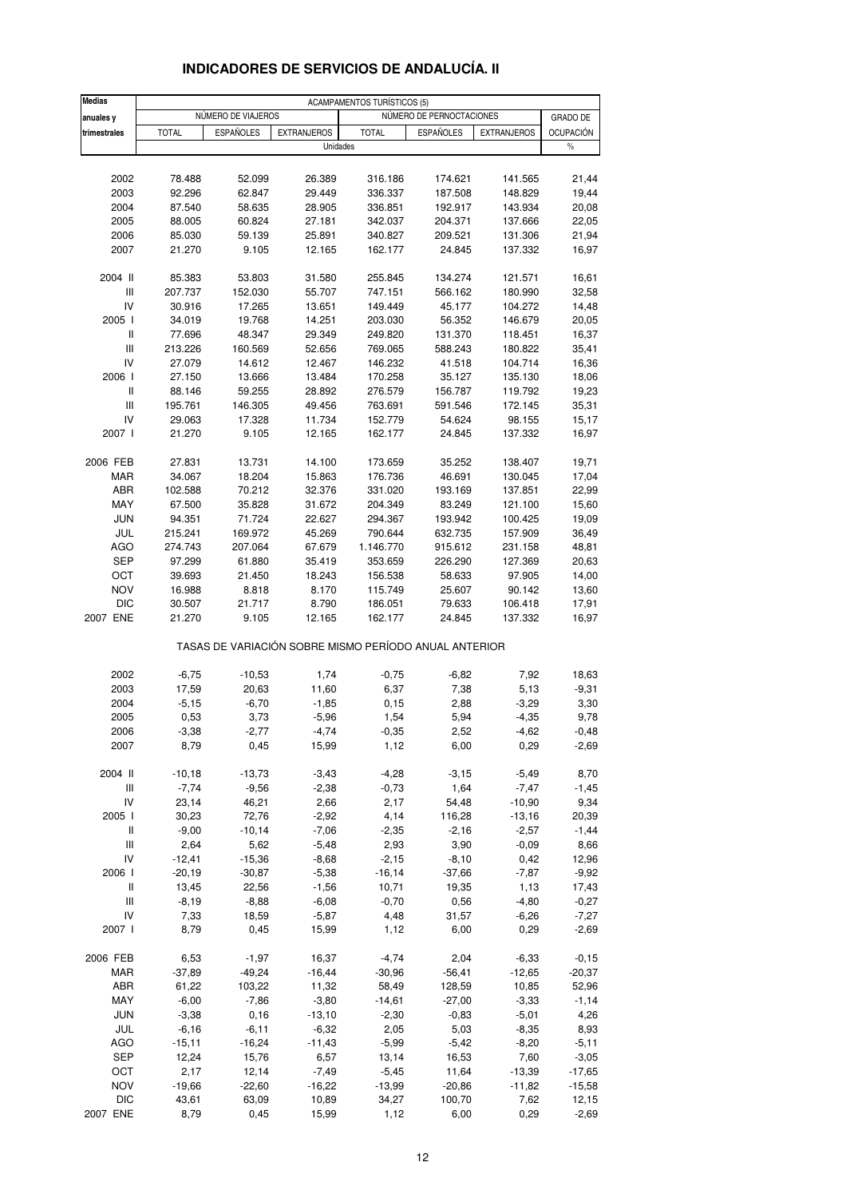# INDICADORES DE SERVICIOS DE ANDALUCÍA. II

| Medias anuales y trimestrales | ACAMPAMENTOS TURÍSTICOS (5) | | | | | | |
|---|---|---|---|---|---|---|---|
| | NÚMERO DE VIAJEROS | | | NÚMERO DE PERNOCTACIONES | | | GRADO DE OCUPACIÓN |
| | TOTAL | ESPAÑOLES | EXTRANJEROS | TOTAL | ESPAÑOLES | EXTRANJEROS | |
| | Unidades | | | | | | % |
| 2002 | 78.488 | 52.099 | 26.389 | 316.186 | 174.621 | 141.565 | 21,44 |
| 2003 | 92.296 | 62.847 | 29.449 | 336.337 | 187.508 | 148.829 | 19,44 |
| 2004 | 87.540 | 58.635 | 28.905 | 336.851 | 192.917 | 143.934 | 20,08 |
| 2005 | 88.005 | 60.824 | 27.181 | 342.037 | 204.371 | 137.666 | 22,05 |
| 2006 | 85.030 | 59.139 | 25.891 | 340.827 | 209.521 | 131.306 | 21,94 |
| 2007 | 21.270 | 9.105 | 12.165 | 162.177 | 24.845 | 137.332 | 16,97 |
| 2004 II | 85.383 | 53.803 | 31.580 | 255.845 | 134.274 | 121.571 | 16,61 |
| III | 207.737 | 152.030 | 55.707 | 747.151 | 566.162 | 180.990 | 32,58 |
| IV | 30.916 | 17.265 | 13.651 | 149.449 | 45.177 | 104.272 | 14,48 |
| 2005 I | 34.019 | 19.768 | 14.251 | 203.030 | 56.352 | 146.679 | 20,05 |
| II | 77.696 | 48.347 | 29.349 | 249.820 | 131.370 | 118.451 | 16,37 |
| III | 213.226 | 160.569 | 52.656 | 769.065 | 588.243 | 180.822 | 35,41 |
| IV | 27.079 | 14.612 | 12.467 | 146.232 | 41.518 | 104.714 | 16,36 |
| 2006 I | 27.150 | 13.666 | 13.484 | 170.258 | 35.127 | 135.130 | 18,06 |
| II | 88.146 | 59.255 | 28.892 | 276.579 | 156.787 | 119.792 | 19,23 |
| III | 195.761 | 146.305 | 49.456 | 763.691 | 591.546 | 172.145 | 35,31 |
| IV | 29.063 | 17.328 | 11.734 | 152.779 | 54.624 | 98.155 | 15,17 |
| 2007 I | 21.270 | 9.105 | 12.165 | 162.177 | 24.845 | 137.332 | 16,97 |
| 2006 FEB | 27.831 | 13.731 | 14.100 | 173.659 | 35.252 | 138.407 | 19,71 |
| MAR | 34.067 | 18.204 | 15.863 | 176.736 | 46.691 | 130.045 | 17,04 |
| ABR | 102.588 | 70.212 | 32.376 | 331.020 | 193.169 | 137.851 | 22,99 |
| MAY | 67.500 | 35.828 | 31.672 | 204.349 | 83.249 | 121.100 | 15,60 |
| JUN | 94.351 | 71.724 | 22.627 | 294.367 | 193.942 | 100.425 | 19,09 |
| JUL | 215.241 | 169.972 | 45.269 | 790.644 | 632.735 | 157.909 | 36,49 |
| AGO | 274.743 | 207.064 | 67.679 | 1.146.770 | 915.612 | 231.158 | 48,81 |
| SEP | 97.299 | 61.880 | 35.419 | 353.659 | 226.290 | 127.369 | 20,63 |
| OCT | 39.693 | 21.450 | 18.243 | 156.538 | 58.633 | 97.905 | 14,00 |
| NOV | 16.988 | 8.818 | 8.170 | 115.749 | 25.607 | 90.142 | 13,60 |
| DIC | 30.507 | 21.717 | 8.790 | 186.051 | 79.633 | 106.418 | 17,91 |
| 2007 ENE | 21.270 | 9.105 | 12.165 | 162.177 | 24.845 | 137.332 | 16,97 |
| | TASAS DE VARIACIÓN SOBRE MISMO PERÍODO ANUAL ANTERIOR | | | | | | |
| 2002 | -6,75 | -10,53 | 1,74 | -0,75 | -6,82 | 7,92 | 18,63 |
| 2003 | 17,59 | 20,63 | 11,60 | 6,37 | 7,38 | 5,13 | -9,31 |
| 2004 | -5,15 | -6,70 | -1,85 | 0,15 | 2,88 | -3,29 | 3,30 |
| 2005 | 0,53 | 3,73 | -5,96 | 1,54 | 5,94 | -4,35 | 9,78 |
| 2006 | -3,38 | -2,77 | -4,74 | -0,35 | 2,52 | -4,62 | -0,48 |
| 2007 | 8,79 | 0,45 | 15,99 | 1,12 | 6,00 | 0,29 | -2,69 |
| 2004 II | -10,18 | -13,73 | -3,43 | -4,28 | -3,15 | -5,49 | 8,70 |
| III | -7,74 | -9,56 | -2,38 | -0,73 | 1,64 | -7,47 | -1,45 |
| IV | 23,14 | 46,21 | 2,66 | 2,17 | 54,48 | -10,90 | 9,34 |
| 2005 I | 30,23 | 72,76 | -2,92 | 4,14 | 116,28 | -13,16 | 20,39 |
| II | -9,00 | -10,14 | -7,06 | -2,35 | -2,16 | -2,57 | -1,44 |
| III | 2,64 | 5,62 | -5,48 | 2,93 | 3,90 | -0,09 | 8,66 |
| IV | -12,41 | -15,36 | -8,68 | -2,15 | -8,10 | 0,42 | 12,96 |
| 2006 I | -20,19 | -30,87 | -5,38 | -16,14 | -37,66 | -7,87 | -9,92 |
| II | 13,45 | 22,56 | -1,56 | 10,71 | 19,35 | 1,13 | 17,43 |
| III | -8,19 | -8,88 | -6,08 | -0,70 | 0,56 | -4,80 | -0,27 |
| IV | 7,33 | 18,59 | -5,87 | 4,48 | 31,57 | -6,26 | -7,27 |
| 2007 I | 8,79 | 0,45 | 15,99 | 1,12 | 6,00 | 0,29 | -2,69 |
| 2006 FEB | 6,53 | -1,97 | 16,37 | -4,74 | 2,04 | -6,33 | -0,15 |
| MAR | -37,89 | -49,24 | -16,44 | -30,96 | -56,41 | -12,65 | -20,37 |
| ABR | 61,22 | 103,22 | 11,32 | 58,49 | 128,59 | 10,85 | 52,96 |
| MAY | -6,00 | -7,86 | -3,80 | -14,61 | -27,00 | -3,33 | -1,14 |
| JUN | -3,38 | 0,16 | -13,10 | -2,30 | -0,83 | -5,01 | 4,26 |
| JUL | -6,16 | -6,11 | -6,32 | 2,05 | 5,03 | -8,35 | 8,93 |
| AGO | -15,11 | -16,24 | -11,43 | -5,99 | -5,42 | -8,20 | -5,11 |
| SEP | 12,24 | 15,76 | 6,57 | 13,14 | 16,53 | 7,60 | -3,05 |
| OCT | 2,17 | 12,14 | -7,49 | -5,45 | 11,64 | -13,39 | -17,65 |
| NOV | -19,66 | -22,60 | -16,22 | -13,99 | -20,86 | -11,82 | -15,58 |
| DIC | 43,61 | 63,09 | 10,89 | 34,27 | 100,70 | 7,62 | 12,15 |
| 2007 ENE | 8,79 | 0,45 | 15,99 | 1,12 | 6,00 | 0,29 | -2,69 |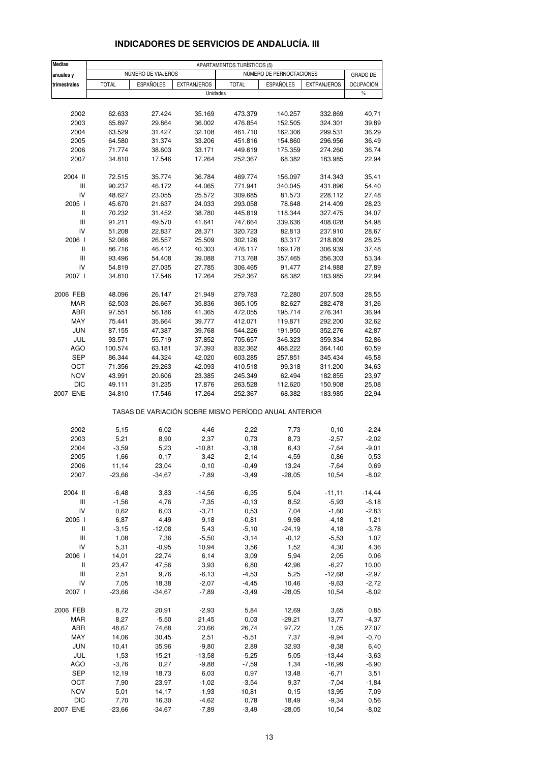# INDICADORES DE SERVICIOS DE ANDALUCÍA. III

| Medias anuales y trimestrales | APARTAMENTOS TURÍSTICOS (5) | | | | | | |
|---|---|---|---|---|---|---|---|
| | NÚMERO DE VIAJEROS | | | NÚMERO DE PERNOCTACIONES | | | GRADO DE OCUPACIÓN |
| | TOTAL | ESPAÑOLES | EXTRANJEROS | TOTAL | ESPAÑOLES | EXTRANJEROS | |
| | Unidades | | | | | | % |
| 2002 | 62.633 | 27.424 | 35.169 | 473.379 | 140.257 | 332.869 | 40,71 |
| 2003 | 65.897 | 29.864 | 36.002 | 476.854 | 152.505 | 324.301 | 39,89 |
| 2004 | 63.529 | 31.427 | 32.108 | 461.710 | 162.306 | 299.531 | 36,29 |
| 2005 | 64.580 | 31.374 | 33.206 | 451.816 | 154.860 | 296.956 | 36,49 |
| 2006 | 71.774 | 38.603 | 33.171 | 449.619 | 175.359 | 274.260 | 36,74 |
| 2007 | 34.810 | 17.546 | 17.264 | 252.367 | 68.382 | 183.985 | 22,94 |
| 2004 II | 72.515 | 35.774 | 36.784 | 469.774 | 156.097 | 314.343 | 35,41 |
| III | 90.237 | 46.172 | 44.065 | 771.941 | 340.045 | 431.896 | 54,40 |
| IV | 48.627 | 23.055 | 25.572 | 309.685 | 81.573 | 228.112 | 27,48 |
| 2005 I | 45.670 | 21.637 | 24.033 | 293.058 | 78.648 | 214.409 | 28,23 |
| II | 70.232 | 31.452 | 38.780 | 445.819 | 118.344 | 327.475 | 34,07 |
| III | 91.211 | 49.570 | 41.641 | 747.664 | 339.636 | 408.028 | 54,98 |
| IV | 51.208 | 22.837 | 28.371 | 320.723 | 82.813 | 237.910 | 28,67 |
| 2006 I | 52.066 | 26.557 | 25.509 | 302.126 | 83.317 | 218.809 | 28,25 |
| II | 86.716 | 46.412 | 40.303 | 476.117 | 169.178 | 306.939 | 37,48 |
| III | 93.496 | 54.408 | 39.088 | 713.768 | 357.465 | 356.303 | 53,34 |
| IV | 54.819 | 27.035 | 27.785 | 306.465 | 91.477 | 214.988 | 27,89 |
| 2007 I | 34.810 | 17.546 | 17.264 | 252.367 | 68.382 | 183.985 | 22,94 |
| 2006 FEB | 48.096 | 26.147 | 21.949 | 279.783 | 72.280 | 207.503 | 28,55 |
| MAR | 62.503 | 26.667 | 35.836 | 365.105 | 82.627 | 282.478 | 31,26 |
| ABR | 97.551 | 56.186 | 41.365 | 472.055 | 195.714 | 276.341 | 36,94 |
| MAY | 75.441 | 35.664 | 39.777 | 412.071 | 119.871 | 292.200 | 32,62 |
| JUN | 87.155 | 47.387 | 39.768 | 544.226 | 191.950 | 352.276 | 42,87 |
| JUL | 93.571 | 55.719 | 37.852 | 705.657 | 346.323 | 359.334 | 52,86 |
| AGO | 100.574 | 63.181 | 37.393 | 832.362 | 468.222 | 364.140 | 60,59 |
| SEP | 86.344 | 44.324 | 42.020 | 603.285 | 257.851 | 345.434 | 46,58 |
| OCT | 71.356 | 29.263 | 42.093 | 410.518 | 99.318 | 311.200 | 34,63 |
| NOV | 43.991 | 20.606 | 23.385 | 245.349 | 62.494 | 182.855 | 23,97 |
| DIC | 49.111 | 31.235 | 17.876 | 263.528 | 112.620 | 150.908 | 25,08 |
| 2007 ENE | 34.810 | 17.546 | 17.264 | 252.367 | 68.382 | 183.985 | 22,94 |
| | TASAS DE VARIACIÓN SOBRE MISMO PERÍODO ANUAL ANTERIOR | | | | | | |
| 2002 | 5,15 | 6,02 | 4,46 | 2,22 | 7,73 | 0,10 | -2,24 |
| 2003 | 5,21 | 8,90 | 2,37 | 0,73 | 8,73 | -2,57 | -2,02 |
| 2004 | -3,59 | 5,23 | -10,81 | -3,18 | 6,43 | -7,64 | -9,01 |
| 2005 | 1,66 | -0,17 | 3,42 | -2,14 | -4,59 | -0,86 | 0,53 |
| 2006 | 11,14 | 23,04 | -0,10 | -0,49 | 13,24 | -7,64 | 0,69 |
| 2007 | -23,66 | -34,67 | -7,89 | -3,49 | -28,05 | 10,54 | -8,02 |
| 2004 II | -6,48 | 3,83 | -14,56 | -6,35 | 5,04 | -11,11 | -14,44 |
| III | -1,56 | 4,76 | -7,35 | -0,13 | 8,52 | -5,93 | -6,18 |
| IV | 0,62 | 6,03 | -3,71 | 0,53 | 7,04 | -1,60 | -2,83 |
| 2005 I | 6,87 | 4,49 | 9,18 | -0,81 | 9,98 | -4,18 | 1,21 |
| II | -3,15 | -12,08 | 5,43 | -5,10 | -24,19 | 4,18 | -3,78 |
| III | 1,08 | 7,36 | -5,50 | -3,14 | -0,12 | -5,53 | 1,07 |
| IV | 5,31 | -0,95 | 10,94 | 3,56 | 1,52 | 4,30 | 4,36 |
| 2006 I | 14,01 | 22,74 | 6,14 | 3,09 | 5,94 | 2,05 | 0,06 |
| II | 23,47 | 47,56 | 3,93 | 6,80 | 42,96 | -6,27 | 10,00 |
| III | 2,51 | 9,76 | -6,13 | -4,53 | 5,25 | -12,68 | -2,97 |
| IV | 7,05 | 18,38 | -2,07 | -4,45 | 10,46 | -9,63 | -2,72 |
| 2007 I | -23,66 | -34,67 | -7,89 | -3,49 | -28,05 | 10,54 | -8,02 |
| 2006 FEB | 8,72 | 20,91 | -2,93 | 5,84 | 12,69 | 3,65 | 0,85 |
| MAR | 8,27 | -5,50 | 21,45 | 0,03 | -29,21 | 13,77 | -4,37 |
| ABR | 48,67 | 74,68 | 23,66 | 26,74 | 97,72 | 1,05 | 27,07 |
| MAY | 14,06 | 30,45 | 2,51 | -5,51 | 7,37 | -9,94 | -0,70 |
| JUN | 10,41 | 35,96 | -9,80 | 2,89 | 32,93 | -8,38 | 6,40 |
| JUL | 1,53 | 15,21 | -13,58 | -5,25 | 5,05 | -13,44 | -3,63 |
| AGO | -3,76 | 0,27 | -9,88 | -7,59 | 1,34 | -16,99 | -6,90 |
| SEP | 12,19 | 18,73 | 6,03 | 0,97 | 13,48 | -6,71 | 3,51 |
| OCT | 7,90 | 23,97 | -1,02 | -3,54 | 9,37 | -7,04 | -1,84 |
| NOV | 5,01 | 14,17 | -1,93 | -10,81 | -0,15 | -13,95 | -7,09 |
| DIC | 7,70 | 16,30 | -4,62 | 0,78 | 18,49 | -9,34 | 0,56 |
| 2007 ENE | -23,66 | -34,67 | -7,89 | -3,49 | -28,05 | 10,54 | -8,02 |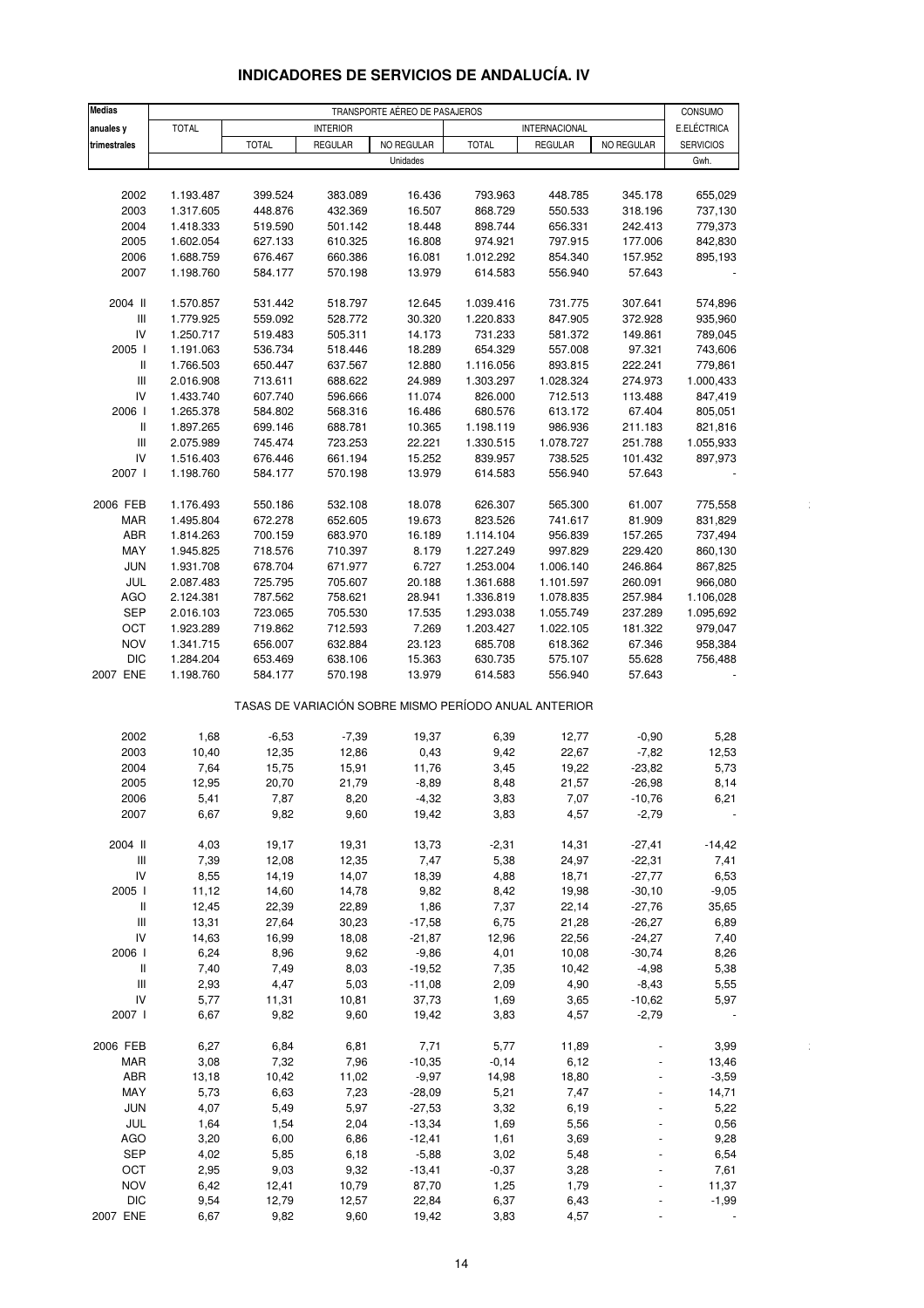# INDICADORES DE SERVICIOS DE ANDALUCÍA. IV

| Medias anuales y trimestrales | TRANSPORTE AÉREO DE PASAJEROS | | | | | | | CONSUMO E.ELÉCTRICA SERVICIOS |
|---|---|---|---|---|---|---|---|---|
| | TOTAL | INTERIOR | | | INTERNACIONAL | | | |
| | | TOTAL | REGULAR | NO REGULAR | TOTAL | REGULAR | NO REGULAR | |
| | Unidades | | | | | | | Gwh. |
| 2002 | 1.193.487 | 399.524 | 383.089 | 16.436 | 793.963 | 448.785 | 345.178 | 655,029 |
| 2003 | 1.317.605 | 448.876 | 432.369 | 16.507 | 868.729 | 550.533 | 318.196 | 737,130 |
| 2004 | 1.418.333 | 519.590 | 501.142 | 18.448 | 898.744 | 656.331 | 242.413 | 779,373 |
| 2005 | 1.602.054 | 627.133 | 610.325 | 16.808 | 974.921 | 797.915 | 177.006 | 842,830 |
| 2006 | 1.688.759 | 676.467 | 660.386 | 16.081 | 1.012.292 | 854.340 | 157.952 | 895,193 |
| 2007 | 1.198.760 | 584.177 | 570.198 | 13.979 | 614.583 | 556.940 | 57.643 | - |
| 2004 II | 1.570.857 | 531.442 | 518.797 | 12.645 | 1.039.416 | 731.775 | 307.641 | 574,896 |
| III | 1.779.925 | 559.092 | 528.772 | 30.320 | 1.220.833 | 847.905 | 372.928 | 935,960 |
| IV | 1.250.717 | 519.483 | 505.311 | 14.173 | 731.233 | 581.372 | 149.861 | 789,045 |
| 2005 I | 1.191.063 | 536.734 | 518.446 | 18.289 | 654.329 | 557.008 | 97.321 | 743,606 |
| II | 1.766.503 | 650.447 | 637.567 | 12.880 | 1.116.056 | 893.815 | 222.241 | 779,861 |
| III | 2.016.908 | 713.611 | 688.622 | 24.989 | 1.303.297 | 1.028.324 | 274.973 | 1.000,433 |
| IV | 1.433.740 | 607.740 | 596.666 | 11.074 | 826.000 | 712.513 | 113.488 | 847,419 |
| 2006 I | 1.265.378 | 584.802 | 568.316 | 16.486 | 680.576 | 613.172 | 67.404 | 805,051 |
| II | 1.897.265 | 699.146 | 688.781 | 10.365 | 1.198.119 | 986.936 | 211.183 | 821,816 |
| III | 2.075.989 | 745.474 | 723.253 | 22.221 | 1.330.515 | 1.078.727 | 251.788 | 1.055,933 |
| IV | 1.516.403 | 676.446 | 661.194 | 15.252 | 839.957 | 738.525 | 101.432 | 897,973 |
| 2007 I | 1.198.760 | 584.177 | 570.198 | 13.979 | 614.583 | 556.940 | 57.643 | - |
| 2006 FEB | 1.176.493 | 550.186 | 532.108 | 18.078 | 626.307 | 565.300 | 61.007 | 775,558 |
| MAR | 1.495.804 | 672.278 | 652.605 | 19.673 | 823.526 | 741.617 | 81.909 | 831,829 |
| ABR | 1.814.263 | 700.159 | 683.970 | 16.189 | 1.114.104 | 956.839 | 157.265 | 737,494 |
| MAY | 1.945.825 | 718.576 | 710.397 | 8.179 | 1.227.249 | 997.829 | 229.420 | 860,130 |
| JUN | 1.931.708 | 678.704 | 671.977 | 6.727 | 1.253.004 | 1.006.140 | 246.864 | 867,825 |
| JUL | 2.087.483 | 725.795 | 705.607 | 20.188 | 1.361.688 | 1.101.597 | 260.091 | 966,080 |
| AGO | 2.124.381 | 787.562 | 758.621 | 28.941 | 1.336.819 | 1.078.835 | 257.984 | 1.106,028 |
| SEP | 2.016.103 | 723.065 | 705.530 | 17.535 | 1.293.038 | 1.055.749 | 237.289 | 1.095,692 |
| OCT | 1.923.289 | 719.862 | 712.593 | 7.269 | 1.203.427 | 1.022.105 | 181.322 | 979,047 |
| NOV | 1.341.715 | 656.007 | 632.884 | 23.123 | 685.708 | 618.362 | 67.346 | 958,384 |
| DIC | 1.284.204 | 653.469 | 638.106 | 15.363 | 630.735 | 575.107 | 55.628 | 756,488 |
| 2007 ENE | 1.198.760 | 584.177 | 570.198 | 13.979 | 614.583 | 556.940 | 57.643 | - |
| TASAS DE VARIACIÓN SOBRE MISMO PERÍODO ANUAL ANTERIOR | | | | | | | | |
| 2002 | 1,68 | -6,53 | -7,39 | 19,37 | 6,39 | 12,77 | -0,90 | 5,28 |
| 2003 | 10,40 | 12,35 | 12,86 | 0,43 | 9,42 | 22,67 | -7,82 | 12,53 |
| 2004 | 7,64 | 15,75 | 15,91 | 11,76 | 3,45 | 19,22 | -23,82 | 5,73 |
| 2005 | 12,95 | 20,70 | 21,79 | -8,89 | 8,48 | 21,57 | -26,98 | 8,14 |
| 2006 | 5,41 | 7,87 | 8,20 | -4,32 | 3,83 | 7,07 | -10,76 | 6,21 |
| 2007 | 6,67 | 9,82 | 9,60 | 19,42 | 3,83 | 4,57 | -2,79 | - |
| 2004 II | 4,03 | 19,17 | 19,31 | 13,73 | -2,31 | 14,31 | -27,41 | -14,42 |
| III | 7,39 | 12,08 | 12,35 | 7,47 | 5,38 | 24,97 | -22,31 | 7,41 |
| IV | 8,55 | 14,19 | 14,07 | 18,39 | 4,88 | 18,71 | -27,77 | 6,53 |
| 2005 I | 11,12 | 14,60 | 14,78 | 9,82 | 8,42 | 19,98 | -30,10 | -9,05 |
| II | 12,45 | 22,39 | 22,89 | 1,86 | 7,37 | 22,14 | -27,76 | 35,65 |
| III | 13,31 | 27,64 | 30,23 | -17,58 | 6,75 | 21,28 | -26,27 | 6,89 |
| IV | 14,63 | 16,99 | 18,08 | -21,87 | 12,96 | 22,56 | -24,27 | 7,40 |
| 2006 I | 6,24 | 8,96 | 9,62 | -9,86 | 4,01 | 10,08 | -30,74 | 8,26 |
| II | 7,40 | 7,49 | 8,03 | -19,52 | 7,35 | 10,42 | -4,98 | 5,38 |
| III | 2,93 | 4,47 | 5,03 | -11,08 | 2,09 | 4,90 | -8,43 | 5,55 |
| IV | 5,77 | 11,31 | 10,81 | 37,73 | 1,69 | 3,65 | -10,62 | 5,97 |
| 2007 I | 6,67 | 9,82 | 9,60 | 19,42 | 3,83 | 4,57 | -2,79 | - |
| 2006 FEB | 6,27 | 6,84 | 6,81 | 7,71 | 5,77 | 11,89 | - | 3,99 |
| MAR | 3,08 | 7,32 | 7,96 | -10,35 | -0,14 | 6,12 | - | 13,46 |
| ABR | 13,18 | 10,42 | 11,02 | -9,97 | 14,98 | 18,80 | - | -3,59 |
| MAY | 5,73 | 6,63 | 7,23 | -28,09 | 5,21 | 7,47 | - | 14,71 |
| JUN | 4,07 | 5,49 | 5,97 | -27,53 | 3,32 | 6,19 | - | 5,22 |
| JUL | 1,64 | 1,54 | 2,04 | -13,34 | 1,69 | 5,56 | - | 0,56 |
| AGO | 3,20 | 6,00 | 6,86 | -12,41 | 1,61 | 3,69 | - | 9,28 |
| SEP | 4,02 | 5,85 | 6,18 | -5,88 | 3,02 | 5,48 | - | 6,54 |
| OCT | 2,95 | 9,03 | 9,32 | -13,41 | -0,37 | 3,28 | - | 7,61 |
| NOV | 6,42 | 12,41 | 10,79 | 87,70 | 1,25 | 1,79 | - | 11,37 |
| DIC | 9,54 | 12,79 | 12,57 | 22,84 | 6,37 | 6,43 | - | -1,99 |
| 2007 ENE | 6,67 | 9,82 | 9,60 | 19,42 | 3,83 | 4,57 | - | - |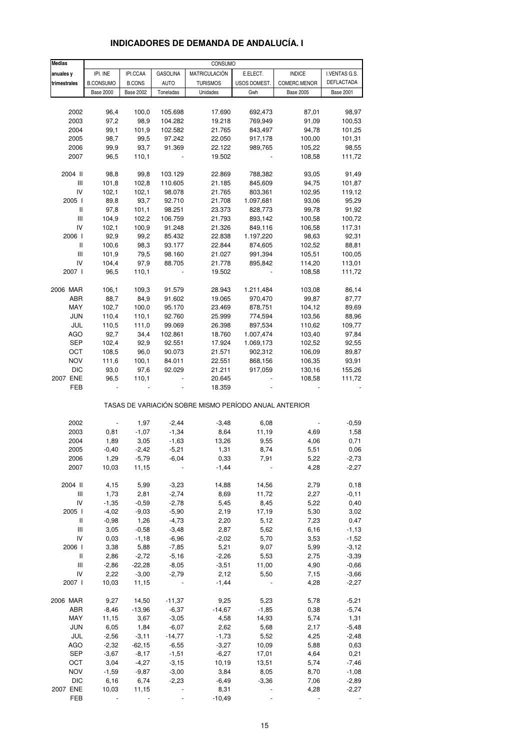# INDICADORES DE DEMANDA DE ANDALUCÍA. I

| Medias anuales y trimestrales | CONSUMO | | | | | | |
|---|---|---|---|---|---|---|---|
| | IPI. INE B.CONSUMO | IPI.CCAA B.CONS | GASOLINA AUTO | MATRICULACIÓN TURISMOS | E.ELECT. USOS DOMEST. | INDICE COMERC.MENOR | I.VENTAS G.S. DEFLACTADA |
| | Base 2000 | Base 2002 | Toneladas | Unidades | Gwh | Base 2005 | Base 2001 |
| 2002 | 96,4 | 100,0 | 105.698 | 17.690 | 692,473 | 87,01 | 98,97 |
| 2003 | 97,2 | 98,9 | 104.282 | 19.218 | 769,949 | 91,09 | 100,53 |
| 2004 | 99,1 | 101,9 | 102.582 | 21.765 | 843,497 | 94,78 | 101,25 |
| 2005 | 98,7 | 99,5 | 97.242 | 22.050 | 917,178 | 100,00 | 101,31 |
| 2006 | 99,9 | 93,7 | 91.369 | 22.122 | 989,765 | 105,22 | 98,55 |
| 2007 | 96,5 | 110,1 | - | 19.502 | - | 108,58 | 111,72 |
| 2004 II | 98,8 | 99,8 | 103.129 | 22.869 | 788,382 | 93,05 | 91,49 |
| III | 101,8 | 102,8 | 110.605 | 21.185 | 845,609 | 94,75 | 101,87 |
| IV | 102,1 | 102,1 | 98.078 | 21.765 | 803,361 | 102,95 | 119,12 |
| 2005 I | 89,8 | 93,7 | 92.710 | 21.708 | 1.097,681 | 93,06 | 95,29 |
| II | 97,8 | 101,1 | 98.251 | 23.373 | 828,773 | 99,78 | 91,92 |
| III | 104,9 | 102,2 | 106.759 | 21.793 | 893,142 | 100,58 | 100,72 |
| IV | 102,1 | 100,9 | 91.248 | 21.326 | 849,116 | 106,58 | 117,31 |
| 2006 I | 92,9 | 99,2 | 85.432 | 22.838 | 1.197,220 | 98,63 | 92,31 |
| II | 100,6 | 98,3 | 93.177 | 22.844 | 874,605 | 102,52 | 88,81 |
| III | 101,9 | 79,5 | 98.160 | 21.027 | 991,394 | 105,51 | 100,05 |
| IV | 104,4 | 97,9 | 88.705 | 21.778 | 895,842 | 114,20 | 113,01 |
| 2007 I | 96,5 | 110,1 | - | 19.502 | - | 108,58 | 111,72 |
| 2006 MAR | 106,1 | 109,3 | 91.579 | 28.943 | 1.211,484 | 103,08 | 86,14 |
| ABR | 88,7 | 84,9 | 91.602 | 19.065 | 970,470 | 99,87 | 87,77 |
| MAY | 102,7 | 100,0 | 95.170 | 23.469 | 878,751 | 104,12 | 89,69 |
| JUN | 110,4 | 110,1 | 92.760 | 25.999 | 774,594 | 103,56 | 88,96 |
| JUL | 110,5 | 111,0 | 99.069 | 26.398 | 897,534 | 110,62 | 109,77 |
| AGO | 92,7 | 34,4 | 102.861 | 18.760 | 1.007,474 | 103,40 | 97,84 |
| SEP | 102,4 | 92,9 | 92.551 | 17.924 | 1.069,173 | 102,52 | 92,55 |
| OCT | 108,5 | 96,0 | 90.073 | 21.571 | 902,312 | 106,09 | 89,87 |
| NOV | 111,6 | 100,1 | 84.011 | 22.551 | 868,156 | 106,35 | 93,91 |
| DIC | 93,0 | 97,6 | 92.029 | 21.211 | 917,059 | 130,16 | 155,26 |
| 2007 ENE | 96,5 | 110,1 | - | 20.645 | - | 108,58 | 111,72 |
| FEB | - | - | - | 18.359 | - | - | - |

TASAS DE VARIACIÓN SOBRE MISMO PERÍODO ANUAL ANTERIOR

| | IPI. INE B.CONSUMO | IPI.CCAA B.CONS | GASOLINA AUTO | MATRICULACIÓN TURISMOS | E.ELECT. USOS DOMEST. | INDICE COMERC.MENOR | I.VENTAS G.S. DEFLACTADA |
|---|---|---|---|---|---|---|---|
| 2002 | - | 1,97 | -2,44 | -3,48 | 6,08 | - | -0,59 |
| 2003 | 0,81 | -1,07 | -1,34 | 8,64 | 11,19 | 4,69 | 1,58 |
| 2004 | 1,89 | 3,05 | -1,63 | 13,26 | 9,55 | 4,06 | 0,71 |
| 2005 | -0,40 | -2,42 | -5,21 | 1,31 | 8,74 | 5,51 | 0,06 |
| 2006 | 1,29 | -5,79 | -6,04 | 0,33 | 7,91 | 5,22 | -2,73 |
| 2007 | 10,03 | 11,15 | - | -1,44 | - | 4,28 | -2,27 |
| 2004 II | 4,15 | 5,99 | -3,23 | 14,88 | 14,56 | 2,79 | 0,18 |
| III | 1,73 | 2,81 | -2,74 | 8,69 | 11,72 | 2,27 | -0,11 |
| IV | -1,35 | -0,59 | -2,78 | 5,45 | 8,45 | 5,22 | 0,40 |
| 2005 I | -4,02 | -9,03 | -5,90 | 2,19 | 17,19 | 5,30 | 3,02 |
| II | -0,98 | 1,26 | -4,73 | 2,20 | 5,12 | 7,23 | 0,47 |
| III | 3,05 | -0,58 | -3,48 | 2,87 | 5,62 | 6,16 | -1,13 |
| IV | 0,03 | -1,18 | -6,96 | -2,02 | 5,70 | 3,53 | -1,52 |
| 2006 I | 3,38 | 5,88 | -7,85 | 5,21 | 9,07 | 5,99 | -3,12 |
| II | 2,86 | -2,72 | -5,16 | -2,26 | 5,53 | 2,75 | -3,39 |
| III | -2,86 | -22,28 | -8,05 | -3,51 | 11,00 | 4,90 | -0,66 |
| IV | 2,22 | -3,00 | -2,79 | 2,12 | 5,50 | 7,15 | -3,66 |
| 2007 I | 10,03 | 11,15 | - | -1,44 | - | 4,28 | -2,27 |
| 2006 MAR | 9,27 | 14,50 | -11,37 | 9,25 | 5,23 | 5,78 | -5,21 |
| ABR | -8,46 | -13,96 | -6,37 | -14,67 | -1,85 | 0,38 | -5,74 |
| MAY | 11,15 | 3,67 | -3,05 | 4,58 | 14,93 | 5,74 | 1,31 |
| JUN | 6,05 | 1,84 | -6,07 | 2,62 | 5,68 | 2,17 | -5,48 |
| JUL | -2,56 | -3,11 | -14,77 | -1,73 | 5,52 | 4,25 | -2,48 |
| AGO | -2,32 | -62,15 | -6,55 | -3,27 | 10,09 | 5,88 | 0,63 |
| SEP | -3,67 | -8,17 | -1,51 | -6,27 | 17,01 | 4,64 | 0,21 |
| OCT | 3,04 | -4,27 | -3,15 | 10,19 | 13,51 | 5,74 | -7,46 |
| NOV | -1,59 | -9,87 | -3,00 | 3,84 | 8,05 | 8,70 | -1,08 |
| DIC | 6,16 | 6,74 | -2,23 | -6,49 | -3,36 | 7,06 | -2,89 |
| 2007 ENE | 10,03 | 11,15 | - | 8,31 | - | 4,28 | -2,27 |
| FEB | - | - | - | -10,49 | - | - | - |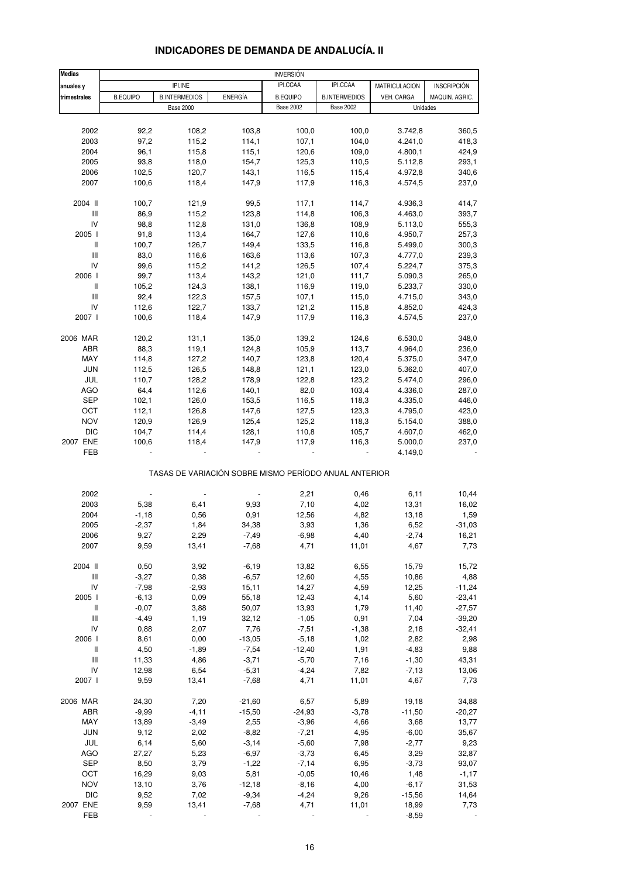# INDICADORES DE DEMANDA DE ANDALUCÍA. II

| Medias anuales y trimestrales | INVERSIÓN | | | | | | |
|---|---|---|---|---|---|---|---|
| | IPI.INE | | | IPI.CCAA | IPI.CCAA | MATRICULACION | INSCRIPCIÓN |
| | B.EQUIPO | B.INTERMEDIOS | ENERGÍA | B.EQUIPO | B.INTERMEDIOS | VEH. CARGA | MAQUIN. AGRIC. |
| | Base 2000 | | | Base 2002 | Base 2002 | Unidades | |
| 2002 | 92,2 | 108,2 | 103,8 | 100,0 | 100,0 | 3.742,8 | 360,5 |
| 2003 | 97,2 | 115,2 | 114,1 | 107,1 | 104,0 | 4.241,0 | 418,3 |
| 2004 | 96,1 | 115,8 | 115,1 | 120,6 | 109,0 | 4.800,1 | 424,9 |
| 2005 | 93,8 | 118,0 | 154,7 | 125,3 | 110,5 | 5.112,8 | 293,1 |
| 2006 | 102,5 | 120,7 | 143,1 | 116,5 | 115,4 | 4.972,8 | 340,6 |
| 2007 | 100,6 | 118,4 | 147,9 | 117,9 | 116,3 | 4.574,5 | 237,0 |
| 2004 II | 100,7 | 121,9 | 99,5 | 117,1 | 114,7 | 4.936,3 | 414,7 |
| III | 86,9 | 115,2 | 123,8 | 114,8 | 106,3 | 4.463,0 | 393,7 |
| IV | 98,8 | 112,8 | 131,0 | 136,8 | 108,9 | 5.113,0 | 555,3 |
| 2005 I | 91,8 | 113,4 | 164,7 | 127,6 | 110,6 | 4.950,7 | 257,3 |
| II | 100,7 | 126,7 | 149,4 | 133,5 | 116,8 | 5.499,0 | 300,3 |
| III | 83,0 | 116,6 | 163,6 | 113,6 | 107,3 | 4.777,0 | 239,3 |
| IV | 99,6 | 115,2 | 141,2 | 126,5 | 107,4 | 5.224,7 | 375,3 |
| 2006 I | 99,7 | 113,4 | 143,2 | 121,0 | 111,7 | 5.090,3 | 265,0 |
| II | 105,2 | 124,3 | 138,1 | 116,9 | 119,0 | 5.233,7 | 330,0 |
| III | 92,4 | 122,3 | 157,5 | 107,1 | 115,0 | 4.715,0 | 343,0 |
| IV | 112,6 | 122,7 | 133,7 | 121,2 | 115,8 | 4.852,0 | 424,3 |
| 2007 I | 100,6 | 118,4 | 147,9 | 117,9 | 116,3 | 4.574,5 | 237,0 |
| 2006 MAR | 120,2 | 131,1 | 135,0 | 139,2 | 124,6 | 6.530,0 | 348,0 |
| ABR | 88,3 | 119,1 | 124,8 | 105,9 | 113,7 | 4.964,0 | 236,0 |
| MAY | 114,8 | 127,2 | 140,7 | 123,8 | 120,4 | 5.375,0 | 347,0 |
| JUN | 112,5 | 126,5 | 148,8 | 121,1 | 123,0 | 5.362,0 | 407,0 |
| JUL | 110,7 | 128,2 | 178,9 | 122,8 | 123,2 | 5.474,0 | 296,0 |
| AGO | 64,4 | 112,6 | 140,1 | 82,0 | 103,4 | 4.336,0 | 287,0 |
| SEP | 102,1 | 126,0 | 153,5 | 116,5 | 118,3 | 4.335,0 | 446,0 |
| OCT | 112,1 | 126,8 | 147,6 | 127,5 | 123,3 | 4.795,0 | 423,0 |
| NOV | 120,9 | 126,9 | 125,4 | 125,2 | 118,3 | 5.154,0 | 388,0 |
| DIC | 104,7 | 114,4 | 128,1 | 110,8 | 105,7 | 4.607,0 | 462,0 |
| 2007 ENE | 100,6 | 118,4 | 147,9 | 117,9 | 116,3 | 5.000,0 | 237,0 |
| FEB | - | - | - | - | - | 4.149,0 | - |
| TASAS DE VARIACIÓN SOBRE MISMO PERÍODO ANUAL ANTERIOR | | | | | | | |
| 2002 | - | - | - | 2,21 | 0,46 | 6,11 | 10,44 |
| 2003 | 5,38 | 6,41 | 9,93 | 7,10 | 4,02 | 13,31 | 16,02 |
| 2004 | -1,18 | 0,56 | 0,91 | 12,56 | 4,82 | 13,18 | 1,59 |
| 2005 | -2,37 | 1,84 | 34,38 | 3,93 | 1,36 | 6,52 | -31,03 |
| 2006 | 9,27 | 2,29 | -7,49 | -6,98 | 4,40 | -2,74 | 16,21 |
| 2007 | 9,59 | 13,41 | -7,68 | 4,71 | 11,01 | 4,67 | 7,73 |
| 2004 II | 0,50 | 3,92 | -6,19 | 13,82 | 6,55 | 15,79 | 15,72 |
| III | -3,27 | 0,38 | -6,57 | 12,60 | 4,55 | 10,86 | 4,88 |
| IV | -7,98 | -2,93 | 15,11 | 14,27 | 4,59 | 12,25 | -11,24 |
| 2005 I | -6,13 | 0,09 | 55,18 | 12,43 | 4,14 | 5,60 | -23,41 |
| II | -0,07 | 3,88 | 50,07 | 13,93 | 1,79 | 11,40 | -27,57 |
| III | -4,49 | 1,19 | 32,12 | -1,05 | 0,91 | 7,04 | -39,20 |
| IV | 0,88 | 2,07 | 7,76 | -7,51 | -1,38 | 2,18 | -32,41 |
| 2006 I | 8,61 | 0,00 | -13,05 | -5,18 | 1,02 | 2,82 | 2,98 |
| II | 4,50 | -1,89 | -7,54 | -12,40 | 1,91 | -4,83 | 9,88 |
| III | 11,33 | 4,86 | -3,71 | -5,70 | 7,16 | -1,30 | 43,31 |
| IV | 12,98 | 6,54 | -5,31 | -4,24 | 7,82 | -7,13 | 13,06 |
| 2007 I | 9,59 | 13,41 | -7,68 | 4,71 | 11,01 | 4,67 | 7,73 |
| 2006 MAR | 24,30 | 7,20 | -21,60 | 6,57 | 5,89 | 19,18 | 34,88 |
| ABR | -9,99 | -4,11 | -15,50 | -24,93 | -3,78 | -11,50 | -20,27 |
| MAY | 13,89 | -3,49 | 2,55 | -3,96 | 4,66 | 3,68 | 13,77 |
| JUN | 9,12 | 2,02 | -8,82 | -7,21 | 4,95 | -6,00 | 35,67 |
| JUL | 6,14 | 5,60 | -3,14 | -5,60 | 7,98 | -2,77 | 9,23 |
| AGO | 27,27 | 5,23 | -6,97 | -3,73 | 6,45 | 3,29 | 32,87 |
| SEP | 8,50 | 3,79 | -1,22 | -7,14 | 6,95 | -3,73 | 93,07 |
| OCT | 16,29 | 9,03 | 5,81 | -0,05 | 10,46 | 1,48 | -1,17 |
| NOV | 13,10 | 3,76 | -12,18 | -8,16 | 4,00 | -6,17 | 31,53 |
| DIC | 9,52 | 7,02 | -9,34 | -4,24 | 9,26 | -15,56 | 14,64 |
| 2007 ENE | 9,59 | 13,41 | -7,68 | 4,71 | 11,01 | 18,99 | 7,73 |
| FEB | - | - | - | - | - | -8,59 | - |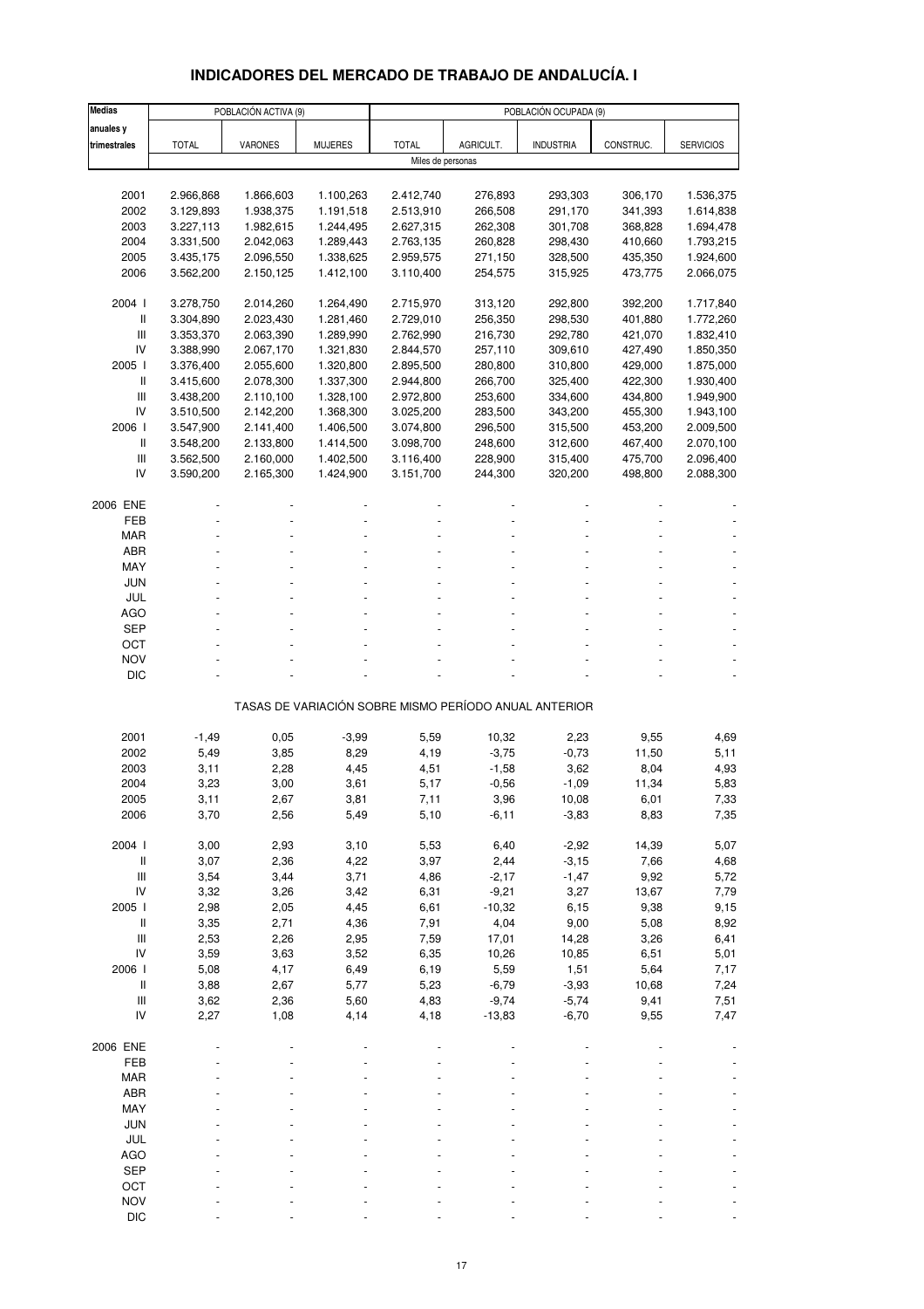# INDICADORES DEL MERCADO DE TRABAJO DE ANDALUCÍA. I

| Medias anuales y trimestrales | POBLACIÓN ACTIVA (9) | | | POBLACIÓN OCUPADA (9) | | | | |
|---|---|---|---|---|---|---|---|---|
| | TOTAL | VARONES | MUJERES | TOTAL | AGRICULT. | INDUSTRIA | CONSTRUC. | SERVICIOS |
| | Miles de personas | | | | | | | |
| 2001 | 2.966,868 | 1.866,603 | 1.100,263 | 2.412,740 | 276,893 | 293,303 | 306,170 | 1.536,375 |
| 2002 | 3.129,893 | 1.938,375 | 1.191,518 | 2.513,910 | 266,508 | 291,170 | 341,393 | 1.614,838 |
| 2003 | 3.227,113 | 1.982,615 | 1.244,495 | 2.627,315 | 262,308 | 301,708 | 368,828 | 1.694,478 |
| 2004 | 3.331,500 | 2.042,063 | 1.289,443 | 2.763,135 | 260,828 | 298,430 | 410,660 | 1.793,215 |
| 2005 | 3.435,175 | 2.096,550 | 1.338,625 | 2.959,575 | 271,150 | 328,500 | 435,350 | 1.924,600 |
| 2006 | 3.562,200 | 2.150,125 | 1.412,100 | 3.110,400 | 254,575 | 315,925 | 473,775 | 2.066,075 |
| 2004 I | 3.278,750 | 2.014,260 | 1.264,490 | 2.715,970 | 313,120 | 292,800 | 392,200 | 1.717,840 |
| II | 3.304,890 | 2.023,430 | 1.281,460 | 2.729,010 | 256,350 | 298,530 | 401,880 | 1.772,260 |
| III | 3.353,370 | 2.063,390 | 1.289,990 | 2.762,990 | 216,730 | 292,780 | 421,070 | 1.832,410 |
| IV | 3.388,990 | 2.067,170 | 1.321,830 | 2.844,570 | 257,110 | 309,610 | 427,490 | 1.850,350 |
| 2005 I | 3.376,400 | 2.055,600 | 1.320,800 | 2.895,500 | 280,800 | 310,800 | 429,000 | 1.875,000 |
| II | 3.415,600 | 2.078,300 | 1.337,300 | 2.944,800 | 266,700 | 325,400 | 422,300 | 1.930,400 |
| III | 3.438,200 | 2.110,100 | 1.328,100 | 2.972,800 | 253,600 | 334,600 | 434,800 | 1.949,900 |
| IV | 3.510,500 | 2.142,200 | 1.368,300 | 3.025,200 | 283,500 | 343,200 | 455,300 | 1.943,100 |
| 2006 I | 3.547,900 | 2.141,400 | 1.406,500 | 3.074,800 | 296,500 | 315,500 | 453,200 | 2.009,500 |
| II | 3.548,200 | 2.133,800 | 1.414,500 | 3.098,700 | 248,600 | 312,600 | 467,400 | 2.070,100 |
| III | 3.562,500 | 2.160,000 | 1.402,500 | 3.116,400 | 228,900 | 315,400 | 475,700 | 2.096,400 |
| IV | 3.590,200 | 2.165,300 | 1.424,900 | 3.151,700 | 244,300 | 320,200 | 498,800 | 2.088,300 |
| 2006 ENE | - | - | - | - | - | - | - | - |
| FEB | - | - | - | - | - | - | - | - |
| MAR | - | - | - | - | - | - | - | - |
| ABR | - | - | - | - | - | - | - | - |
| MAY | - | - | - | - | - | - | - | - |
| JUN | - | - | - | - | - | - | - | - |
| JUL | - | - | - | - | - | - | - | - |
| AGO | - | - | - | - | - | - | - | - |
| SEP | - | - | - | - | - | - | - | - |
| OCT | - | - | - | - | - | - | - | - |
| NOV | - | - | - | - | - | - | - | - |
| DIC | - | - | - | - | - | - | - | - |
| | TASAS DE VARIACIÓN SOBRE MISMO PERÍODO ANUAL ANTERIOR | | | | | | | |
| 2001 | -1,49 | 0,05 | -3,99 | 5,59 | 10,32 | 2,23 | 9,55 | 4,69 |
| 2002 | 5,49 | 3,85 | 8,29 | 4,19 | -3,75 | -0,73 | 11,50 | 5,11 |
| 2003 | 3,11 | 2,28 | 4,45 | 4,51 | -1,58 | 3,62 | 8,04 | 4,93 |
| 2004 | 3,23 | 3,00 | 3,61 | 5,17 | -0,56 | -1,09 | 11,34 | 5,83 |
| 2005 | 3,11 | 2,67 | 3,81 | 7,11 | 3,96 | 10,08 | 6,01 | 7,33 |
| 2006 | 3,70 | 2,56 | 5,49 | 5,10 | -6,11 | -3,83 | 8,83 | 7,35 |
| 2004 I | 3,00 | 2,93 | 3,10 | 5,53 | 6,40 | -2,92 | 14,39 | 5,07 |
| II | 3,07 | 2,36 | 4,22 | 3,97 | 2,44 | -3,15 | 7,66 | 4,68 |
| III | 3,54 | 3,44 | 3,71 | 4,86 | -2,17 | -1,47 | 9,92 | 5,72 |
| IV | 3,32 | 3,26 | 3,42 | 6,31 | -9,21 | 3,27 | 13,67 | 7,79 |
| 2005 I | 2,98 | 2,05 | 4,45 | 6,61 | -10,32 | 6,15 | 9,38 | 9,15 |
| II | 3,35 | 2,71 | 4,36 | 7,91 | 4,04 | 9,00 | 5,08 | 8,92 |
| III | 2,53 | 2,26 | 2,95 | 7,59 | 17,01 | 14,28 | 3,26 | 6,41 |
| IV | 3,59 | 3,63 | 3,52 | 6,35 | 10,26 | 10,85 | 6,51 | 5,01 |
| 2006 I | 5,08 | 4,17 | 6,49 | 6,19 | 5,59 | 1,51 | 5,64 | 7,17 |
| II | 3,88 | 2,67 | 5,77 | 5,23 | -6,79 | -3,93 | 10,68 | 7,24 |
| III | 3,62 | 2,36 | 5,60 | 4,83 | -9,74 | -5,74 | 9,41 | 7,51 |
| IV | 2,27 | 1,08 | 4,14 | 4,18 | -13,83 | -6,70 | 9,55 | 7,47 |
| 2006 ENE | - | - | - | - | - | - | - | - |
| FEB | - | - | - | - | - | - | - | - |
| MAR | - | - | - | - | - | - | - | - |
| ABR | - | - | - | - | - | - | - | - |
| MAY | - | - | - | - | - | - | - | - |
| JUN | - | - | - | - | - | - | - | - |
| JUL | - | - | - | - | - | - | - | - |
| AGO | - | - | - | - | - | - | - | - |
| SEP | - | - | - | - | - | - | - | - |
| OCT | - | - | - | - | - | - | - | - |
| NOV | - | - | - | - | - | - | - | - |
| DIC | - | - | - | - | - | - | - | - |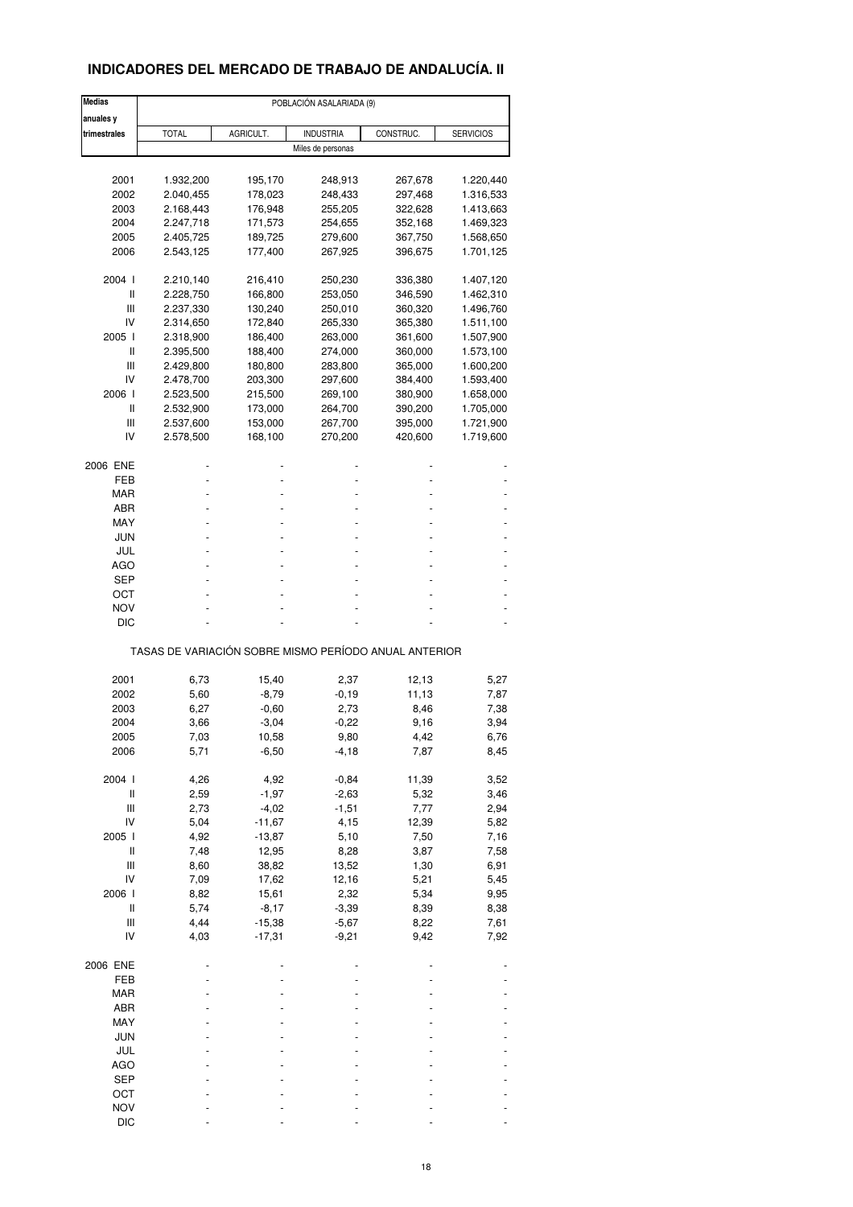# INDICADORES DEL MERCADO DE TRABAJO DE ANDALUCÍA. II

| Medias anuales y trimestrales | POBLACIÓN ASALARIADA (9) | | | | |
|---|---|---|---|---|---|
| | TOTAL | AGRICULT. | INDUSTRIA | CONSTRUC. | SERVICIOS |
| | Miles de personas | | | | |
| 2001 | 1.932,200 | 195,170 | 248,913 | 267,678 | 1.220,440 |
| 2002 | 2.040,455 | 178,023 | 248,433 | 297,468 | 1.316,533 |
| 2003 | 2.168,443 | 176,948 | 255,205 | 322,628 | 1.413,663 |
| 2004 | 2.247,718 | 171,573 | 254,655 | 352,168 | 1.469,323 |
| 2005 | 2.405,725 | 189,725 | 279,600 | 367,750 | 1.568,650 |
| 2006 | 2.543,125 | 177,400 | 267,925 | 396,675 | 1.701,125 |
| 2004 I | 2.210,140 | 216,410 | 250,230 | 336,380 | 1.407,120 |
| II | 2.228,750 | 166,800 | 253,050 | 346,590 | 1.462,310 |
| III | 2.237,330 | 130,240 | 250,010 | 360,320 | 1.496,760 |
| IV | 2.314,650 | 172,840 | 265,330 | 365,380 | 1.511,100 |
| 2005 I | 2.318,900 | 186,400 | 263,000 | 361,600 | 1.507,900 |
| II | 2.395,500 | 188,400 | 274,000 | 360,000 | 1.573,100 |
| III | 2.429,800 | 180,800 | 283,800 | 365,000 | 1.600,200 |
| IV | 2.478,700 | 203,300 | 297,600 | 384,400 | 1.593,400 |
| 2006 I | 2.523,500 | 215,500 | 269,100 | 380,900 | 1.658,000 |
| II | 2.532,900 | 173,000 | 264,700 | 390,200 | 1.705,000 |
| III | 2.537,600 | 153,000 | 267,700 | 395,000 | 1.721,900 |
| IV | 2.578,500 | 168,100 | 270,200 | 420,600 | 1.719,600 |
| 2006 ENE | - | - | - | - | - |
| FEB | - | - | - | - | - |
| MAR | - | - | - | - | - |
| ABR | - | - | - | - | - |
| MAY | - | - | - | - | - |
| JUN | - | - | - | - | - |
| JUL | - | - | - | - | - |
| AGO | - | - | - | - | - |
| SEP | - | - | - | - | - |
| OCT | - | - | - | - | - |
| NOV | - | - | - | - | - |
| DIC | - | - | - | - | - |
| | TASAS DE VARIACIÓN SOBRE MISMO PERÍODO ANUAL ANTERIOR | | | | |
| 2001 | 6,73 | 15,40 | 2,37 | 12,13 | 5,27 |
| 2002 | 5,60 | -8,79 | -0,19 | 11,13 | 7,87 |
| 2003 | 6,27 | -0,60 | 2,73 | 8,46 | 7,38 |
| 2004 | 3,66 | -3,04 | -0,22 | 9,16 | 3,94 |
| 2005 | 7,03 | 10,58 | 9,80 | 4,42 | 6,76 |
| 2006 | 5,71 | -6,50 | -4,18 | 7,87 | 8,45 |
| 2004 I | 4,26 | 4,92 | -0,84 | 11,39 | 3,52 |
| II | 2,59 | -1,97 | -2,63 | 5,32 | 3,46 |
| III | 2,73 | -4,02 | -1,51 | 7,77 | 2,94 |
| IV | 5,04 | -11,67 | 4,15 | 12,39 | 5,82 |
| 2005 I | 4,92 | -13,87 | 5,10 | 7,50 | 7,16 |
| II | 7,48 | 12,95 | 8,28 | 3,87 | 7,58 |
| III | 8,60 | 38,82 | 13,52 | 1,30 | 6,91 |
| IV | 7,09 | 17,62 | 12,16 | 5,21 | 5,45 |
| 2006 I | 8,82 | 15,61 | 2,32 | 5,34 | 9,95 |
| II | 5,74 | -8,17 | -3,39 | 8,39 | 8,38 |
| III | 4,44 | -15,38 | -5,67 | 8,22 | 7,61 |
| IV | 4,03 | -17,31 | -9,21 | 9,42 | 7,92 |
| 2006 ENE | - | - | - | - | - |
| FEB | - | - | - | - | - |
| MAR | - | - | - | - | - |
| ABR | - | - | - | - | - |
| MAY | - | - | - | - | - |
| JUN | - | - | - | - | - |
| JUL | - | - | - | - | - |
| AGO | - | - | - | - | - |
| SEP | - | - | - | - | - |
| OCT | - | - | - | - | - |
| NOV | - | - | - | - | - |
| DIC | - | - | - | - | - |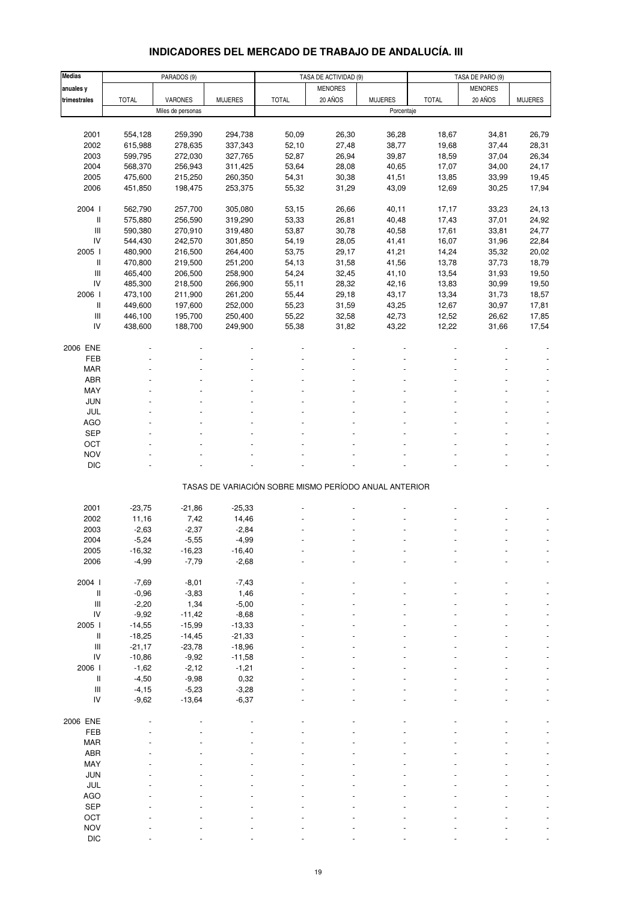# INDICADORES DEL MERCADO DE TRABAJO DE ANDALUCÍA. III

| Medias anuales y trimestrales | PARADOS (9) | | | TASA DE ACTIVIDAD (9) | | | TASA DE PARO (9) | | |
|---|---|---|---|---|---|---|---|---|---|
| | TOTAL | VARONES | MUJERES | TOTAL | MENORES 20 AÑOS | MUJERES | TOTAL | MENORES 20 AÑOS | MUJERES |
| | Miles de personas | | | Porcentaje | | | | | |
| 2001 | 554,128 | 259,390 | 294,738 | 50,09 | 26,30 | 36,28 | 18,67 | 34,81 | 26,79 |
| 2002 | 615,988 | 278,635 | 337,343 | 52,10 | 27,48 | 38,77 | 19,68 | 37,44 | 28,31 |
| 2003 | 599,795 | 272,030 | 327,765 | 52,87 | 26,94 | 39,87 | 18,59 | 37,04 | 26,34 |
| 2004 | 568,370 | 256,943 | 311,425 | 53,64 | 28,08 | 40,65 | 17,07 | 34,00 | 24,17 |
| 2005 | 475,600 | 215,250 | 260,350 | 54,31 | 30,38 | 41,51 | 13,85 | 33,99 | 19,45 |
| 2006 | 451,850 | 198,475 | 253,375 | 55,32 | 31,29 | 43,09 | 12,69 | 30,25 | 17,94 |
| 2004 I | 562,790 | 257,700 | 305,080 | 53,15 | 26,66 | 40,11 | 17,17 | 33,23 | 24,13 |
| II | 575,880 | 256,590 | 319,290 | 53,33 | 26,81 | 40,48 | 17,43 | 37,01 | 24,92 |
| III | 590,380 | 270,910 | 319,480 | 53,87 | 30,78 | 40,58 | 17,61 | 33,81 | 24,77 |
| IV | 544,430 | 242,570 | 301,850 | 54,19 | 28,05 | 41,41 | 16,07 | 31,96 | 22,84 |
| 2005 I | 480,900 | 216,500 | 264,400 | 53,75 | 29,17 | 41,21 | 14,24 | 35,32 | 20,02 |
| II | 470,800 | 219,500 | 251,200 | 54,13 | 31,58 | 41,56 | 13,78 | 37,73 | 18,79 |
| III | 465,400 | 206,500 | 258,900 | 54,24 | 32,45 | 41,10 | 13,54 | 31,93 | 19,50 |
| IV | 485,300 | 218,500 | 266,900 | 55,11 | 28,32 | 42,16 | 13,83 | 30,99 | 19,50 |
| 2006 I | 473,100 | 211,900 | 261,200 | 55,44 | 29,18 | 43,17 | 13,34 | 31,73 | 18,57 |
| II | 449,600 | 197,600 | 252,000 | 55,23 | 31,59 | 43,25 | 12,67 | 30,97 | 17,81 |
| III | 446,100 | 195,700 | 250,400 | 55,22 | 32,58 | 42,73 | 12,52 | 26,62 | 17,85 |
| IV | 438,600 | 188,700 | 249,900 | 55,38 | 31,82 | 43,22 | 12,22 | 31,66 | 17,54 |
| 2006 ENE | - | - | - | - | - | - | - | - | - |
| FEB | - | - | - | - | - | - | - | - | - |
| MAR | - | - | - | - | - | - | - | - | - |
| ABR | - | - | - | - | - | - | - | - | - |
| MAY | - | - | - | - | - | - | - | - | - |
| JUN | - | - | - | - | - | - | - | - | - |
| JUL | - | - | - | - | - | - | - | - | - |
| AGO | - | - | - | - | - | - | - | - | - |
| SEP | - | - | - | - | - | - | - | - | - |
| OCT | - | - | - | - | - | - | - | - | - |
| NOV | - | - | - | - | - | - | - | - | - |
| DIC | - | - | - | - | - | - | - | - | - |

TASAS DE VARIACIÓN SOBRE MISMO PERÍODO ANUAL ANTERIOR

| Medias anuales y trimestrales | PARADOS TOTAL | PARADOS VARONES | PARADOS MUJERES | ACTIVIDAD TOTAL | ACTIVIDAD MENORES 20 AÑOS | ACTIVIDAD MUJERES | PARO TOTAL | PARO MENORES 20 AÑOS | PARO MUJERES |
|---|---|---|---|---|---|---|---|---|---|
| 2001 | -23,75 | -21,86 | -25,33 | - | - | - | - | - | - |
| 2002 | 11,16 | 7,42 | 14,46 | - | - | - | - | - | - |
| 2003 | -2,63 | -2,37 | -2,84 | - | - | - | - | - | - |
| 2004 | -5,24 | -5,55 | -4,99 | - | - | - | - | - | - |
| 2005 | -16,32 | -16,23 | -16,40 | - | - | - | - | - | - |
| 2006 | -4,99 | -7,79 | -2,68 | - | - | - | - | - | - |
| 2004 I | -7,69 | -8,01 | -7,43 | - | - | - | - | - | - |
| II | -0,96 | -3,83 | 1,46 | - | - | - | - | - | - |
| III | -2,20 | 1,34 | -5,00 | - | - | - | - | - | - |
| IV | -9,92 | -11,42 | -8,68 | - | - | - | - | - | - |
| 2005 I | -14,55 | -15,99 | -13,33 | - | - | - | - | - | - |
| II | -18,25 | -14,45 | -21,33 | - | - | - | - | - | - |
| III | -21,17 | -23,78 | -18,96 | - | - | - | - | - | - |
| IV | -10,86 | -9,92 | -11,58 | - | - | - | - | - | - |
| 2006 I | -1,62 | -2,12 | -1,21 | - | - | - | - | - | - |
| II | -4,50 | -9,98 | 0,32 | - | - | - | - | - | - |
| III | -4,15 | -5,23 | -3,28 | - | - | - | - | - | - |
| IV | -9,62 | -13,64 | -6,37 | - | - | - | - | - | - |
| 2006 ENE | - | - | - | - | - | - | - | - | - |
| FEB | - | - | - | - | - | - | - | - | - |
| MAR | - | - | - | - | - | - | - | - | - |
| ABR | - | - | - | - | - | - | - | - | - |
| MAY | - | - | - | - | - | - | - | - | - |
| JUN | - | - | - | - | - | - | - | - | - |
| JUL | - | - | - | - | - | - | - | - | - |
| AGO | - | - | - | - | - | - | - | - | - |
| SEP | - | - | - | - | - | - | - | - | - |
| OCT | - | - | - | - | - | - | - | - | - |
| NOV | - | - | - | - | - | - | - | - | - |
| DIC | - | - | - | - | - | - | - | - | - |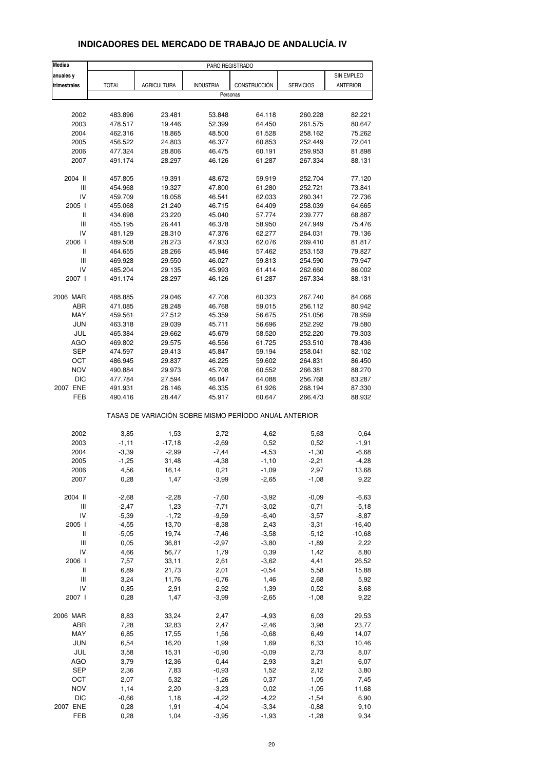# INDICADORES DEL MERCADO DE TRABAJO DE ANDALUCÍA. IV

| Medias anuales y trimestrales | PARO REGISTRADO | | | | | |
|---|---|---|---|---|---|---|
| | TOTAL | AGRICULTURA | INDUSTRIA | CONSTRUCCIÓN | SERVICIOS | SIN EMPLEO ANTERIOR |
| | Personas | | | | | |
| 2002 | 483.896 | 23.481 | 53.848 | 64.118 | 260.228 | 82.221 |
| 2003 | 478.517 | 19.446 | 52.399 | 64.450 | 261.575 | 80.647 |
| 2004 | 462.316 | 18.865 | 48.500 | 61.528 | 258.162 | 75.262 |
| 2005 | 456.522 | 24.803 | 46.377 | 60.853 | 252.449 | 72.041 |
| 2006 | 477.324 | 28.806 | 46.475 | 60.191 | 259.953 | 81.898 |
| 2007 | 491.174 | 28.297 | 46.126 | 61.287 | 267.334 | 88.131 |
| 2004 II | 457.805 | 19.391 | 48.672 | 59.919 | 252.704 | 77.120 |
| III | 454.968 | 19.327 | 47.800 | 61.280 | 252.721 | 73.841 |
| IV | 459.709 | 18.058 | 46.541 | 62.033 | 260.341 | 72.736 |
| 2005 I | 455.068 | 21.240 | 46.715 | 64.409 | 258.039 | 64.665 |
| II | 434.698 | 23.220 | 45.040 | 57.774 | 239.777 | 68.887 |
| III | 455.195 | 26.441 | 46.378 | 58.950 | 247.949 | 75.476 |
| IV | 481.129 | 28.310 | 47.376 | 62.277 | 264.031 | 79.136 |
| 2006 I | 489.508 | 28.273 | 47.933 | 62.076 | 269.410 | 81.817 |
| II | 464.655 | 28.266 | 45.946 | 57.462 | 253.153 | 79.827 |
| III | 469.928 | 29.550 | 46.027 | 59.813 | 254.590 | 79.947 |
| IV | 485.204 | 29.135 | 45.993 | 61.414 | 262.660 | 86.002 |
| 2007 I | 491.174 | 28.297 | 46.126 | 61.287 | 267.334 | 88.131 |
| 2006 MAR | 488.885 | 29.046 | 47.708 | 60.323 | 267.740 | 84.068 |
| ABR | 471.085 | 28.248 | 46.768 | 59.015 | 256.112 | 80.942 |
| MAY | 459.561 | 27.512 | 45.359 | 56.675 | 251.056 | 78.959 |
| JUN | 463.318 | 29.039 | 45.711 | 56.696 | 252.292 | 79.580 |
| JUL | 465.384 | 29.662 | 45.679 | 58.520 | 252.220 | 79.303 |
| AGO | 469.802 | 29.575 | 46.556 | 61.725 | 253.510 | 78.436 |
| SEP | 474.597 | 29.413 | 45.847 | 59.194 | 258.041 | 82.102 |
| OCT | 486.945 | 29.837 | 46.225 | 59.602 | 264.831 | 86.450 |
| NOV | 490.884 | 29.973 | 45.708 | 60.552 | 266.381 | 88.270 |
| DIC | 477.784 | 27.594 | 46.047 | 64.088 | 256.768 | 83.287 |
| 2007 ENE | 491.931 | 28.146 | 46.335 | 61.926 | 268.194 | 87.330 |
| FEB | 490.416 | 28.447 | 45.917 | 60.647 | 266.473 | 88.932 |
| | TASAS DE VARIACIÓN SOBRE MISMO PERÍODO ANUAL ANTERIOR | | | | | |
| 2002 | 3,85 | 1,53 | 2,72 | 4,62 | 5,63 | -0,64 |
| 2003 | -1,11 | -17,18 | -2,69 | 0,52 | 0,52 | -1,91 |
| 2004 | -3,39 | -2,99 | -7,44 | -4,53 | -1,30 | -6,68 |
| 2005 | -1,25 | 31,48 | -4,38 | -1,10 | -2,21 | -4,28 |
| 2006 | 4,56 | 16,14 | 0,21 | -1,09 | 2,97 | 13,68 |
| 2007 | 0,28 | 1,47 | -3,99 | -2,65 | -1,08 | 9,22 |
| 2004 II | -2,68 | -2,28 | -7,60 | -3,92 | -0,09 | -6,63 |
| III | -2,47 | 1,23 | -7,71 | -3,02 | -0,71 | -5,18 |
| IV | -5,39 | -1,72 | -9,59 | -6,40 | -3,57 | -8,87 |
| 2005 I | -4,55 | 13,70 | -8,38 | 2,43 | -3,31 | -16,40 |
| II | -5,05 | 19,74 | -7,46 | -3,58 | -5,12 | -10,68 |
| III | 0,05 | 36,81 | -2,97 | -3,80 | -1,89 | 2,22 |
| IV | 4,66 | 56,77 | 1,79 | 0,39 | 1,42 | 8,80 |
| 2006 I | 7,57 | 33,11 | 2,61 | -3,62 | 4,41 | 26,52 |
| II | 6,89 | 21,73 | 2,01 | -0,54 | 5,58 | 15,88 |
| III | 3,24 | 11,76 | -0,76 | 1,46 | 2,68 | 5,92 |
| IV | 0,85 | 2,91 | -2,92 | -1,39 | -0,52 | 8,68 |
| 2007 I | 0,28 | 1,47 | -3,99 | -2,65 | -1,08 | 9,22 |
| 2006 MAR | 8,83 | 33,24 | 2,47 | -4,93 | 6,03 | 29,53 |
| ABR | 7,28 | 32,83 | 2,47 | -2,46 | 3,98 | 23,77 |
| MAY | 6,85 | 17,55 | 1,56 | -0,68 | 6,49 | 14,07 |
| JUN | 6,54 | 16,20 | 1,99 | 1,69 | 6,33 | 10,46 |
| JUL | 3,58 | 15,31 | -0,90 | -0,09 | 2,73 | 8,07 |
| AGO | 3,79 | 12,36 | -0,44 | 2,93 | 3,21 | 6,07 |
| SEP | 2,36 | 7,83 | -0,93 | 1,52 | 2,12 | 3,80 |
| OCT | 2,07 | 5,32 | -1,26 | 0,37 | 1,05 | 7,45 |
| NOV | 1,14 | 2,20 | -3,23 | 0,02 | -1,05 | 11,68 |
| DIC | -0,66 | 1,18 | -4,22 | -4,22 | -1,54 | 6,90 |
| 2007 ENE | 0,28 | 1,91 | -4,04 | -3,34 | -0,88 | 9,10 |
| FEB | 0,28 | 1,04 | -3,95 | -1,93 | -1,28 | 9,34 |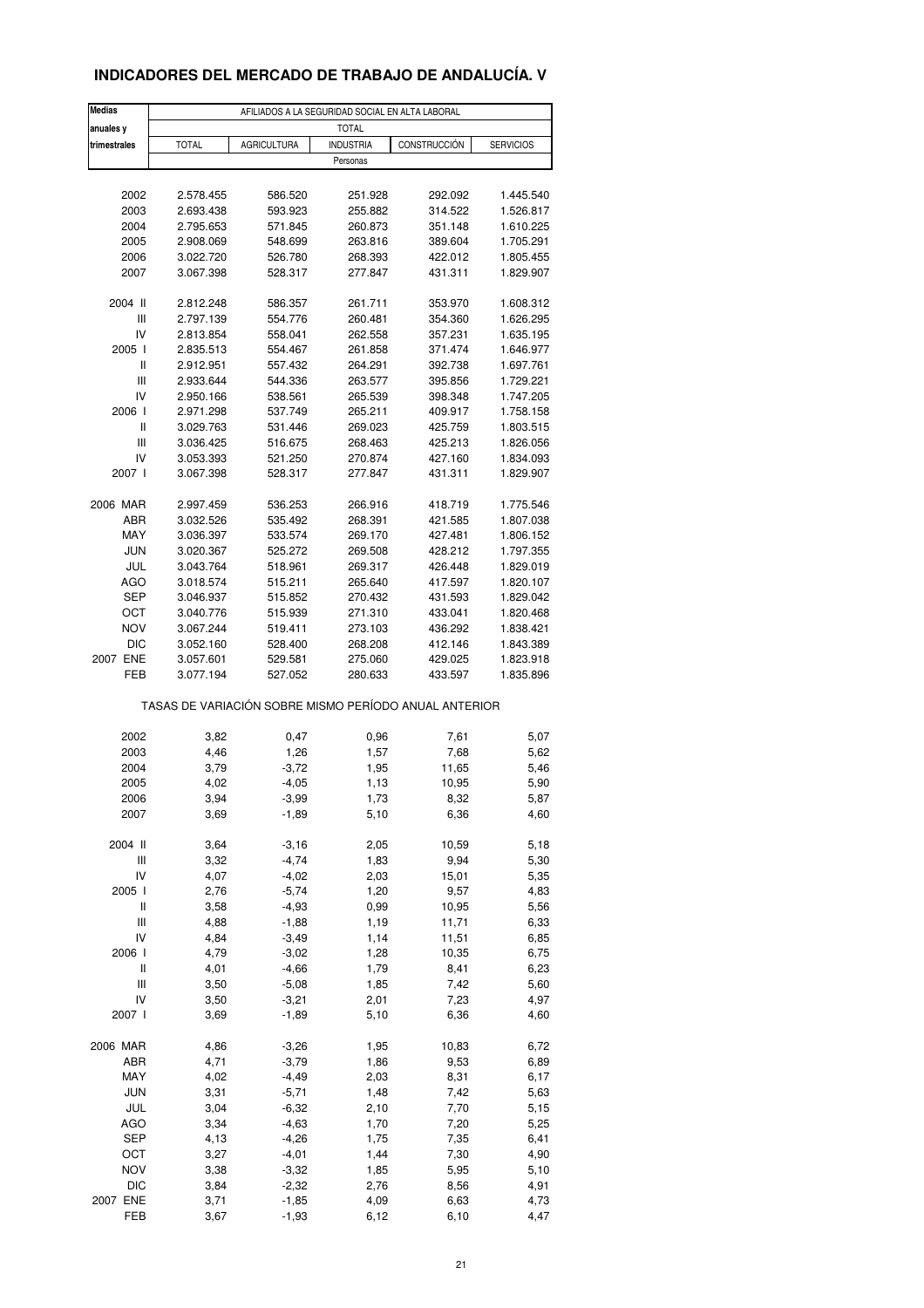# INDICADORES DEL MERCADO DE TRABAJO DE ANDALUCÍA. V

| Medias anuales y trimestrales | AFILIADOS A LA SEGURIDAD SOCIAL EN ALTA LABORAL | | | | |
|---|---|---|---|---|---|
| | TOTAL | | | | |
| | TOTAL | AGRICULTURA | INDUSTRIA | CONSTRUCCIÓN | SERVICIOS |
| | Personas | | | | |
| 2002 | 2.578.455 | 586.520 | 251.928 | 292.092 | 1.445.540 |
| 2003 | 2.693.438 | 593.923 | 255.882 | 314.522 | 1.526.817 |
| 2004 | 2.795.653 | 571.845 | 260.873 | 351.148 | 1.610.225 |
| 2005 | 2.908.069 | 548.699 | 263.816 | 389.604 | 1.705.291 |
| 2006 | 3.022.720 | 526.780 | 268.393 | 422.012 | 1.805.455 |
| 2007 | 3.067.398 | 528.317 | 277.847 | 431.311 | 1.829.907 |
| 2004 II | 2.812.248 | 586.357 | 261.711 | 353.970 | 1.608.312 |
| III | 2.797.139 | 554.776 | 260.481 | 354.360 | 1.626.295 |
| IV | 2.813.854 | 558.041 | 262.558 | 357.231 | 1.635.195 |
| 2005 I | 2.835.513 | 554.467 | 261.858 | 371.474 | 1.646.977 |
| II | 2.912.951 | 557.432 | 264.291 | 392.738 | 1.697.761 |
| III | 2.933.644 | 544.336 | 263.577 | 395.856 | 1.729.221 |
| IV | 2.950.166 | 538.561 | 265.539 | 398.348 | 1.747.205 |
| 2006 I | 2.971.298 | 537.749 | 265.211 | 409.917 | 1.758.158 |
| II | 3.029.763 | 531.446 | 269.023 | 425.759 | 1.803.515 |
| III | 3.036.425 | 516.675 | 268.463 | 425.213 | 1.826.056 |
| IV | 3.053.393 | 521.250 | 270.874 | 427.160 | 1.834.093 |
| 2007 I | 3.067.398 | 528.317 | 277.847 | 431.311 | 1.829.907 |
| 2006 MAR | 2.997.459 | 536.253 | 266.916 | 418.719 | 1.775.546 |
| ABR | 3.032.526 | 535.492 | 268.391 | 421.585 | 1.807.038 |
| MAY | 3.036.397 | 533.574 | 269.170 | 427.481 | 1.806.152 |
| JUN | 3.020.367 | 525.272 | 269.508 | 428.212 | 1.797.355 |
| JUL | 3.043.764 | 518.961 | 269.317 | 426.448 | 1.829.019 |
| AGO | 3.018.574 | 515.211 | 265.640 | 417.597 | 1.820.107 |
| SEP | 3.046.937 | 515.852 | 270.432 | 431.593 | 1.829.042 |
| OCT | 3.040.776 | 515.939 | 271.310 | 433.041 | 1.820.468 |
| NOV | 3.067.244 | 519.411 | 273.103 | 436.292 | 1.838.421 |
| DIC | 3.052.160 | 528.400 | 268.208 | 412.146 | 1.843.389 |
| 2007 ENE | 3.057.601 | 529.581 | 275.060 | 429.025 | 1.823.918 |
| FEB | 3.077.194 | 527.052 | 280.633 | 433.597 | 1.835.896 |
| | TASAS DE VARIACIÓN SOBRE MISMO PERÍODO ANUAL ANTERIOR | | | | |
| 2002 | 3,82 | 0,47 | 0,96 | 7,61 | 5,07 |
| 2003 | 4,46 | 1,26 | 1,57 | 7,68 | 5,62 |
| 2004 | 3,79 | -3,72 | 1,95 | 11,65 | 5,46 |
| 2005 | 4,02 | -4,05 | 1,13 | 10,95 | 5,90 |
| 2006 | 3,94 | -3,99 | 1,73 | 8,32 | 5,87 |
| 2007 | 3,69 | -1,89 | 5,10 | 6,36 | 4,60 |
| 2004 II | 3,64 | -3,16 | 2,05 | 10,59 | 5,18 |
| III | 3,32 | -4,74 | 1,83 | 9,94 | 5,30 |
| IV | 4,07 | -4,02 | 2,03 | 15,01 | 5,35 |
| 2005 I | 2,76 | -5,74 | 1,20 | 9,57 | 4,83 |
| II | 3,58 | -4,93 | 0,99 | 10,95 | 5,56 |
| III | 4,88 | -1,88 | 1,19 | 11,71 | 6,33 |
| IV | 4,84 | -3,49 | 1,14 | 11,51 | 6,85 |
| 2006 I | 4,79 | -3,02 | 1,28 | 10,35 | 6,75 |
| II | 4,01 | -4,66 | 1,79 | 8,41 | 6,23 |
| III | 3,50 | -5,08 | 1,85 | 7,42 | 5,60 |
| IV | 3,50 | -3,21 | 2,01 | 7,23 | 4,97 |
| 2007 I | 3,69 | -1,89 | 5,10 | 6,36 | 4,60 |
| 2006 MAR | 4,86 | -3,26 | 1,95 | 10,83 | 6,72 |
| ABR | 4,71 | -3,79 | 1,86 | 9,53 | 6,89 |
| MAY | 4,02 | -4,49 | 2,03 | 8,31 | 6,17 |
| JUN | 3,31 | -5,71 | 1,48 | 7,42 | 5,63 |
| JUL | 3,04 | -6,32 | 2,10 | 7,70 | 5,15 |
| AGO | 3,34 | -4,63 | 1,70 | 7,20 | 5,25 |
| SEP | 4,13 | -4,26 | 1,75 | 7,35 | 6,41 |
| OCT | 3,27 | -4,01 | 1,44 | 7,30 | 4,90 |
| NOV | 3,38 | -3,32 | 1,85 | 5,95 | 5,10 |
| DIC | 3,84 | -2,32 | 2,76 | 8,56 | 4,91 |
| 2007 ENE | 3,71 | -1,85 | 4,09 | 6,63 | 4,73 |
| FEB | 3,67 | -1,93 | 6,12 | 6,10 | 4,47 |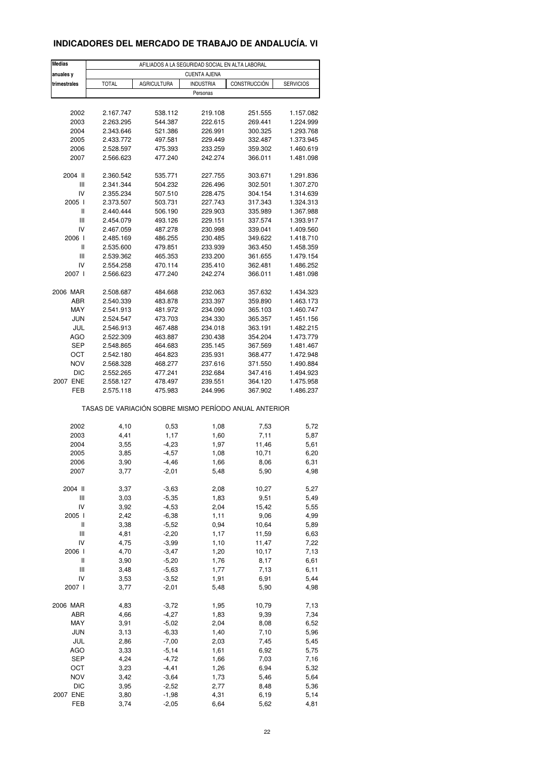# INDICADORES DEL MERCADO DE TRABAJO DE ANDALUCÍA. VI

| Medias anuales y trimestrales | AFILIADOS A LA SEGURIDAD SOCIAL EN ALTA LABORAL | | | | |
|---|---|---|---|---|---|
| | CUENTA AJENA | | | | |
| | TOTAL | AGRICULTURA | INDUSTRIA | CONSTRUCCIÓN | SERVICIOS |
| | Personas | | | | |
| 2002 | 2.167.747 | 538.112 | 219.108 | 251.555 | 1.157.082 |
| 2003 | 2.263.295 | 544.387 | 222.615 | 269.441 | 1.224.999 |
| 2004 | 2.343.646 | 521.386 | 226.991 | 300.325 | 1.293.768 |
| 2005 | 2.433.772 | 497.581 | 229.449 | 332.487 | 1.373.945 |
| 2006 | 2.528.597 | 475.393 | 233.259 | 359.302 | 1.460.619 |
| 2007 | 2.566.623 | 477.240 | 242.274 | 366.011 | 1.481.098 |
| 2004 II | 2.360.542 | 535.771 | 227.755 | 303.671 | 1.291.836 |
| III | 2.341.344 | 504.232 | 226.496 | 302.501 | 1.307.270 |
| IV | 2.355.234 | 507.510 | 228.475 | 304.154 | 1.314.639 |
| 2005 I | 2.373.507 | 503.731 | 227.743 | 317.343 | 1.324.313 |
| II | 2.440.444 | 506.190 | 229.903 | 335.989 | 1.367.988 |
| III | 2.454.079 | 493.126 | 229.151 | 337.574 | 1.393.917 |
| IV | 2.467.059 | 487.278 | 230.998 | 339.041 | 1.409.560 |
| 2006 I | 2.485.169 | 486.255 | 230.485 | 349.622 | 1.418.710 |
| II | 2.535.600 | 479.851 | 233.939 | 363.450 | 1.458.359 |
| III | 2.539.362 | 465.353 | 233.200 | 361.655 | 1.479.154 |
| IV | 2.554.258 | 470.114 | 235.410 | 362.481 | 1.486.252 |
| 2007 I | 2.566.623 | 477.240 | 242.274 | 366.011 | 1.481.098 |
| 2006 MAR | 2.508.687 | 484.668 | 232.063 | 357.632 | 1.434.323 |
| ABR | 2.540.339 | 483.878 | 233.397 | 359.890 | 1.463.173 |
| MAY | 2.541.913 | 481.972 | 234.090 | 365.103 | 1.460.747 |
| JUN | 2.524.547 | 473.703 | 234.330 | 365.357 | 1.451.156 |
| JUL | 2.546.913 | 467.488 | 234.018 | 363.191 | 1.482.215 |
| AGO | 2.522.309 | 463.887 | 230.438 | 354.204 | 1.473.779 |
| SEP | 2.548.865 | 464.683 | 235.145 | 367.569 | 1.481.467 |
| OCT | 2.542.180 | 464.823 | 235.931 | 368.477 | 1.472.948 |
| NOV | 2.568.328 | 468.277 | 237.616 | 371.550 | 1.490.884 |
| DIC | 2.552.265 | 477.241 | 232.684 | 347.416 | 1.494.923 |
| 2007 ENE | 2.558.127 | 478.497 | 239.551 | 364.120 | 1.475.958 |
| FEB | 2.575.118 | 475.983 | 244.996 | 367.902 | 1.486.237 |
| | TASAS DE VARIACIÓN SOBRE MISMO PERÍODO ANUAL ANTERIOR | | | | |
| 2002 | 4,10 | 0,53 | 1,08 | 7,53 | 5,72 |
| 2003 | 4,41 | 1,17 | 1,60 | 7,11 | 5,87 |
| 2004 | 3,55 | -4,23 | 1,97 | 11,46 | 5,61 |
| 2005 | 3,85 | -4,57 | 1,08 | 10,71 | 6,20 |
| 2006 | 3,90 | -4,46 | 1,66 | 8,06 | 6,31 |
| 2007 | 3,77 | -2,01 | 5,48 | 5,90 | 4,98 |
| 2004 II | 3,37 | -3,63 | 2,08 | 10,27 | 5,27 |
| III | 3,03 | -5,35 | 1,83 | 9,51 | 5,49 |
| IV | 3,92 | -4,53 | 2,04 | 15,42 | 5,55 |
| 2005 I | 2,42 | -6,38 | 1,11 | 9,06 | 4,99 |
| II | 3,38 | -5,52 | 0,94 | 10,64 | 5,89 |
| III | 4,81 | -2,20 | 1,17 | 11,59 | 6,63 |
| IV | 4,75 | -3,99 | 1,10 | 11,47 | 7,22 |
| 2006 I | 4,70 | -3,47 | 1,20 | 10,17 | 7,13 |
| II | 3,90 | -5,20 | 1,76 | 8,17 | 6,61 |
| III | 3,48 | -5,63 | 1,77 | 7,13 | 6,11 |
| IV | 3,53 | -3,52 | 1,91 | 6,91 | 5,44 |
| 2007 I | 3,77 | -2,01 | 5,48 | 5,90 | 4,98 |
| 2006 MAR | 4,83 | -3,72 | 1,95 | 10,79 | 7,13 |
| ABR | 4,66 | -4,27 | 1,83 | 9,39 | 7,34 |
| MAY | 3,91 | -5,02 | 2,04 | 8,08 | 6,52 |
| JUN | 3,13 | -6,33 | 1,40 | 7,10 | 5,96 |
| JUL | 2,86 | -7,00 | 2,03 | 7,45 | 5,45 |
| AGO | 3,33 | -5,14 | 1,61 | 6,92 | 5,75 |
| SEP | 4,24 | -4,72 | 1,66 | 7,03 | 7,16 |
| OCT | 3,23 | -4,41 | 1,26 | 6,94 | 5,32 |
| NOV | 3,42 | -3,64 | 1,73 | 5,46 | 5,64 |
| DIC | 3,95 | -2,52 | 2,77 | 8,48 | 5,36 |
| 2007 ENE | 3,80 | -1,98 | 4,31 | 6,19 | 5,14 |
| FEB | 3,74 | -2,05 | 6,64 | 5,62 | 4,81 |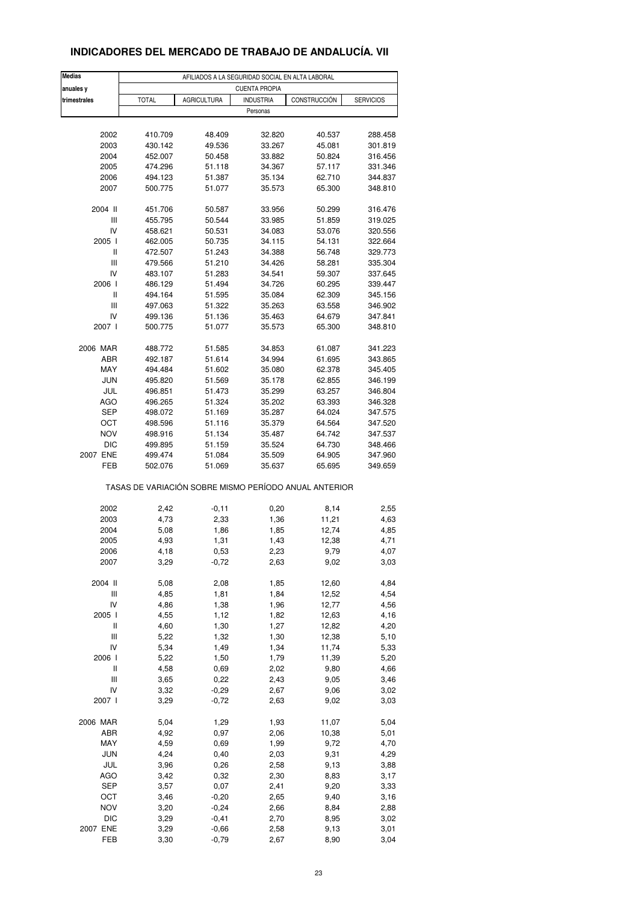# INDICADORES DEL MERCADO DE TRABAJO DE ANDALUCÍA. VII

| Medias anuales y trimestrales | AFILIADOS A LA SEGURIDAD SOCIAL EN ALTA LABORAL | | | | |
|---|---|---|---|---|---|
| | CUENTA PROPIA | | | | |
| | TOTAL | AGRICULTURA | INDUSTRIA | CONSTRUCCIÓN | SERVICIOS |
| | Personas | | | | |
| 2002 | 410.709 | 48.409 | 32.820 | 40.537 | 288.458 |
| 2003 | 430.142 | 49.536 | 33.267 | 45.081 | 301.819 |
| 2004 | 452.007 | 50.458 | 33.882 | 50.824 | 316.456 |
| 2005 | 474.296 | 51.118 | 34.367 | 57.117 | 331.346 |
| 2006 | 494.123 | 51.387 | 35.134 | 62.710 | 344.837 |
| 2007 | 500.775 | 51.077 | 35.573 | 65.300 | 348.810 |
| 2004 II | 451.706 | 50.587 | 33.956 | 50.299 | 316.476 |
| III | 455.795 | 50.544 | 33.985 | 51.859 | 319.025 |
| IV | 458.621 | 50.531 | 34.083 | 53.076 | 320.556 |
| 2005 I | 462.005 | 50.735 | 34.115 | 54.131 | 322.664 |
| II | 472.507 | 51.243 | 34.388 | 56.748 | 329.773 |
| III | 479.566 | 51.210 | 34.426 | 58.281 | 335.304 |
| IV | 483.107 | 51.283 | 34.541 | 59.307 | 337.645 |
| 2006 I | 486.129 | 51.494 | 34.726 | 60.295 | 339.447 |
| II | 494.164 | 51.595 | 35.084 | 62.309 | 345.156 |
| III | 497.063 | 51.322 | 35.263 | 63.558 | 346.902 |
| IV | 499.136 | 51.136 | 35.463 | 64.679 | 347.841 |
| 2007 I | 500.775 | 51.077 | 35.573 | 65.300 | 348.810 |
| 2006 MAR | 488.772 | 51.585 | 34.853 | 61.087 | 341.223 |
| ABR | 492.187 | 51.614 | 34.994 | 61.695 | 343.865 |
| MAY | 494.484 | 51.602 | 35.080 | 62.378 | 345.405 |
| JUN | 495.820 | 51.569 | 35.178 | 62.855 | 346.199 |
| JUL | 496.851 | 51.473 | 35.299 | 63.257 | 346.804 |
| AGO | 496.265 | 51.324 | 35.202 | 63.393 | 346.328 |
| SEP | 498.072 | 51.169 | 35.287 | 64.024 | 347.575 |
| OCT | 498.596 | 51.116 | 35.379 | 64.564 | 347.520 |
| NOV | 498.916 | 51.134 | 35.487 | 64.742 | 347.537 |
| DIC | 499.895 | 51.159 | 35.524 | 64.730 | 348.466 |
| 2007 ENE | 499.474 | 51.084 | 35.509 | 64.905 | 347.960 |
| FEB | 502.076 | 51.069 | 35.637 | 65.695 | 349.659 |
| | TASAS DE VARIACIÓN SOBRE MISMO PERÍODO ANUAL ANTERIOR | | | | |
| 2002 | 2,42 | -0,11 | 0,20 | 8,14 | 2,55 |
| 2003 | 4,73 | 2,33 | 1,36 | 11,21 | 4,63 |
| 2004 | 5,08 | 1,86 | 1,85 | 12,74 | 4,85 |
| 2005 | 4,93 | 1,31 | 1,43 | 12,38 | 4,71 |
| 2006 | 4,18 | 0,53 | 2,23 | 9,79 | 4,07 |
| 2007 | 3,29 | -0,72 | 2,63 | 9,02 | 3,03 |
| 2004 II | 5,08 | 2,08 | 1,85 | 12,60 | 4,84 |
| III | 4,85 | 1,81 | 1,84 | 12,52 | 4,54 |
| IV | 4,86 | 1,38 | 1,96 | 12,77 | 4,56 |
| 2005 I | 4,55 | 1,12 | 1,82 | 12,63 | 4,16 |
| II | 4,60 | 1,30 | 1,27 | 12,82 | 4,20 |
| III | 5,22 | 1,32 | 1,30 | 12,38 | 5,10 |
| IV | 5,34 | 1,49 | 1,34 | 11,74 | 5,33 |
| 2006 I | 5,22 | 1,50 | 1,79 | 11,39 | 5,20 |
| II | 4,58 | 0,69 | 2,02 | 9,80 | 4,66 |
| III | 3,65 | 0,22 | 2,43 | 9,05 | 3,46 |
| IV | 3,32 | -0,29 | 2,67 | 9,06 | 3,02 |
| 2007 I | 3,29 | -0,72 | 2,63 | 9,02 | 3,03 |
| 2006 MAR | 5,04 | 1,29 | 1,93 | 11,07 | 5,04 |
| ABR | 4,92 | 0,97 | 2,06 | 10,38 | 5,01 |
| MAY | 4,59 | 0,69 | 1,99 | 9,72 | 4,70 |
| JUN | 4,24 | 0,40 | 2,03 | 9,31 | 4,29 |
| JUL | 3,96 | 0,26 | 2,58 | 9,13 | 3,88 |
| AGO | 3,42 | 0,32 | 2,30 | 8,83 | 3,17 |
| SEP | 3,57 | 0,07 | 2,41 | 9,20 | 3,33 |
| OCT | 3,46 | -0,20 | 2,65 | 9,40 | 3,16 |
| NOV | 3,20 | -0,24 | 2,66 | 8,84 | 2,88 |
| DIC | 3,29 | -0,41 | 2,70 | 8,95 | 3,02 |
| 2007 ENE | 3,29 | -0,66 | 2,58 | 9,13 | 3,01 |
| FEB | 3,30 | -0,79 | 2,67 | 8,90 | 3,04 |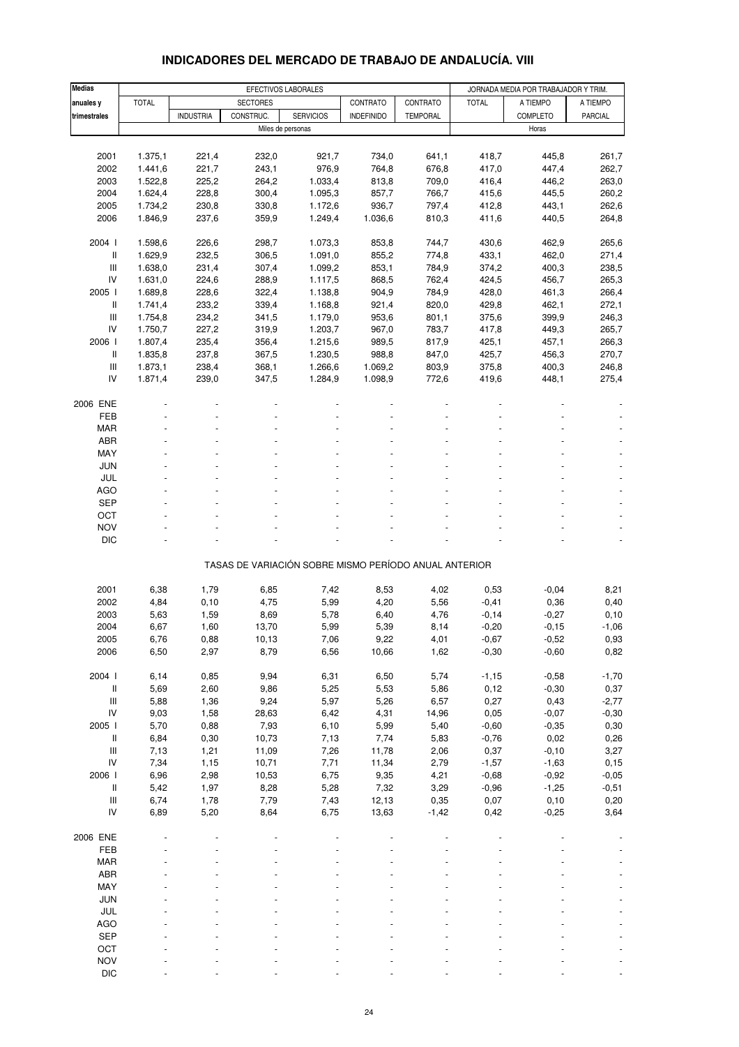# INDICADORES DEL MERCADO DE TRABAJO DE ANDALUCÍA. VIII

| Medias anuales y trimestrales | EFECTIVOS LABORALES | | | | | | JORNADA MEDIA POR TRABAJADOR Y TRIM. | | |
|---|---|---|---|---|---|---|---|---|---|
| | TOTAL | SECTORES | | | CONTRATO | CONTRATO | TOTAL | A TIEMPO | A TIEMPO |
| | | INDUSTRIA | CONSTRUC. | SERVICIOS | INDEFINIDO | TEMPORAL | | COMPLETO | PARCIAL |
| | Miles de personas | | | | | | Horas | | |
| 2001 | 1.375,1 | 221,4 | 232,0 | 921,7 | 734,0 | 641,1 | 418,7 | 445,8 | 261,7 |
| 2002 | 1.441,6 | 221,7 | 243,1 | 976,9 | 764,8 | 676,8 | 417,0 | 447,4 | 262,7 |
| 2003 | 1.522,8 | 225,2 | 264,2 | 1.033,4 | 813,8 | 709,0 | 416,4 | 446,2 | 263,0 |
| 2004 | 1.624,4 | 228,8 | 300,4 | 1.095,3 | 857,7 | 766,7 | 415,6 | 445,5 | 260,2 |
| 2005 | 1.734,2 | 230,8 | 330,8 | 1.172,6 | 936,7 | 797,4 | 412,8 | 443,1 | 262,6 |
| 2006 | 1.846,9 | 237,6 | 359,9 | 1.249,4 | 1.036,6 | 810,3 | 411,6 | 440,5 | 264,8 |
| 2004 I | 1.598,6 | 226,6 | 298,7 | 1.073,3 | 853,8 | 744,7 | 430,6 | 462,9 | 265,6 |
| II | 1.629,9 | 232,5 | 306,5 | 1.091,0 | 855,2 | 774,8 | 433,1 | 462,0 | 271,4 |
| III | 1.638,0 | 231,4 | 307,4 | 1.099,2 | 853,1 | 784,9 | 374,2 | 400,3 | 238,5 |
| IV | 1.631,0 | 224,6 | 288,9 | 1.117,5 | 868,5 | 762,4 | 424,5 | 456,7 | 265,3 |
| 2005 I | 1.689,8 | 228,6 | 322,4 | 1.138,8 | 904,9 | 784,9 | 428,0 | 461,3 | 266,4 |
| II | 1.741,4 | 233,2 | 339,4 | 1.168,8 | 921,4 | 820,0 | 429,8 | 462,1 | 272,1 |
| III | 1.754,8 | 234,2 | 341,5 | 1.179,0 | 953,6 | 801,1 | 375,6 | 399,9 | 246,3 |
| IV | 1.750,7 | 227,2 | 319,9 | 1.203,7 | 967,0 | 783,7 | 417,8 | 449,3 | 265,7 |
| 2006 I | 1.807,4 | 235,4 | 356,4 | 1.215,6 | 989,5 | 817,9 | 425,1 | 457,1 | 266,3 |
| II | 1.835,8 | 237,8 | 367,5 | 1.230,5 | 988,8 | 847,0 | 425,7 | 456,3 | 270,7 |
| III | 1.873,1 | 238,4 | 368,1 | 1.266,6 | 1.069,2 | 803,9 | 375,8 | 400,3 | 246,8 |
| IV | 1.871,4 | 239,0 | 347,5 | 1.284,9 | 1.098,9 | 772,6 | 419,6 | 448,1 | 275,4 |
| 2006 ENE | - | - | - | - | - | - | - | - | - |
| FEB | - | - | - | - | - | - | - | - | - |
| MAR | - | - | - | - | - | - | - | - | - |
| ABR | - | - | - | - | - | - | - | - | - |
| MAY | - | - | - | - | - | - | - | - | - |
| JUN | - | - | - | - | - | - | - | - | - |
| JUL | - | - | - | - | - | - | - | - | - |
| AGO | - | - | - | - | - | - | - | - | - |
| SEP | - | - | - | - | - | - | - | - | - |
| OCT | - | - | - | - | - | - | - | - | - |
| NOV | - | - | - | - | - | - | - | - | - |
| DIC | - | - | - | - | - | - | - | - | - |
| | TASAS DE VARIACIÓN SOBRE MISMO PERÍODO ANUAL ANTERIOR | | | | | | | | |
| 2001 | 6,38 | 1,79 | 6,85 | 7,42 | 8,53 | 4,02 | 0,53 | -0,04 | 8,21 |
| 2002 | 4,84 | 0,10 | 4,75 | 5,99 | 4,20 | 5,56 | -0,41 | 0,36 | 0,40 |
| 2003 | 5,63 | 1,59 | 8,69 | 5,78 | 6,40 | 4,76 | -0,14 | -0,27 | 0,10 |
| 2004 | 6,67 | 1,60 | 13,70 | 5,99 | 5,39 | 8,14 | -0,20 | -0,15 | -1,06 |
| 2005 | 6,76 | 0,88 | 10,13 | 7,06 | 9,22 | 4,01 | -0,67 | -0,52 | 0,93 |
| 2006 | 6,50 | 2,97 | 8,79 | 6,56 | 10,66 | 1,62 | -0,30 | -0,60 | 0,82 |
| 2004 I | 6,14 | 0,85 | 9,94 | 6,31 | 6,50 | 5,74 | -1,15 | -0,58 | -1,70 |
| II | 5,69 | 2,60 | 9,86 | 5,25 | 5,53 | 5,86 | 0,12 | -0,30 | 0,37 |
| III | 5,88 | 1,36 | 9,24 | 5,97 | 5,26 | 6,57 | 0,27 | 0,43 | -2,77 |
| IV | 9,03 | 1,58 | 28,63 | 6,42 | 4,31 | 14,96 | 0,05 | -0,07 | -0,30 |
| 2005 I | 5,70 | 0,88 | 7,93 | 6,10 | 5,99 | 5,40 | -0,60 | -0,35 | 0,30 |
| II | 6,84 | 0,30 | 10,73 | 7,13 | 7,74 | 5,83 | -0,76 | 0,02 | 0,26 |
| III | 7,13 | 1,21 | 11,09 | 7,26 | 11,78 | 2,06 | 0,37 | -0,10 | 3,27 |
| IV | 7,34 | 1,15 | 10,71 | 7,71 | 11,34 | 2,79 | -1,57 | -1,63 | 0,15 |
| 2006 I | 6,96 | 2,98 | 10,53 | 6,75 | 9,35 | 4,21 | -0,68 | -0,92 | -0,05 |
| II | 5,42 | 1,97 | 8,28 | 5,28 | 7,32 | 3,29 | -0,96 | -1,25 | -0,51 |
| III | 6,74 | 1,78 | 7,79 | 7,43 | 12,13 | 0,35 | 0,07 | 0,10 | 0,20 |
| IV | 6,89 | 5,20 | 8,64 | 6,75 | 13,63 | -1,42 | 0,42 | -0,25 | 3,64 |
| 2006 ENE | - | - | - | - | - | - | - | - | - |
| FEB | - | - | - | - | - | - | - | - | - |
| MAR | - | - | - | - | - | - | - | - | - |
| ABR | - | - | - | - | - | - | - | - | - |
| MAY | - | - | - | - | - | - | - | - | - |
| JUN | - | - | - | - | - | - | - | - | - |
| JUL | - | - | - | - | - | - | - | - | - |
| AGO | - | - | - | - | - | - | - | - | - |
| SEP | - | - | - | - | - | - | - | - | - |
| OCT | - | - | - | - | - | - | - | - | - |
| NOV | - | - | - | - | - | - | - | - | - |
| DIC | - | - | - | - | - | - | - | - | - |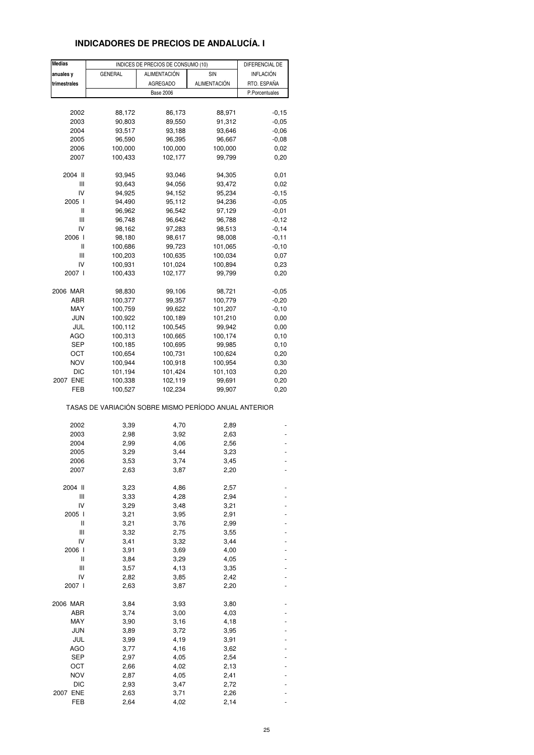# INDICADORES DE PRECIOS DE ANDALUCÍA. I

| Medias anuales y trimestrales | INDICES DE PRECIOS DE CONSUMO (10) | | | DIFERENCIAL DE INFLACIÓN RTO. ESPAÑA |
|---|---|---|---|---|
| | GENERAL | ALIMENTACIÓN AGREGADO | SIN ALIMENTACIÓN | |
| | Base 2006 | | | P.Porcentuales |
| 2002 | 88,172 | 86,173 | 88,971 | -0,15 |
| 2003 | 90,803 | 89,550 | 91,312 | -0,05 |
| 2004 | 93,517 | 93,188 | 93,646 | -0,06 |
| 2005 | 96,590 | 96,395 | 96,667 | -0,08 |
| 2006 | 100,000 | 100,000 | 100,000 | 0,02 |
| 2007 | 100,433 | 102,177 | 99,799 | 0,20 |
| 2004 II | 93,945 | 93,046 | 94,305 | 0,01 |
| III | 93,643 | 94,056 | 93,472 | 0,02 |
| IV | 94,925 | 94,152 | 95,234 | -0,15 |
| 2005 I | 94,490 | 95,112 | 94,236 | -0,05 |
| II | 96,962 | 96,542 | 97,129 | -0,01 |
| III | 96,748 | 96,642 | 96,788 | -0,12 |
| IV | 98,162 | 97,283 | 98,513 | -0,14 |
| 2006 I | 98,180 | 98,617 | 98,008 | -0,11 |
| II | 100,686 | 99,723 | 101,065 | -0,10 |
| III | 100,203 | 100,635 | 100,034 | 0,07 |
| IV | 100,931 | 101,024 | 100,894 | 0,23 |
| 2007 I | 100,433 | 102,177 | 99,799 | 0,20 |
| 2006 MAR | 98,830 | 99,106 | 98,721 | -0,05 |
| ABR | 100,377 | 99,357 | 100,779 | -0,20 |
| MAY | 100,759 | 99,622 | 101,207 | -0,10 |
| JUN | 100,922 | 100,189 | 101,210 | 0,00 |
| JUL | 100,112 | 100,545 | 99,942 | 0,00 |
| AGO | 100,313 | 100,665 | 100,174 | 0,10 |
| SEP | 100,185 | 100,695 | 99,985 | 0,10 |
| OCT | 100,654 | 100,731 | 100,624 | 0,20 |
| NOV | 100,944 | 100,918 | 100,954 | 0,30 |
| DIC | 101,194 | 101,424 | 101,103 | 0,20 |
| 2007 ENE | 100,338 | 102,119 | 99,691 | 0,20 |
| FEB | 100,527 | 102,234 | 99,907 | 0,20 |
| TASAS DE VARIACIÓN SOBRE MISMO PERÍODO ANUAL ANTERIOR | | | | |
| 2002 | 3,39 | 4,70 | 2,89 | - |
| 2003 | 2,98 | 3,92 | 2,63 | - |
| 2004 | 2,99 | 4,06 | 2,56 | - |
| 2005 | 3,29 | 3,44 | 3,23 | - |
| 2006 | 3,53 | 3,74 | 3,45 | - |
| 2007 | 2,63 | 3,87 | 2,20 | - |
| 2004 II | 3,23 | 4,86 | 2,57 | - |
| III | 3,33 | 4,28 | 2,94 | - |
| IV | 3,29 | 3,48 | 3,21 | - |
| 2005 I | 3,21 | 3,95 | 2,91 | - |
| II | 3,21 | 3,76 | 2,99 | - |
| III | 3,32 | 2,75 | 3,55 | - |
| IV | 3,41 | 3,32 | 3,44 | - |
| 2006 I | 3,91 | 3,69 | 4,00 | - |
| II | 3,84 | 3,29 | 4,05 | - |
| III | 3,57 | 4,13 | 3,35 | - |
| IV | 2,82 | 3,85 | 2,42 | - |
| 2007 I | 2,63 | 3,87 | 2,20 | - |
| 2006 MAR | 3,84 | 3,93 | 3,80 | - |
| ABR | 3,74 | 3,00 | 4,03 | - |
| MAY | 3,90 | 3,16 | 4,18 | - |
| JUN | 3,89 | 3,72 | 3,95 | - |
| JUL | 3,99 | 4,19 | 3,91 | - |
| AGO | 3,77 | 4,16 | 3,62 | - |
| SEP | 2,97 | 4,05 | 2,54 | - |
| OCT | 2,66 | 4,02 | 2,13 | - |
| NOV | 2,87 | 4,05 | 2,41 | - |
| DIC | 2,93 | 3,47 | 2,72 | - |
| 2007 ENE | 2,63 | 3,71 | 2,26 | - |
| FEB | 2,64 | 4,02 | 2,14 | - |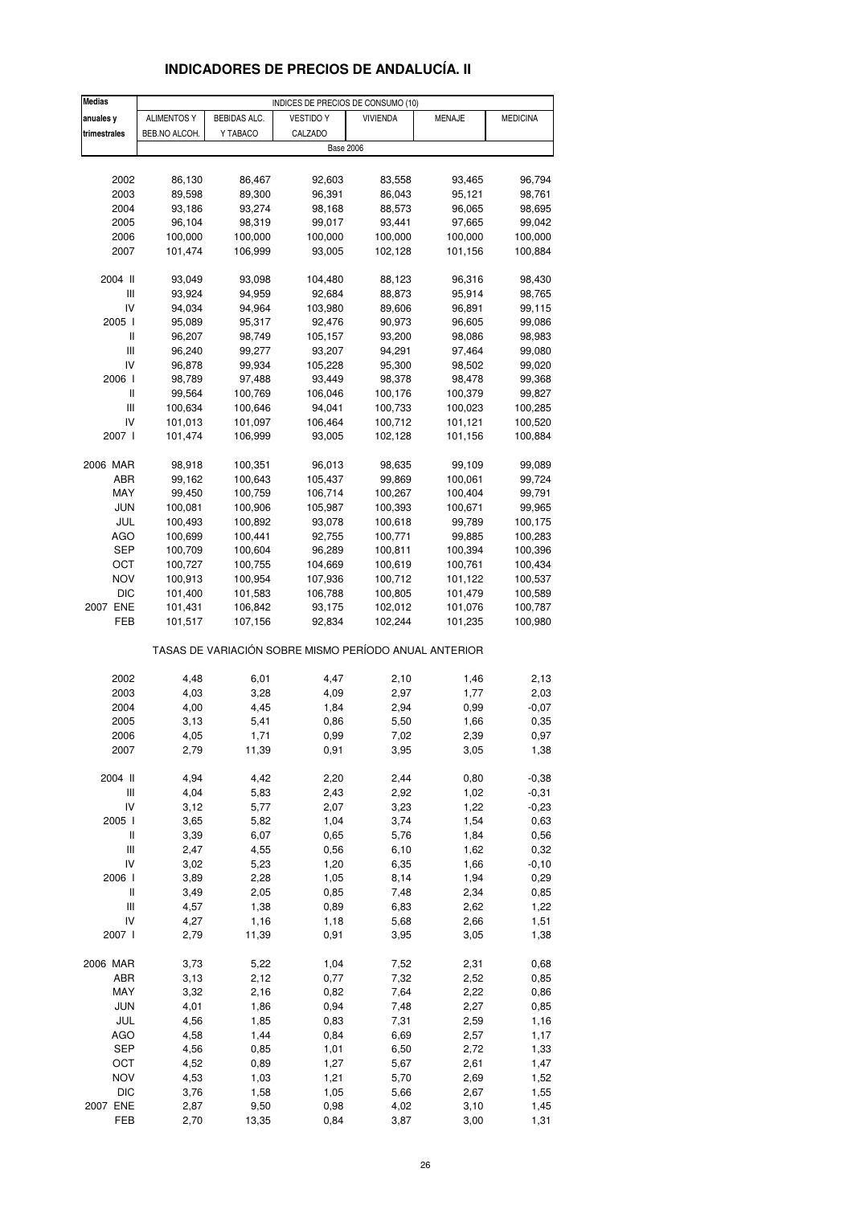# INDICADORES DE PRECIOS DE ANDALUCÍA. II

| Medias anuales y trimestrales | INDICES DE PRECIOS DE CONSUMO (10) | | | | | |
|---|---|---|---|---|---|---|
| | ALIMENTOS Y BEB.NO ALCOH. | BEBIDAS ALC. Y TABACO | VESTIDO Y CALZADO | VIVIENDA | MENAJE | MEDICINA |
| | Base 2006 | | | | | |
| 2002 | 86,130 | 86,467 | 92,603 | 83,558 | 93,465 | 96,794 |
| 2003 | 89,598 | 89,300 | 96,391 | 86,043 | 95,121 | 98,761 |
| 2004 | 93,186 | 93,274 | 98,168 | 88,573 | 96,065 | 98,695 |
| 2005 | 96,104 | 98,319 | 99,017 | 93,441 | 97,665 | 99,042 |
| 2006 | 100,000 | 100,000 | 100,000 | 100,000 | 100,000 | 100,000 |
| 2007 | 101,474 | 106,999 | 93,005 | 102,128 | 101,156 | 100,884 |
| 2004 II | 93,049 | 93,098 | 104,480 | 88,123 | 96,316 | 98,430 |
| III | 93,924 | 94,959 | 92,684 | 88,873 | 95,914 | 98,765 |
| IV | 94,034 | 94,964 | 103,980 | 89,606 | 96,891 | 99,115 |
| 2005 I | 95,089 | 95,317 | 92,476 | 90,973 | 96,605 | 99,086 |
| II | 96,207 | 98,749 | 105,157 | 93,200 | 98,086 | 98,983 |
| III | 96,240 | 99,277 | 93,207 | 94,291 | 97,464 | 99,080 |
| IV | 96,878 | 99,934 | 105,228 | 95,300 | 98,502 | 99,020 |
| 2006 I | 98,789 | 97,488 | 93,449 | 98,378 | 98,478 | 99,368 |
| II | 99,564 | 100,769 | 106,046 | 100,176 | 100,379 | 99,827 |
| III | 100,634 | 100,646 | 94,041 | 100,733 | 100,023 | 100,285 |
| IV | 101,013 | 101,097 | 106,464 | 100,712 | 101,121 | 100,520 |
| 2007 I | 101,474 | 106,999 | 93,005 | 102,128 | 101,156 | 100,884 |
| 2006 MAR | 98,918 | 100,351 | 96,013 | 98,635 | 99,109 | 99,089 |
| ABR | 99,162 | 100,643 | 105,437 | 99,869 | 100,061 | 99,724 |
| MAY | 99,450 | 100,759 | 106,714 | 100,267 | 100,404 | 99,791 |
| JUN | 100,081 | 100,906 | 105,987 | 100,393 | 100,671 | 99,965 |
| JUL | 100,493 | 100,892 | 93,078 | 100,618 | 99,789 | 100,175 |
| AGO | 100,699 | 100,441 | 92,755 | 100,771 | 99,885 | 100,283 |
| SEP | 100,709 | 100,604 | 96,289 | 100,811 | 100,394 | 100,396 |
| OCT | 100,727 | 100,755 | 104,669 | 100,619 | 100,761 | 100,434 |
| NOV | 100,913 | 100,954 | 107,936 | 100,712 | 101,122 | 100,537 |
| DIC | 101,400 | 101,583 | 106,788 | 100,805 | 101,479 | 100,589 |
| 2007 ENE | 101,431 | 106,842 | 93,175 | 102,012 | 101,076 | 100,787 |
| FEB | 101,517 | 107,156 | 92,834 | 102,244 | 101,235 | 100,980 |
| | TASAS DE VARIACIÓN SOBRE MISMO PERÍODO ANUAL ANTERIOR | | | | | |
| 2002 | 4,48 | 6,01 | 4,47 | 2,10 | 1,46 | 2,13 |
| 2003 | 4,03 | 3,28 | 4,09 | 2,97 | 1,77 | 2,03 |
| 2004 | 4,00 | 4,45 | 1,84 | 2,94 | 0,99 | -0,07 |
| 2005 | 3,13 | 5,41 | 0,86 | 5,50 | 1,66 | 0,35 |
| 2006 | 4,05 | 1,71 | 0,99 | 7,02 | 2,39 | 0,97 |
| 2007 | 2,79 | 11,39 | 0,91 | 3,95 | 3,05 | 1,38 |
| 2004 II | 4,94 | 4,42 | 2,20 | 2,44 | 0,80 | -0,38 |
| III | 4,04 | 5,83 | 2,43 | 2,92 | 1,02 | -0,31 |
| IV | 3,12 | 5,77 | 2,07 | 3,23 | 1,22 | -0,23 |
| 2005 I | 3,65 | 5,82 | 1,04 | 3,74 | 1,54 | 0,63 |
| II | 3,39 | 6,07 | 0,65 | 5,76 | 1,84 | 0,56 |
| III | 2,47 | 4,55 | 0,56 | 6,10 | 1,62 | 0,32 |
| IV | 3,02 | 5,23 | 1,20 | 6,35 | 1,66 | -0,10 |
| 2006 I | 3,89 | 2,28 | 1,05 | 8,14 | 1,94 | 0,29 |
| II | 3,49 | 2,05 | 0,85 | 7,48 | 2,34 | 0,85 |
| III | 4,57 | 1,38 | 0,89 | 6,83 | 2,62 | 1,22 |
| IV | 4,27 | 1,16 | 1,18 | 5,68 | 2,66 | 1,51 |
| 2007 I | 2,79 | 11,39 | 0,91 | 3,95 | 3,05 | 1,38 |
| 2006 MAR | 3,73 | 5,22 | 1,04 | 7,52 | 2,31 | 0,68 |
| ABR | 3,13 | 2,12 | 0,77 | 7,32 | 2,52 | 0,85 |
| MAY | 3,32 | 2,16 | 0,82 | 7,64 | 2,22 | 0,86 |
| JUN | 4,01 | 1,86 | 0,94 | 7,48 | 2,27 | 0,85 |
| JUL | 4,56 | 1,85 | 0,83 | 7,31 | 2,59 | 1,16 |
| AGO | 4,58 | 1,44 | 0,84 | 6,69 | 2,57 | 1,17 |
| SEP | 4,56 | 0,85 | 1,01 | 6,50 | 2,72 | 1,33 |
| OCT | 4,52 | 0,89 | 1,27 | 5,67 | 2,61 | 1,47 |
| NOV | 4,53 | 1,03 | 1,21 | 5,70 | 2,69 | 1,52 |
| DIC | 3,76 | 1,58 | 1,05 | 5,66 | 2,67 | 1,55 |
| 2007 ENE | 2,87 | 9,50 | 0,98 | 4,02 | 3,10 | 1,45 |
| FEB | 2,70 | 13,35 | 0,84 | 3,87 | 3,00 | 1,31 |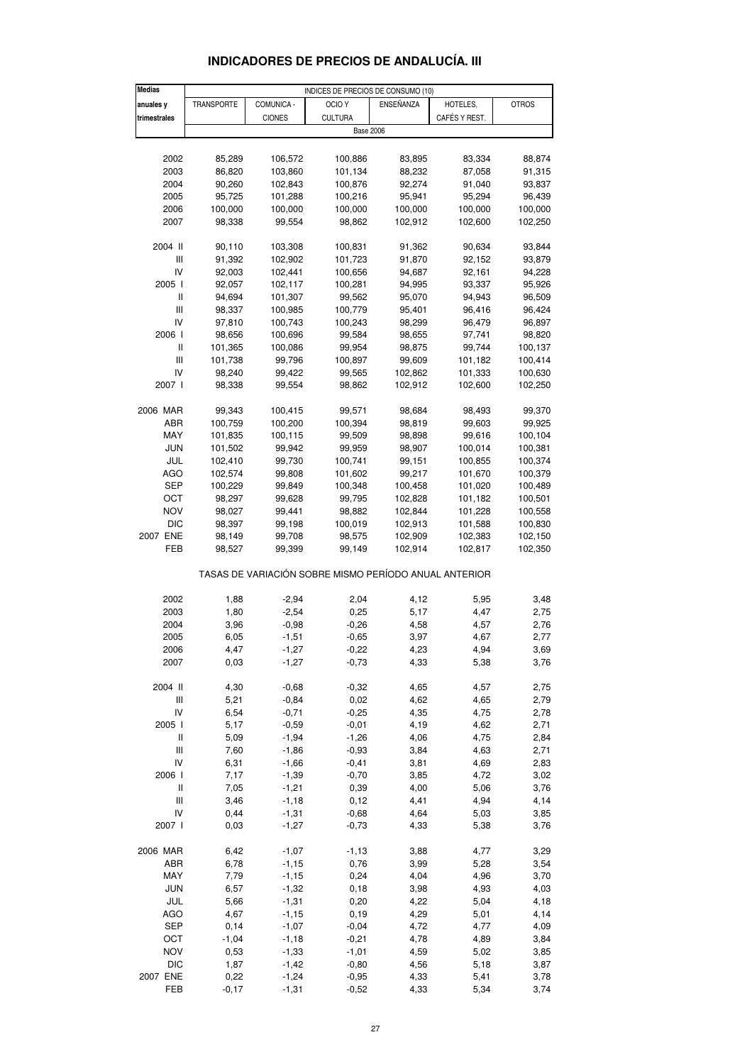# INDICADORES DE PRECIOS DE ANDALUCÍA. III

| Medias anuales y trimestrales | INDICES DE PRECIOS DE CONSUMO (10) | | | | | |
|---|---|---|---|---|---|---|
| | TRANSPORTE | COMUNICA - CIONES | OCIO Y CULTURA | ENSEÑANZA | HOTELES, CAFÉS Y REST. | OTROS |
| | Base 2006 | | | | | |
| 2002 | 85,289 | 106,572 | 100,886 | 83,895 | 83,334 | 88,874 |
| 2003 | 86,820 | 103,860 | 101,134 | 88,232 | 87,058 | 91,315 |
| 2004 | 90,260 | 102,843 | 100,876 | 92,274 | 91,040 | 93,837 |
| 2005 | 95,725 | 101,288 | 100,216 | 95,941 | 95,294 | 96,439 |
| 2006 | 100,000 | 100,000 | 100,000 | 100,000 | 100,000 | 100,000 |
| 2007 | 98,338 | 99,554 | 98,862 | 102,912 | 102,600 | 102,250 |
| 2004 II | 90,110 | 103,308 | 100,831 | 91,362 | 90,634 | 93,844 |
| III | 91,392 | 102,902 | 101,723 | 91,870 | 92,152 | 93,879 |
| IV | 92,003 | 102,441 | 100,656 | 94,687 | 92,161 | 94,228 |
| 2005 I | 92,057 | 102,117 | 100,281 | 94,995 | 93,337 | 95,926 |
| II | 94,694 | 101,307 | 99,562 | 95,070 | 94,943 | 96,509 |
| III | 98,337 | 100,985 | 100,779 | 95,401 | 96,416 | 96,424 |
| IV | 97,810 | 100,743 | 100,243 | 98,299 | 96,479 | 96,897 |
| 2006 I | 98,656 | 100,696 | 99,584 | 98,655 | 97,741 | 98,820 |
| II | 101,365 | 100,086 | 99,954 | 98,875 | 99,744 | 100,137 |
| III | 101,738 | 99,796 | 100,897 | 99,609 | 101,182 | 100,414 |
| IV | 98,240 | 99,422 | 99,565 | 102,862 | 101,333 | 100,630 |
| 2007 I | 98,338 | 99,554 | 98,862 | 102,912 | 102,600 | 102,250 |
| 2006 MAR | 99,343 | 100,415 | 99,571 | 98,684 | 98,493 | 99,370 |
| ABR | 100,759 | 100,200 | 100,394 | 98,819 | 99,603 | 99,925 |
| MAY | 101,835 | 100,115 | 99,509 | 98,898 | 99,616 | 100,104 |
| JUN | 101,502 | 99,942 | 99,959 | 98,907 | 100,014 | 100,381 |
| JUL | 102,410 | 99,730 | 100,741 | 99,151 | 100,855 | 100,374 |
| AGO | 102,574 | 99,808 | 101,602 | 99,217 | 101,670 | 100,379 |
| SEP | 100,229 | 99,849 | 100,348 | 100,458 | 101,020 | 100,489 |
| OCT | 98,297 | 99,628 | 99,795 | 102,828 | 101,182 | 100,501 |
| NOV | 98,027 | 99,441 | 98,882 | 102,844 | 101,228 | 100,558 |
| DIC | 98,397 | 99,198 | 100,019 | 102,913 | 101,588 | 100,830 |
| 2007 ENE | 98,149 | 99,708 | 98,575 | 102,909 | 102,383 | 102,150 |
| FEB | 98,527 | 99,399 | 99,149 | 102,914 | 102,817 | 102,350 |
| | TASAS DE VARIACIÓN SOBRE MISMO PERÍODO ANUAL ANTERIOR | | | | | |
| 2002 | 1,88 | -2,94 | 2,04 | 4,12 | 5,95 | 3,48 |
| 2003 | 1,80 | -2,54 | 0,25 | 5,17 | 4,47 | 2,75 |
| 2004 | 3,96 | -0,98 | -0,26 | 4,58 | 4,57 | 2,76 |
| 2005 | 6,05 | -1,51 | -0,65 | 3,97 | 4,67 | 2,77 |
| 2006 | 4,47 | -1,27 | -0,22 | 4,23 | 4,94 | 3,69 |
| 2007 | 0,03 | -1,27 | -0,73 | 4,33 | 5,38 | 3,76 |
| 2004 II | 4,30 | -0,68 | -0,32 | 4,65 | 4,57 | 2,75 |
| III | 5,21 | -0,84 | 0,02 | 4,62 | 4,65 | 2,79 |
| IV | 6,54 | -0,71 | -0,25 | 4,35 | 4,75 | 2,78 |
| 2005 I | 5,17 | -0,59 | -0,01 | 4,19 | 4,62 | 2,71 |
| II | 5,09 | -1,94 | -1,26 | 4,06 | 4,75 | 2,84 |
| III | 7,60 | -1,86 | -0,93 | 3,84 | 4,63 | 2,71 |
| IV | 6,31 | -1,66 | -0,41 | 3,81 | 4,69 | 2,83 |
| 2006 I | 7,17 | -1,39 | -0,70 | 3,85 | 4,72 | 3,02 |
| II | 7,05 | -1,21 | 0,39 | 4,00 | 5,06 | 3,76 |
| III | 3,46 | -1,18 | 0,12 | 4,41 | 4,94 | 4,14 |
| IV | 0,44 | -1,31 | -0,68 | 4,64 | 5,03 | 3,85 |
| 2007 I | 0,03 | -1,27 | -0,73 | 4,33 | 5,38 | 3,76 |
| 2006 MAR | 6,42 | -1,07 | -1,13 | 3,88 | 4,77 | 3,29 |
| ABR | 6,78 | -1,15 | 0,76 | 3,99 | 5,28 | 3,54 |
| MAY | 7,79 | -1,15 | 0,24 | 4,04 | 4,96 | 3,70 |
| JUN | 6,57 | -1,32 | 0,18 | 3,98 | 4,93 | 4,03 |
| JUL | 5,66 | -1,31 | 0,20 | 4,22 | 5,04 | 4,18 |
| AGO | 4,67 | -1,15 | 0,19 | 4,29 | 5,01 | 4,14 |
| SEP | 0,14 | -1,07 | -0,04 | 4,72 | 4,77 | 4,09 |
| OCT | -1,04 | -1,18 | -0,21 | 4,78 | 4,89 | 3,84 |
| NOV | 0,53 | -1,33 | -1,01 | 4,59 | 5,02 | 3,85 |
| DIC | 1,87 | -1,42 | -0,80 | 4,56 | 5,18 | 3,87 |
| 2007 ENE | 0,22 | -1,24 | -0,95 | 4,33 | 5,41 | 3,78 |
| FEB | -0,17 | -1,31 | -0,52 | 4,33 | 5,34 | 3,74 |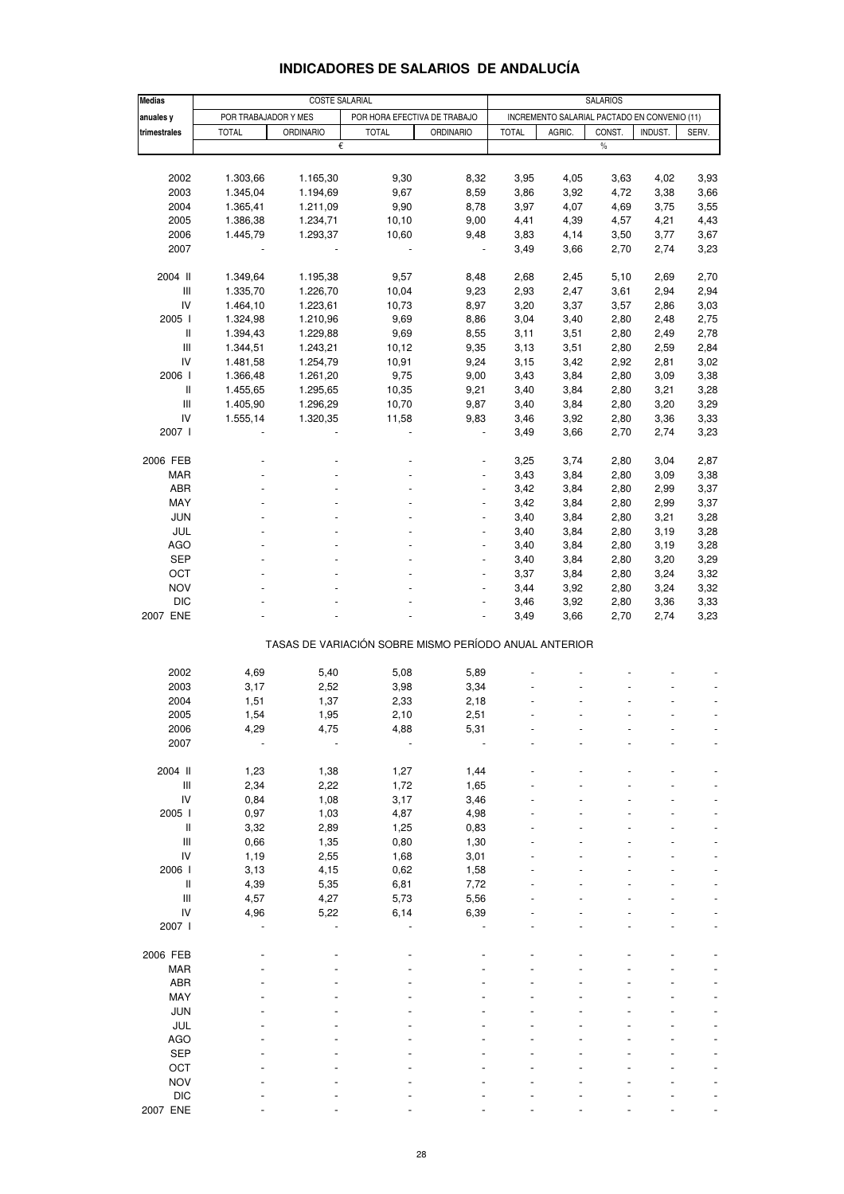## INDICADORES DE SALARIOS DE ANDALUCÍA

| Medias anuales y trimestrales | COSTE SALARIAL | | | | SALARIOS | | | | |
|---|---|---|---|---|---|---|---|---|---|
| | POR TRABAJADOR Y MES | | POR HORA EFECTIVA DE TRABAJO | | INCREMENTO SALARIAL PACTADO EN CONVENIO (11) | | | | |
| | TOTAL | ORDINARIO | TOTAL | ORDINARIO | TOTAL | AGRIC. | CONST. | INDUST. | SERV. |
| | € | | | | % | | | | |
| 2002 | 1.303,66 | 1.165,30 | 9,30 | 8,32 | 3,95 | 4,05 | 3,63 | 4,02 | 3,93 |
| 2003 | 1.345,04 | 1.194,69 | 9,67 | 8,59 | 3,86 | 3,92 | 4,72 | 3,38 | 3,66 |
| 2004 | 1.365,41 | 1.211,09 | 9,90 | 8,78 | 3,97 | 4,07 | 4,69 | 3,75 | 3,55 |
| 2005 | 1.386,38 | 1.234,71 | 10,10 | 9,00 | 4,41 | 4,39 | 4,57 | 4,21 | 4,43 |
| 2006 | 1.445,79 | 1.293,37 | 10,60 | 9,48 | 3,83 | 4,14 | 3,50 | 3,77 | 3,67 |
| 2007 | - | - | - | - | 3,49 | 3,66 | 2,70 | 2,74 | 3,23 |
| 2004 II | 1.349,64 | 1.195,38 | 9,57 | 8,48 | 2,68 | 2,45 | 5,10 | 2,69 | 2,70 |
| III | 1.335,70 | 1.226,70 | 10,04 | 9,23 | 2,93 | 2,47 | 3,61 | 2,94 | 2,94 |
| IV | 1.464,10 | 1.223,61 | 10,73 | 8,97 | 3,20 | 3,37 | 3,57 | 2,86 | 3,03 |
| 2005 I | 1.324,98 | 1.210,96 | 9,69 | 8,86 | 3,04 | 3,40 | 2,80 | 2,48 | 2,75 |
| II | 1.394,43 | 1.229,88 | 9,69 | 8,55 | 3,11 | 3,51 | 2,80 | 2,49 | 2,78 |
| III | 1.344,51 | 1.243,21 | 10,12 | 9,35 | 3,13 | 3,51 | 2,80 | 2,59 | 2,84 |
| IV | 1.481,58 | 1.254,79 | 10,91 | 9,24 | 3,15 | 3,42 | 2,92 | 2,81 | 3,02 |
| 2006 I | 1.366,48 | 1.261,20 | 9,75 | 9,00 | 3,43 | 3,84 | 2,80 | 3,09 | 3,38 |
| II | 1.455,65 | 1.295,65 | 10,35 | 9,21 | 3,40 | 3,84 | 2,80 | 3,21 | 3,28 |
| III | 1.405,90 | 1.296,29 | 10,70 | 9,87 | 3,40 | 3,84 | 2,80 | 3,20 | 3,29 |
| IV | 1.555,14 | 1.320,35 | 11,58 | 9,83 | 3,46 | 3,92 | 2,80 | 3,36 | 3,33 |
| 2007 I | - | - | - | - | 3,49 | 3,66 | 2,70 | 2,74 | 3,23 |
| 2006 FEB | - | - | - | - | 3,25 | 3,74 | 2,80 | 3,04 | 2,87 |
| MAR | - | - | - | - | 3,43 | 3,84 | 2,80 | 3,09 | 3,38 |
| ABR | - | - | - | - | 3,42 | 3,84 | 2,80 | 2,99 | 3,37 |
| MAY | - | - | - | - | 3,42 | 3,84 | 2,80 | 2,99 | 3,37 |
| JUN | - | - | - | - | 3,40 | 3,84 | 2,80 | 3,21 | 3,28 |
| JUL | - | - | - | - | 3,40 | 3,84 | 2,80 | 3,19 | 3,28 |
| AGO | - | - | - | - | 3,40 | 3,84 | 2,80 | 3,19 | 3,28 |
| SEP | - | - | - | - | 3,40 | 3,84 | 2,80 | 3,20 | 3,29 |
| OCT | - | - | - | - | 3,37 | 3,84 | 2,80 | 3,24 | 3,32 |
| NOV | - | - | - | - | 3,44 | 3,92 | 2,80 | 3,24 | 3,32 |
| DIC | - | - | - | - | 3,46 | 3,92 | 2,80 | 3,36 | 3,33 |
| 2007 ENE | - | - | - | - | 3,49 | 3,66 | 2,70 | 2,74 | 3,23 |
| TASAS DE VARIACIÓN SOBRE MISMO PERÍODO ANUAL ANTERIOR | | | | | | | | | |
| 2002 | 4,69 | 5,40 | 5,08 | 5,89 | - | - | - | - | - |
| 2003 | 3,17 | 2,52 | 3,98 | 3,34 | - | - | - | - | - |
| 2004 | 1,51 | 1,37 | 2,33 | 2,18 | - | - | - | - | - |
| 2005 | 1,54 | 1,95 | 2,10 | 2,51 | - | - | - | - | - |
| 2006 | 4,29 | 4,75 | 4,88 | 5,31 | - | - | - | - | - |
| 2007 | - | - | - | - | - | - | - | - | - |
| 2004 II | 1,23 | 1,38 | 1,27 | 1,44 | - | - | - | - | - |
| III | 2,34 | 2,22 | 1,72 | 1,65 | - | - | - | - | - |
| IV | 0,84 | 1,08 | 3,17 | 3,46 | - | - | - | - | - |
| 2005 I | 0,97 | 1,03 | 4,87 | 4,98 | - | - | - | - | - |
| II | 3,32 | 2,89 | 1,25 | 0,83 | - | - | - | - | - |
| III | 0,66 | 1,35 | 0,80 | 1,30 | - | - | - | - | - |
| IV | 1,19 | 2,55 | 1,68 | 3,01 | - | - | - | - | - |
| 2006 I | 3,13 | 4,15 | 0,62 | 1,58 | - | - | - | - | - |
| II | 4,39 | 5,35 | 6,81 | 7,72 | - | - | - | - | - |
| III | 4,57 | 4,27 | 5,73 | 5,56 | - | - | - | - | - |
| IV | 4,96 | 5,22 | 6,14 | 6,39 | - | - | - | - | - |
| 2007 I | - | - | - | - | - | - | - | - | - |
| 2006 FEB | - | - | - | - | - | - | - | - | - |
| MAR | - | - | - | - | - | - | - | - | - |
| ABR | - | - | - | - | - | - | - | - | - |
| MAY | - | - | - | - | - | - | - | - | - |
| JUN | - | - | - | - | - | - | - | - | - |
| JUL | - | - | - | - | - | - | - | - | - |
| AGO | - | - | - | - | - | - | - | - | - |
| SEP | - | - | - | - | - | - | - | - | - |
| OCT | - | - | - | - | - | - | - | - | - |
| NOV | - | - | - | - | - | - | - | - | - |
| DIC | - | - | - | - | - | - | - | - | - |
| 2007 ENE | - | - | - | - | - | - | - | - | - |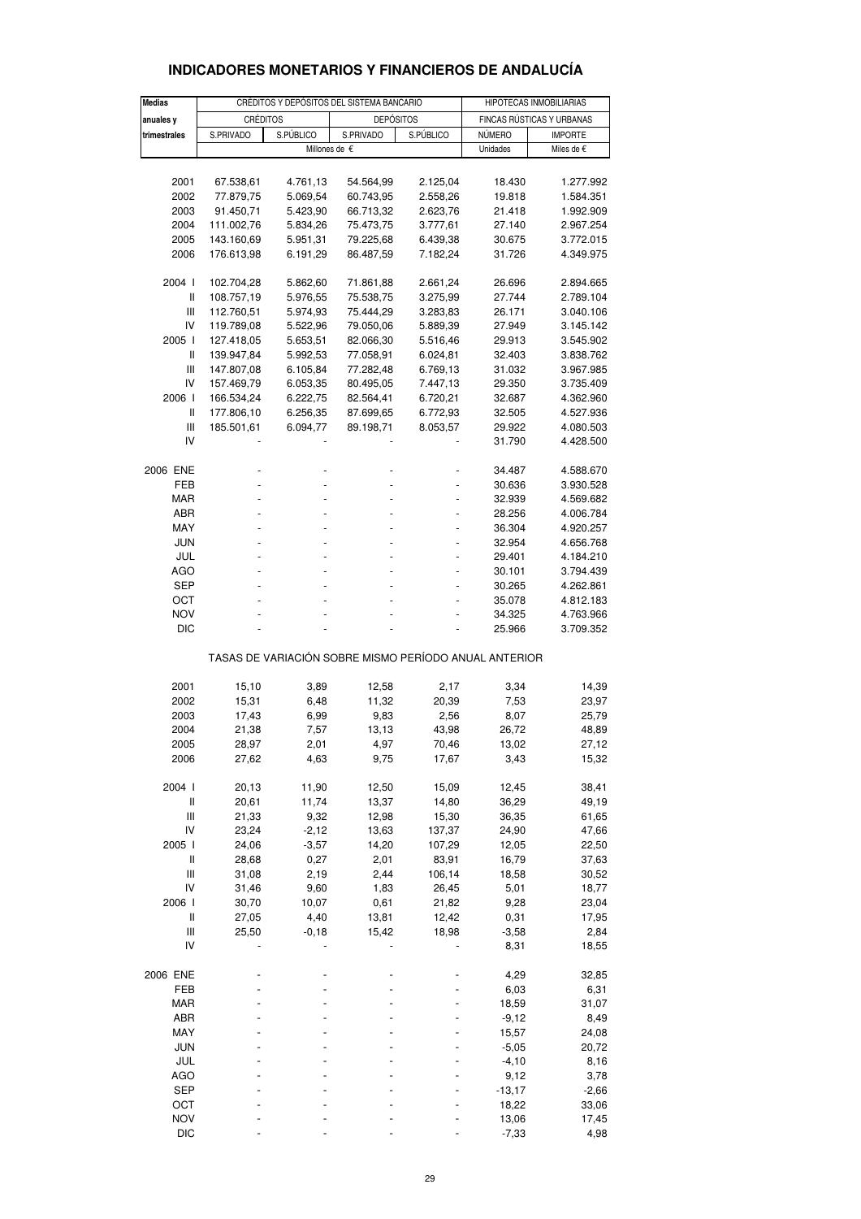# INDICADORES MONETARIOS Y FINANCIEROS DE ANDALUCÍA

| Medias anuales y trimestrales | CRÉDITOS Y DEPÓSITOS DEL SISTEMA BANCARIO | | | | HIPOTECAS INMOBILIARIAS | |
|---|---|---|---|---|---|---|
| | CRÉDITOS | | DEPÓSITOS | | FINCAS RÚSTICAS Y URBANAS | |
| | S.PRIVADO | S.PÚBLICO | S.PRIVADO | S.PÚBLICO | NÚMERO | IMPORTE |
| | Millones de € | | | | Unidades | Miles de € |
| 2001 | 67.538,61 | 4.761,13 | 54.564,99 | 2.125,04 | 18.430 | 1.277.992 |
| 2002 | 77.879,75 | 5.069,54 | 60.743,95 | 2.558,26 | 19.818 | 1.584.351 |
| 2003 | 91.450,71 | 5.423,90 | 66.713,32 | 2.623,76 | 21.418 | 1.992.909 |
| 2004 | 111.002,76 | 5.834,26 | 75.473,75 | 3.777,61 | 27.140 | 2.967.254 |
| 2005 | 143.160,69 | 5.951,31 | 79.225,68 | 6.439,38 | 30.675 | 3.772.015 |
| 2006 | 176.613,98 | 6.191,29 | 86.487,59 | 7.182,24 | 31.726 | 4.349.975 |
| 2004 I | 102.704,28 | 5.862,60 | 71.861,88 | 2.661,24 | 26.696 | 2.894.665 |
| II | 108.757,19 | 5.976,55 | 75.538,75 | 3.275,99 | 27.744 | 2.789.104 |
| III | 112.760,51 | 5.974,93 | 75.444,29 | 3.283,83 | 26.171 | 3.040.106 |
| IV | 119.789,08 | 5.522,96 | 79.050,06 | 5.889,39 | 27.949 | 3.145.142 |
| 2005 I | 127.418,05 | 5.653,51 | 82.066,30 | 5.516,46 | 29.913 | 3.545.902 |
| II | 139.947,84 | 5.992,53 | 77.058,91 | 6.024,81 | 32.403 | 3.838.762 |
| III | 147.807,08 | 6.105,84 | 77.282,48 | 6.769,13 | 31.032 | 3.967.985 |
| IV | 157.469,79 | 6.053,35 | 80.495,05 | 7.447,13 | 29.350 | 3.735.409 |
| 2006 I | 166.534,24 | 6.222,75 | 82.564,41 | 6.720,21 | 32.687 | 4.362.960 |
| II | 177.806,10 | 6.256,35 | 87.699,65 | 6.772,93 | 32.505 | 4.527.936 |
| III | 185.501,61 | 6.094,77 | 89.198,71 | 8.053,57 | 29.922 | 4.080.503 |
| IV | - | - | - | - | 31.790 | 4.428.500 |
| 2006 ENE | - | - | - | - | 34.487 | 4.588.670 |
| FEB | - | - | - | - | 30.636 | 3.930.528 |
| MAR | - | - | - | - | 32.939 | 4.569.682 |
| ABR | - | - | - | - | 28.256 | 4.006.784 |
| MAY | - | - | - | - | 36.304 | 4.920.257 |
| JUN | - | - | - | - | 32.954 | 4.656.768 |
| JUL | - | - | - | - | 29.401 | 4.184.210 |
| AGO | - | - | - | - | 30.101 | 3.794.439 |
| SEP | - | - | - | - | 30.265 | 4.262.861 |
| OCT | - | - | - | - | 35.078 | 4.812.183 |
| NOV | - | - | - | - | 34.325 | 4.763.966 |
| DIC | - | - | - | - | 25.966 | 3.709.352 |
| TASAS DE VARIACIÓN SOBRE MISMO PERÍODO ANUAL ANTERIOR | | | | | | |
| 2001 | 15,10 | 3,89 | 12,58 | 2,17 | 3,34 | 14,39 |
| 2002 | 15,31 | 6,48 | 11,32 | 20,39 | 7,53 | 23,97 |
| 2003 | 17,43 | 6,99 | 9,83 | 2,56 | 8,07 | 25,79 |
| 2004 | 21,38 | 7,57 | 13,13 | 43,98 | 26,72 | 48,89 |
| 2005 | 28,97 | 2,01 | 4,97 | 70,46 | 13,02 | 27,12 |
| 2006 | 27,62 | 4,63 | 9,75 | 17,67 | 3,43 | 15,32 |
| 2004 I | 20,13 | 11,90 | 12,50 | 15,09 | 12,45 | 38,41 |
| II | 20,61 | 11,74 | 13,37 | 14,80 | 36,29 | 49,19 |
| III | 21,33 | 9,32 | 12,98 | 15,30 | 36,35 | 61,65 |
| IV | 23,24 | -2,12 | 13,63 | 137,37 | 24,90 | 47,66 |
| 2005 I | 24,06 | -3,57 | 14,20 | 107,29 | 12,05 | 22,50 |
| II | 28,68 | 0,27 | 2,01 | 83,91 | 16,79 | 37,63 |
| III | 31,08 | 2,19 | 2,44 | 106,14 | 18,58 | 30,52 |
| IV | 31,46 | 9,60 | 1,83 | 26,45 | 5,01 | 18,77 |
| 2006 I | 30,70 | 10,07 | 0,61 | 21,82 | 9,28 | 23,04 |
| II | 27,05 | 4,40 | 13,81 | 12,42 | 0,31 | 17,95 |
| III | 25,50 | -0,18 | 15,42 | 18,98 | -3,58 | 2,84 |
| IV | - | - | - | - | 8,31 | 18,55 |
| 2006 ENE | - | - | - | - | 4,29 | 32,85 |
| FEB | - | - | - | - | 6,03 | 6,31 |
| MAR | - | - | - | - | 18,59 | 31,07 |
| ABR | - | - | - | - | -9,12 | 8,49 |
| MAY | - | - | - | - | 15,57 | 24,08 |
| JUN | - | - | - | - | -5,05 | 20,72 |
| JUL | - | - | - | - | -4,10 | 8,16 |
| AGO | - | - | - | - | 9,12 | 3,78 |
| SEP | - | - | - | - | -13,17 | -2,66 |
| OCT | - | - | - | - | 18,22 | 33,06 |
| NOV | - | - | - | - | 13,06 | 17,45 |
| DIC | - | - | - | - | -7,33 | 4,98 |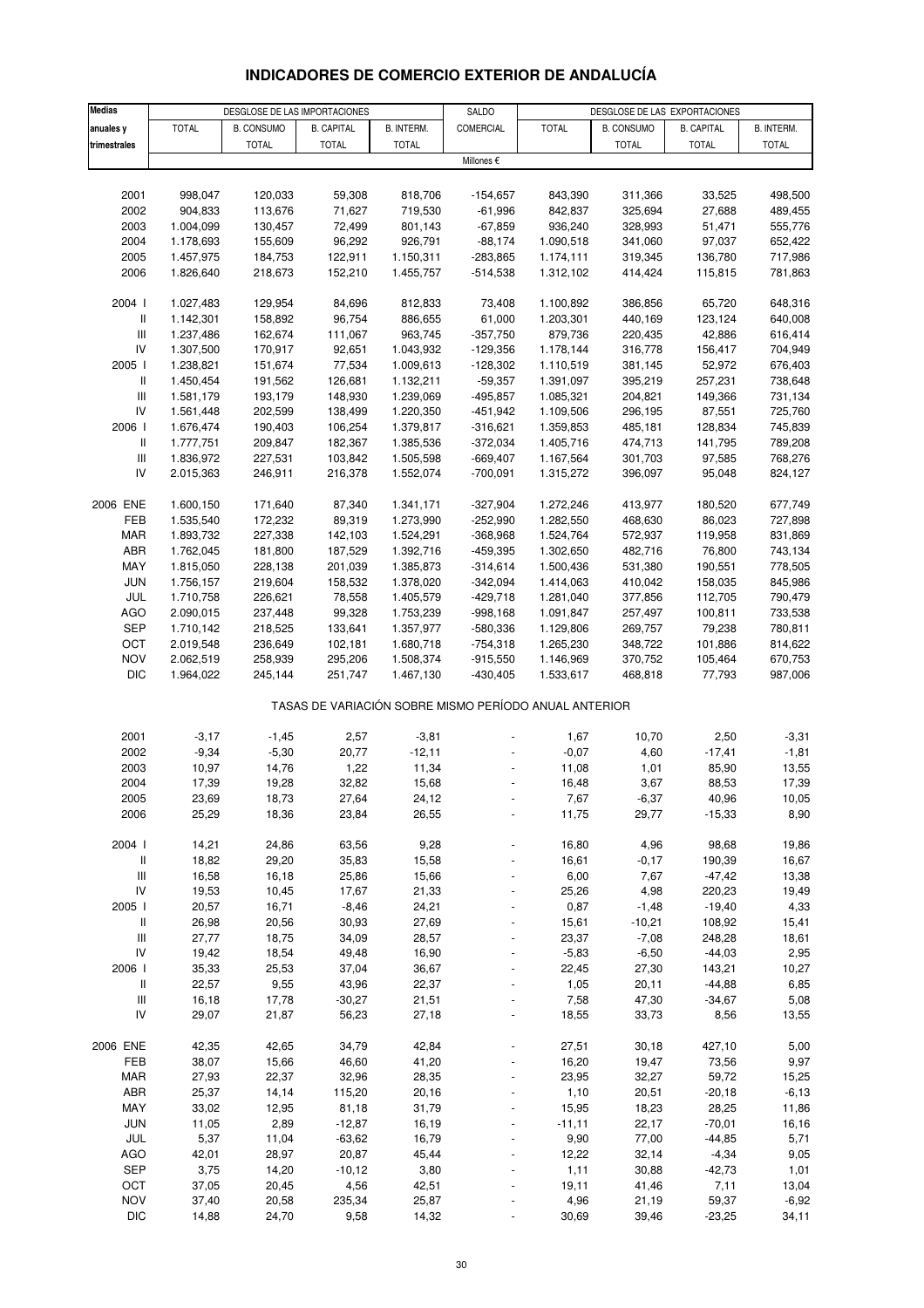# INDICADORES DE COMERCIO EXTERIOR DE ANDALUCÍA

| Medias anuales y trimestrales | DESGLOSE DE LAS IMPORTACIONES | | | | SALDO | DESGLOSE DE LAS EXPORTACIONES | | | |
|---|---|---|---|---|---|---|---|---|---|
| | TOTAL | B. CONSUMO TOTAL | B. CAPITAL TOTAL | B. INTERM. TOTAL | COMERCIAL | TOTAL | B. CONSUMO TOTAL | B. CAPITAL TOTAL | B. INTERM. TOTAL |
| | | | | | Millones € | | | | |
| 2001 | 998,047 | 120,033 | 59,308 | 818,706 | -154,657 | 843,390 | 311,366 | 33,525 | 498,500 |
| 2002 | 904,833 | 113,676 | 71,627 | 719,530 | -61,996 | 842,837 | 325,694 | 27,688 | 489,455 |
| 2003 | 1.004,099 | 130,457 | 72,499 | 801,143 | -67,859 | 936,240 | 328,993 | 51,471 | 555,776 |
| 2004 | 1.178,693 | 155,609 | 96,292 | 926,791 | -88,174 | 1.090,518 | 341,060 | 97,037 | 652,422 |
| 2005 | 1.457,975 | 184,753 | 122,911 | 1.150,311 | -283,865 | 1.174,111 | 319,345 | 136,780 | 717,986 |
| 2006 | 1.826,640 | 218,673 | 152,210 | 1.455,757 | -514,538 | 1.312,102 | 414,424 | 115,815 | 781,863 |
| 2004 I | 1.027,483 | 129,954 | 84,696 | 812,833 | 73,408 | 1.100,892 | 386,856 | 65,720 | 648,316 |
| II | 1.142,301 | 158,892 | 96,754 | 886,655 | 61,000 | 1.203,301 | 440,169 | 123,124 | 640,008 |
| III | 1.237,486 | 162,674 | 111,067 | 963,745 | -357,750 | 879,736 | 220,435 | 42,886 | 616,414 |
| IV | 1.307,500 | 170,917 | 92,651 | 1.043,932 | -129,356 | 1.178,144 | 316,778 | 156,417 | 704,949 |
| 2005 I | 1.238,821 | 151,674 | 77,534 | 1.009,613 | -128,302 | 1.110,519 | 381,145 | 52,972 | 676,403 |
| II | 1.450,454 | 191,562 | 126,681 | 1.132,211 | -59,357 | 1.391,097 | 395,219 | 257,231 | 738,648 |
| III | 1.581,179 | 193,179 | 148,930 | 1.239,069 | -495,857 | 1.085,321 | 204,821 | 149,366 | 731,134 |
| IV | 1.561,448 | 202,599 | 138,499 | 1.220,350 | -451,942 | 1.109,506 | 296,195 | 87,551 | 725,760 |
| 2006 I | 1.676,474 | 190,403 | 106,254 | 1.379,817 | -316,621 | 1.359,853 | 485,181 | 128,834 | 745,839 |
| II | 1.777,751 | 209,847 | 182,367 | 1.385,536 | -372,034 | 1.405,716 | 474,713 | 141,795 | 789,208 |
| III | 1.836,972 | 227,531 | 103,842 | 1.505,598 | -669,407 | 1.167,564 | 301,703 | 97,585 | 768,276 |
| IV | 2.015,363 | 246,911 | 216,378 | 1.552,074 | -700,091 | 1.315,272 | 396,097 | 95,048 | 824,127 |
| 2006 ENE | 1.600,150 | 171,640 | 87,340 | 1.341,171 | -327,904 | 1.272,246 | 413,977 | 180,520 | 677,749 |
| FEB | 1.535,540 | 172,232 | 89,319 | 1.273,990 | -252,990 | 1.282,550 | 468,630 | 86,023 | 727,898 |
| MAR | 1.893,732 | 227,338 | 142,103 | 1.524,291 | -368,968 | 1.524,764 | 572,937 | 119,958 | 831,869 |
| ABR | 1.762,045 | 181,800 | 187,529 | 1.392,716 | -459,395 | 1.302,650 | 482,716 | 76,800 | 743,134 |
| MAY | 1.815,050 | 228,138 | 201,039 | 1.385,873 | -314,614 | 1.500,436 | 531,380 | 190,551 | 778,505 |
| JUN | 1.756,157 | 219,604 | 158,532 | 1.378,020 | -342,094 | 1.414,063 | 410,042 | 158,035 | 845,986 |
| JUL | 1.710,758 | 226,621 | 78,558 | 1.405,579 | -429,718 | 1.281,040 | 377,856 | 112,705 | 790,479 |
| AGO | 2.090,015 | 237,448 | 99,328 | 1.753,239 | -998,168 | 1.091,847 | 257,497 | 100,811 | 733,538 |
| SEP | 1.710,142 | 218,525 | 133,641 | 1.357,977 | -580,336 | 1.129,806 | 269,757 | 79,238 | 780,811 |
| OCT | 2.019,548 | 236,649 | 102,181 | 1.680,718 | -754,318 | 1.265,230 | 348,722 | 101,886 | 814,622 |
| NOV | 2.062,519 | 258,939 | 295,206 | 1.508,374 | -915,550 | 1.146,969 | 370,752 | 105,464 | 670,753 |
| DIC | 1.964,022 | 245,144 | 251,747 | 1.467,130 | -430,405 | 1.533,617 | 468,818 | 77,793 | 987,006 |
| | TASAS DE VARIACIÓN SOBRE MISMO PERÍODO ANUAL ANTERIOR | | | | | | | | |
| 2001 | -3,17 | -1,45 | 2,57 | -3,81 | - | 1,67 | 10,70 | 2,50 | -3,31 |
| 2002 | -9,34 | -5,30 | 20,77 | -12,11 | - | -0,07 | 4,60 | -17,41 | -1,81 |
| 2003 | 10,97 | 14,76 | 1,22 | 11,34 | - | 11,08 | 1,01 | 85,90 | 13,55 |
| 2004 | 17,39 | 19,28 | 32,82 | 15,68 | - | 16,48 | 3,67 | 88,53 | 17,39 |
| 2005 | 23,69 | 18,73 | 27,64 | 24,12 | - | 7,67 | -6,37 | 40,96 | 10,05 |
| 2006 | 25,29 | 18,36 | 23,84 | 26,55 | - | 11,75 | 29,77 | -15,33 | 8,90 |
| 2004 I | 14,21 | 24,86 | 63,56 | 9,28 | - | 16,80 | 4,96 | 98,68 | 19,86 |
| II | 18,82 | 29,20 | 35,83 | 15,58 | - | 16,61 | -0,17 | 190,39 | 16,67 |
| III | 16,58 | 16,18 | 25,86 | 15,66 | - | 6,00 | 7,67 | -47,42 | 13,38 |
| IV | 19,53 | 10,45 | 17,67 | 21,33 | - | 25,26 | 4,98 | 220,23 | 19,49 |
| 2005 I | 20,57 | 16,71 | -8,46 | 24,21 | - | 0,87 | -1,48 | -19,40 | 4,33 |
| II | 26,98 | 20,56 | 30,93 | 27,69 | - | 15,61 | -10,21 | 108,92 | 15,41 |
| III | 27,77 | 18,75 | 34,09 | 28,57 | - | 23,37 | -7,08 | 248,28 | 18,61 |
| IV | 19,42 | 18,54 | 49,48 | 16,90 | - | -5,83 | -6,50 | -44,03 | 2,95 |
| 2006 I | 35,33 | 25,53 | 37,04 | 36,67 | - | 22,45 | 27,30 | 143,21 | 10,27 |
| II | 22,57 | 9,55 | 43,96 | 22,37 | - | 1,05 | 20,11 | -44,88 | 6,85 |
| III | 16,18 | 17,78 | -30,27 | 21,51 | - | 7,58 | 47,30 | -34,67 | 5,08 |
| IV | 29,07 | 21,87 | 56,23 | 27,18 | - | 18,55 | 33,73 | 8,56 | 13,55 |
| 2006 ENE | 42,35 | 42,65 | 34,79 | 42,84 | - | 27,51 | 30,18 | 427,10 | 5,00 |
| FEB | 38,07 | 15,66 | 46,60 | 41,20 | - | 16,20 | 19,47 | 73,56 | 9,97 |
| MAR | 27,93 | 22,37 | 32,96 | 28,35 | - | 23,95 | 32,27 | 59,72 | 15,25 |
| ABR | 25,37 | 14,14 | 115,20 | 20,16 | - | 1,10 | 20,51 | -20,18 | -6,13 |
| MAY | 33,02 | 12,95 | 81,18 | 31,79 | - | 15,95 | 18,23 | 28,25 | 11,86 |
| JUN | 11,05 | 2,89 | -12,87 | 16,19 | - | -11,11 | 22,17 | -70,01 | 16,16 |
| JUL | 5,37 | 11,04 | -63,62 | 16,79 | - | 9,90 | 77,00 | -44,85 | 5,71 |
| AGO | 42,01 | 28,97 | 20,87 | 45,44 | - | 12,22 | 32,14 | -4,34 | 9,05 |
| SEP | 3,75 | 14,20 | -10,12 | 3,80 | - | 1,11 | 30,88 | -42,73 | 1,01 |
| OCT | 37,05 | 20,45 | 4,56 | 42,51 | - | 19,11 | 41,46 | 7,11 | 13,04 |
| NOV | 37,40 | 20,58 | 235,34 | 25,87 | - | 4,96 | 21,19 | 59,37 | -6,92 |
| DIC | 14,88 | 24,70 | 9,58 | 14,32 | - | 30,69 | 39,46 | -23,25 | 34,11 |